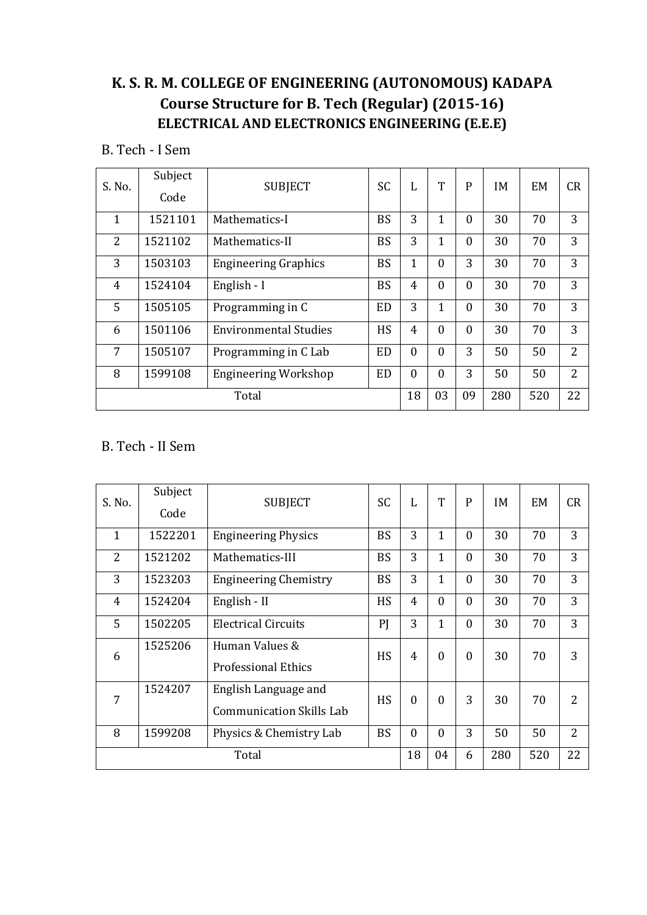# K. S. R. M. COLLEGE OF ENGINEERING (AUTONOMOUS) KADAPA

## Course Structure for B. Tech (Regular) (2015-16)

### ELECTRICAL AND ELECTRONICS ENGINEERING (E.E.E)

B. Tech - I Sem

| S. No. | Subject Code | SUBJECT | SC | L | T | P | IM | EM | CR |
|---|---|---|---|---|---|---|---|---|---|
| 1 | 1521101 | Mathematics-I | BS | 3 | 1 | 0 | 30 | 70 | 3 |
| 2 | 1521102 | Mathematics-II | BS | 3 | 1 | 0 | 30 | 70 | 3 |
| 3 | 1503103 | Engineering Graphics | BS | 1 | 0 | 3 | 30 | 70 | 3 |
| 4 | 1524104 | English - I | BS | 4 | 0 | 0 | 30 | 70 | 3 |
| 5 | 1505105 | Programming in C | ED | 3 | 1 | 0 | 30 | 70 | 3 |
| 6 | 1501106 | Environmental Studies | HS | 4 | 0 | 0 | 30 | 70 | 3 |
| 7 | 1505107 | Programming in C Lab | ED | 0 | 0 | 3 | 50 | 50 | 2 |
| 8 | 1599108 | Engineering Workshop | ED | 0 | 0 | 3 | 50 | 50 | 2 |
| Total | | | | 18 | 03 | 09 | 280 | 520 | 22 |

B. Tech - II Sem

| S. No. | Subject Code | SUBJECT | SC | L | T | P | IM | EM | CR |
|---|---|---|---|---|---|---|---|---|---|
| 1 | 1522201 | Engineering Physics | BS | 3 | 1 | 0 | 30 | 70 | 3 |
| 2 | 1521202 | Mathematics-III | BS | 3 | 1 | 0 | 30 | 70 | 3 |
| 3 | 1523203 | Engineering Chemistry | BS | 3 | 1 | 0 | 30 | 70 | 3 |
| 4 | 1524204 | English - II | HS | 4 | 0 | 0 | 30 | 70 | 3 |
| 5 | 1502205 | Electrical Circuits | PJ | 3 | 1 | 0 | 30 | 70 | 3 |
| 6 | 1525206 | Human Values & Professional Ethics | HS | 4 | 0 | 0 | 30 | 70 | 3 |
| 7 | 1524207 | English Language and Communication Skills Lab | HS | 0 | 0 | 3 | 30 | 70 | 2 |
| 8 | 1599208 | Physics & Chemistry Lab | BS | 0 | 0 | 3 | 50 | 50 | 2 |
| Total | | | | 18 | 04 | 6 | 280 | 520 | 22 |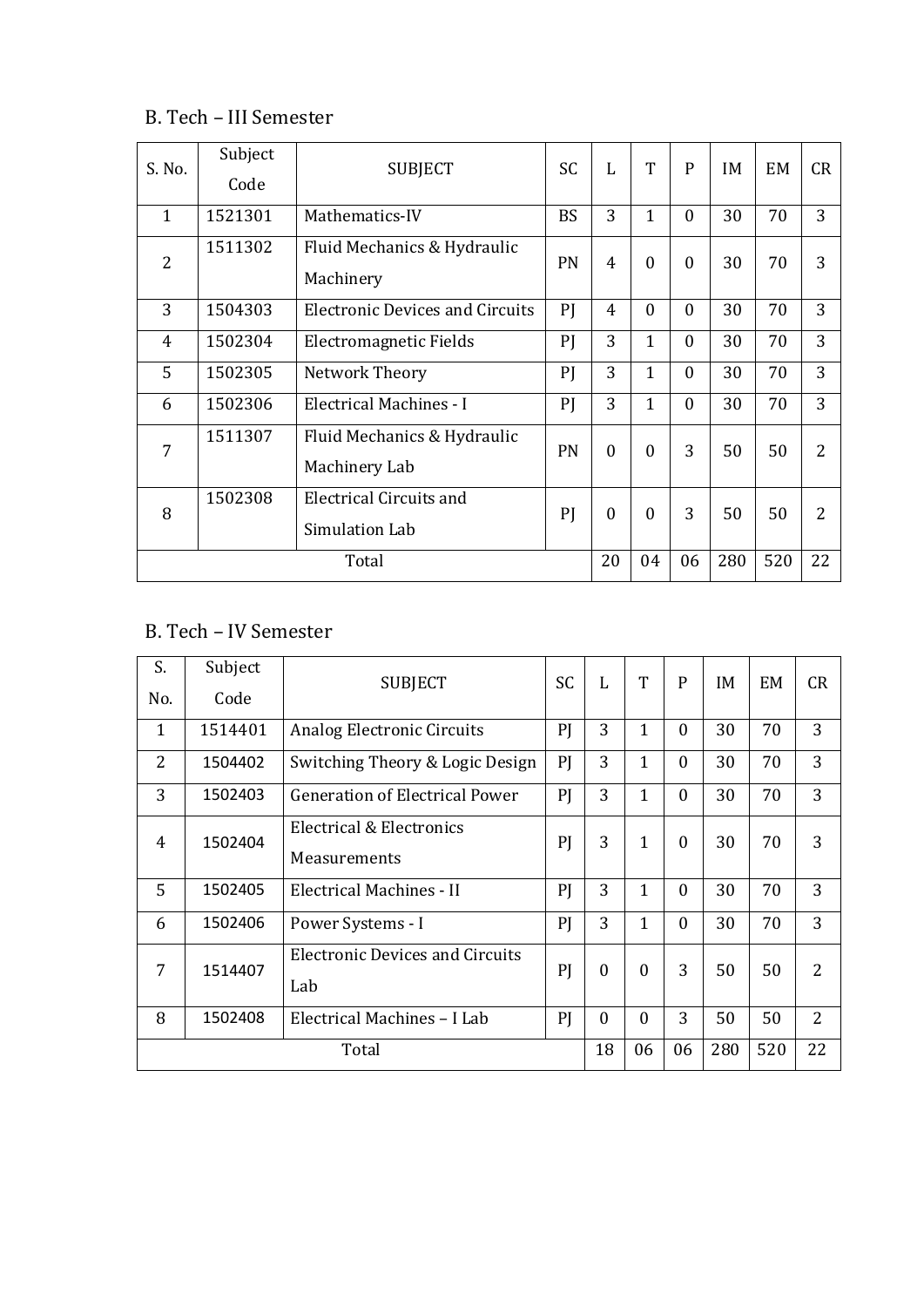## B. Tech – III Semester

| S. No. | Subject Code | SUBJECT | SC | L | T | P | IM | EM | CR |
|---|---|---|---|---|---|---|---|---|---|
| 1 | 1521301 | Mathematics-IV | BS | 3 | 1 | 0 | 30 | 70 | 3 |
| 2 | 1511302 | Fluid Mechanics & Hydraulic Machinery | PN | 4 | 0 | 0 | 30 | 70 | 3 |
| 3 | 1504303 | Electronic Devices and Circuits | PJ | 4 | 0 | 0 | 30 | 70 | 3 |
| 4 | 1502304 | Electromagnetic Fields | PJ | 3 | 1 | 0 | 30 | 70 | 3 |
| 5 | 1502305 | Network Theory | PJ | 3 | 1 | 0 | 30 | 70 | 3 |
| 6 | 1502306 | Electrical Machines - I | PJ | 3 | 1 | 0 | 30 | 70 | 3 |
| 7 | 1511307 | Fluid Mechanics & Hydraulic Machinery Lab | PN | 0 | 0 | 3 | 50 | 50 | 2 |
| 8 | 1502308 | Electrical Circuits and Simulation Lab | PJ | 0 | 0 | 3 | 50 | 50 | 2 |
| Total | | | | 20 | 04 | 06 | 280 | 520 | 22 |

## B. Tech – IV Semester

| S. No. | Subject Code | SUBJECT | SC | L | T | P | IM | EM | CR |
|---|---|---|---|---|---|---|---|---|---|
| 1 | 1514401 | Analog Electronic Circuits | PJ | 3 | 1 | 0 | 30 | 70 | 3 |
| 2 | 1504402 | Switching Theory & Logic Design | PJ | 3 | 1 | 0 | 30 | 70 | 3 |
| 3 | 1502403 | Generation of Electrical Power | PJ | 3 | 1 | 0 | 30 | 70 | 3 |
| 4 | 1502404 | Electrical & Electronics Measurements | PJ | 3 | 1 | 0 | 30 | 70 | 3 |
| 5 | 1502405 | Electrical Machines - II | PJ | 3 | 1 | 0 | 30 | 70 | 3 |
| 6 | 1502406 | Power Systems - I | PJ | 3 | 1 | 0 | 30 | 70 | 3 |
| 7 | 1514407 | Electronic Devices and Circuits Lab | PJ | 0 | 0 | 3 | 50 | 50 | 2 |
| 8 | 1502408 | Electrical Machines – I Lab | PJ | 0 | 0 | 3 | 50 | 50 | 2 |
| Total | | | | 18 | 06 | 06 | 280 | 520 | 22 |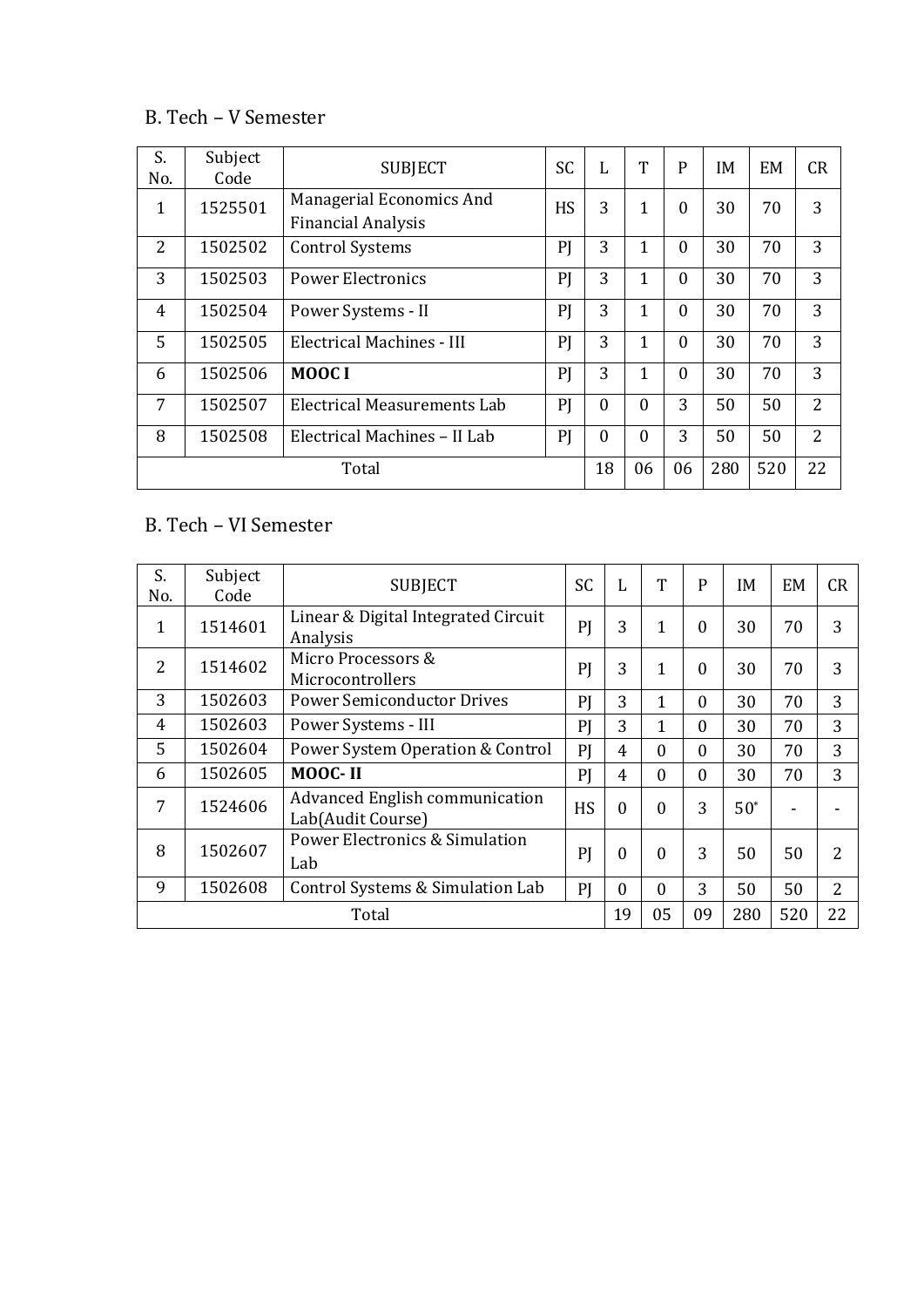## B. Tech – V Semester

| S. No. | Subject Code | SUBJECT | SC | L | T | P | IM | EM | CR |
|---|---|---|---|---|---|---|---|---|---|
| 1 | 1525501 | Managerial Economics And Financial Analysis | HS | 3 | 1 | 0 | 30 | 70 | 3 |
| 2 | 1502502 | Control Systems | PJ | 3 | 1 | 0 | 30 | 70 | 3 |
| 3 | 1502503 | Power Electronics | PJ | 3 | 1 | 0 | 30 | 70 | 3 |
| 4 | 1502504 | Power Systems - II | PJ | 3 | 1 | 0 | 30 | 70 | 3 |
| 5 | 1502505 | Electrical Machines - III | PJ | 3 | 1 | 0 | 30 | 70 | 3 |
| 6 | 1502506 | **MOOC I** | PJ | 3 | 1 | 0 | 30 | 70 | 3 |
| 7 | 1502507 | Electrical Measurements Lab | PJ | 0 | 0 | 3 | 50 | 50 | 2 |
| 8 | 1502508 | Electrical Machines – II Lab | PJ | 0 | 0 | 3 | 50 | 50 | 2 |
| Total | | | | 18 | 06 | 06 | 280 | 520 | 22 |

## B. Tech – VI Semester

| S. No. | Subject Code | SUBJECT | SC | L | T | P | IM | EM | CR |
|---|---|---|---|---|---|---|---|---|---|
| 1 | 1514601 | Linear & Digital Integrated Circuit Analysis | PJ | 3 | 1 | 0 | 30 | 70 | 3 |
| 2 | 1514602 | Micro Processors & Microcontrollers | PJ | 3 | 1 | 0 | 30 | 70 | 3 |
| 3 | 1502603 | Power Semiconductor Drives | PJ | 3 | 1 | 0 | 30 | 70 | 3 |
| 4 | 1502603 | Power Systems - III | PJ | 3 | 1 | 0 | 30 | 70 | 3 |
| 5 | 1502604 | Power System Operation & Control | PJ | 4 | 0 | 0 | 30 | 70 | 3 |
| 6 | 1502605 | **MOOC- II** | PJ | 4 | 0 | 0 | 30 | 70 | 3 |
| 7 | 1524606 | Advanced English communication Lab(Audit Course) | HS | 0 | 0 | 3 | 50* | - | - |
| 8 | 1502607 | Power Electronics & Simulation Lab | PJ | 0 | 0 | 3 | 50 | 50 | 2 |
| 9 | 1502608 | Control Systems & Simulation Lab | PJ | 0 | 0 | 3 | 50 | 50 | 2 |
| Total | | | | 19 | 05 | 09 | 280 | 520 | 22 |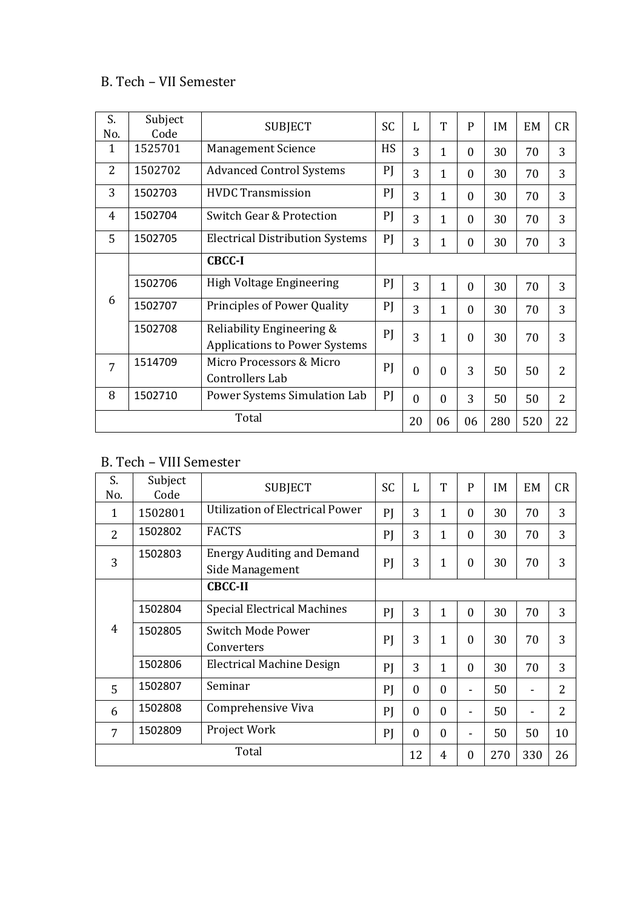## B. Tech – VII Semester

| S. No. | Subject Code | SUBJECT | SC | L | T | P | IM | EM | CR |
|---|---|---|---|---|---|---|---|---|---|
| 1 | 1525701 | Management Science | HS | 3 | 1 | 0 | 30 | 70 | 3 |
| 2 | 1502702 | Advanced Control Systems | PJ | 3 | 1 | 0 | 30 | 70 | 3 |
| 3 | 1502703 | HVDC Transmission | PJ | 3 | 1 | 0 | 30 | 70 | 3 |
| 4 | 1502704 | Switch Gear & Protection | PJ | 3 | 1 | 0 | 30 | 70 | 3 |
| 5 | 1502705 | Electrical Distribution Systems | PJ | 3 | 1 | 0 | 30 | 70 | 3 |
| 6 | | **CBCC-I** | | | | | | | |
| | 1502706 | High Voltage Engineering | PJ | 3 | 1 | 0 | 30 | 70 | 3 |
| | 1502707 | Principles of Power Quality | PJ | 3 | 1 | 0 | 30 | 70 | 3 |
| | 1502708 | Reliability Engineering & Applications to Power Systems | PJ | 3 | 1 | 0 | 30 | 70 | 3 |
| 7 | 1514709 | Micro Processors & Micro Controllers Lab | PJ | 0 | 0 | 3 | 50 | 50 | 2 |
| 8 | 1502710 | Power Systems Simulation Lab | PJ | 0 | 0 | 3 | 50 | 50 | 2 |
| | | Total | | 20 | 06 | 06 | 280 | 520 | 22 |

## B. Tech – VIII Semester

| S. No. | Subject Code | SUBJECT | SC | L | T | P | IM | EM | CR |
|---|---|---|---|---|---|---|---|---|---|
| 1 | 1502801 | Utilization of Electrical Power | PJ | 3 | 1 | 0 | 30 | 70 | 3 |
| 2 | 1502802 | FACTS | PJ | 3 | 1 | 0 | 30 | 70 | 3 |
| 3 | 1502803 | Energy Auditing and Demand Side Management | PJ | 3 | 1 | 0 | 30 | 70 | 3 |
| 4 | | **CBCC-II** | | | | | | | |
| | 1502804 | Special Electrical Machines | PJ | 3 | 1 | 0 | 30 | 70 | 3 |
| | 1502805 | Switch Mode Power Converters | PJ | 3 | 1 | 0 | 30 | 70 | 3 |
| | 1502806 | Electrical Machine Design | PJ | 3 | 1 | 0 | 30 | 70 | 3 |
| 5 | 1502807 | Seminar | PJ | 0 | 0 | - | 50 | - | 2 |
| 6 | 1502808 | Comprehensive Viva | PJ | 0 | 0 | - | 50 | - | 2 |
| 7 | 1502809 | Project Work | PJ | 0 | 0 | - | 50 | 50 | 10 |
| | | Total | | 12 | 4 | 0 | 270 | 330 | 26 |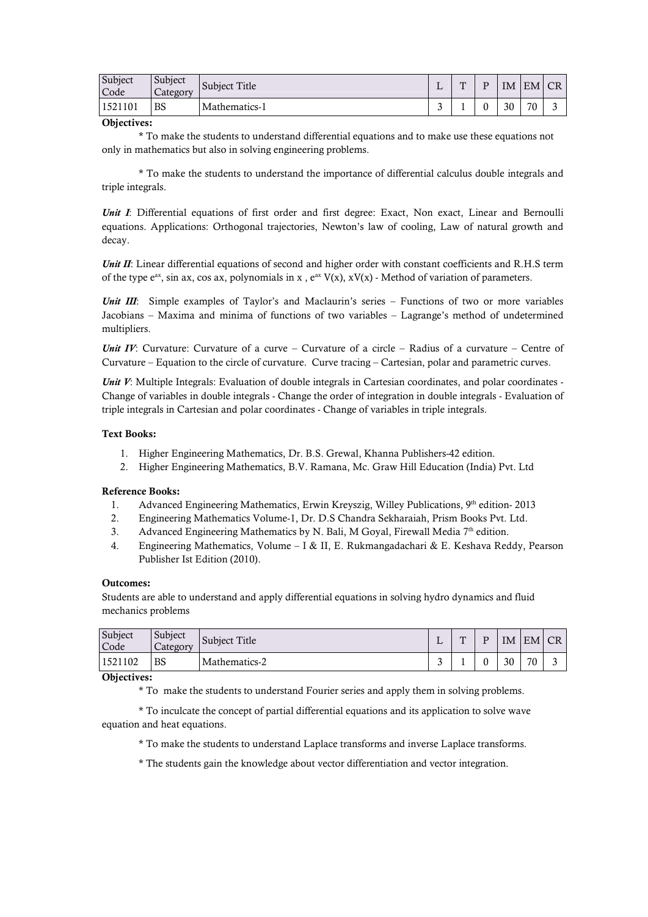| Subject Code | Subject Category | Subject Title | L | T | P | IM | EM | CR |
|---|---|---|---|---|---|---|---|---|
| 1521101 | BS | Mathematics-1 | 3 | 1 | 0 | 30 | 70 | 3 |

**Objectives:**

* To make the students to understand differential equations and to make use these equations not only in mathematics but also in solving engineering problems.

* To make the students to understand the importance of differential calculus double integrals and triple integrals.

***Unit I***: Differential equations of first order and first degree: Exact, Non exact, Linear and Bernoulli equations. Applications: Orthogonal trajectories, Newton's law of cooling, Law of natural growth and decay.

***Unit II***: Linear differential equations of second and higher order with constant coefficients and R.H.S term of the type $e^{ax}$, sin ax, cos ax, polynomials in x , $e^{ax}$ V(x), xV(x) - Method of variation of parameters.

***Unit III***: Simple examples of Taylor's and Maclaurin's series – Functions of two or more variables Jacobians – Maxima and minima of functions of two variables – Lagrange's method of undetermined multipliers.

***Unit IV***: Curvature: Curvature of a curve – Curvature of a circle – Radius of a curvature – Centre of Curvature – Equation to the circle of curvature. Curve tracing – Cartesian, polar and parametric curves.

***Unit V***: Multiple Integrals: Evaluation of double integrals in Cartesian coordinates, and polar coordinates - Change of variables in double integrals - Change the order of integration in double integrals - Evaluation of triple integrals in Cartesian and polar coordinates - Change of variables in triple integrals.

**Text Books:**

1. Higher Engineering Mathematics, Dr. B.S. Grewal, Khanna Publishers-42 edition.
2. Higher Engineering Mathematics, B.V. Ramana, Mc. Graw Hill Education (India) Pvt. Ltd

**Reference Books:**

1. Advanced Engineering Mathematics, Erwin Kreyszig, Willey Publications, 9th edition- 2013
2. Engineering Mathematics Volume-1, Dr. D.S Chandra Sekharaiah, Prism Books Pvt. Ltd.
3. Advanced Engineering Mathematics by N. Bali, M Goyal, Firewall Media 7th edition.
4. Engineering Mathematics, Volume – I & II, E. Rukmangadachari & E. Keshava Reddy, Pearson Publisher Ist Edition (2010).

**Outcomes:**

Students are able to understand and apply differential equations in solving hydro dynamics and fluid mechanics problems

| Subject Code | Subject Category | Subject Title | L | T | P | IM | EM | CR |
|---|---|---|---|---|---|---|---|---|
| 1521102 | BS | Mathematics-2 | 3 | 1 | 0 | 30 | 70 | 3 |

**Objectives:**

* To make the students to understand Fourier series and apply them in solving problems.

* To inculcate the concept of partial differential equations and its application to solve wave equation and heat equations.

* To make the students to understand Laplace transforms and inverse Laplace transforms.

* The students gain the knowledge about vector differentiation and vector integration.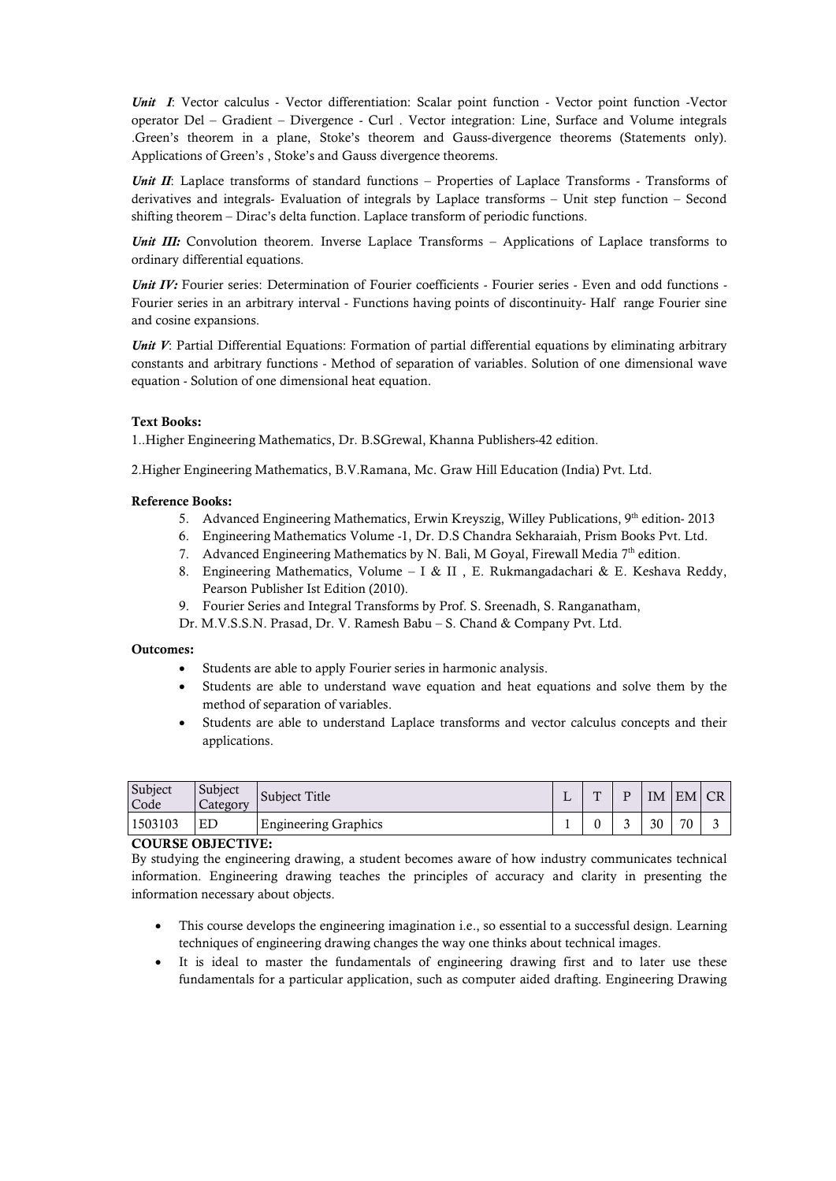***Unit I***: Vector calculus - Vector differentiation: Scalar point function - Vector point function -Vector operator Del – Gradient – Divergence - Curl . Vector integration: Line, Surface and Volume integrals .Green's theorem in a plane, Stoke's theorem and Gauss-divergence theorems (Statements only). Applications of Green's , Stoke's and Gauss divergence theorems.

***Unit II***: Laplace transforms of standard functions – Properties of Laplace Transforms - Transforms of derivatives and integrals- Evaluation of integrals by Laplace transforms – Unit step function – Second shifting theorem – Dirac's delta function. Laplace transform of periodic functions.

***Unit III:*** Convolution theorem. Inverse Laplace Transforms – Applications of Laplace transforms to ordinary differential equations.

***Unit IV:*** Fourier series: Determination of Fourier coefficients - Fourier series - Even and odd functions - Fourier series in an arbitrary interval - Functions having points of discontinuity- Half range Fourier sine and cosine expansions.

***Unit V***: Partial Differential Equations: Formation of partial differential equations by eliminating arbitrary constants and arbitrary functions - Method of separation of variables. Solution of one dimensional wave equation - Solution of one dimensional heat equation.

**Text Books:**

1..Higher Engineering Mathematics, Dr. B.SGrewal, Khanna Publishers-42 edition.

2.Higher Engineering Mathematics, B.V.Ramana, Mc. Graw Hill Education (India) Pvt. Ltd.

**Reference Books:**

5. Advanced Engineering Mathematics, Erwin Kreyszig, Willey Publications, 9th edition- 2013
6. Engineering Mathematics Volume -1, Dr. D.S Chandra Sekharaiah, Prism Books Pvt. Ltd.
7. Advanced Engineering Mathematics by N. Bali, M Goyal, Firewall Media 7th edition.
8. Engineering Mathematics, Volume – I & II , E. Rukmangadachari & E. Keshava Reddy, Pearson Publisher Ist Edition (2010).
9. Fourier Series and Integral Transforms by Prof. S. Sreenadh, S. Ranganatham,

Dr. M.V.S.S.N. Prasad, Dr. V. Ramesh Babu – S. Chand & Company Pvt. Ltd.

**Outcomes:**

- Students are able to apply Fourier series in harmonic analysis.
- Students are able to understand wave equation and heat equations and solve them by the method of separation of variables.
- Students are able to understand Laplace transforms and vector calculus concepts and their applications.

| Subject Code | Subject Category | Subject Title | L | T | P | IM | EM | CR |
|---|---|---|---|---|---|---|---|---|
| 1503103 | ED | Engineering Graphics | 1 | 0 | 3 | 30 | 70 | 3 |

**COURSE OBJECTIVE:**

By studying the engineering drawing, a student becomes aware of how industry communicates technical information. Engineering drawing teaches the principles of accuracy and clarity in presenting the information necessary about objects.

- This course develops the engineering imagination i.e., so essential to a successful design. Learning techniques of engineering drawing changes the way one thinks about technical images.
- It is ideal to master the fundamentals of engineering drawing first and to later use these fundamentals for a particular application, such as computer aided drafting. Engineering Drawing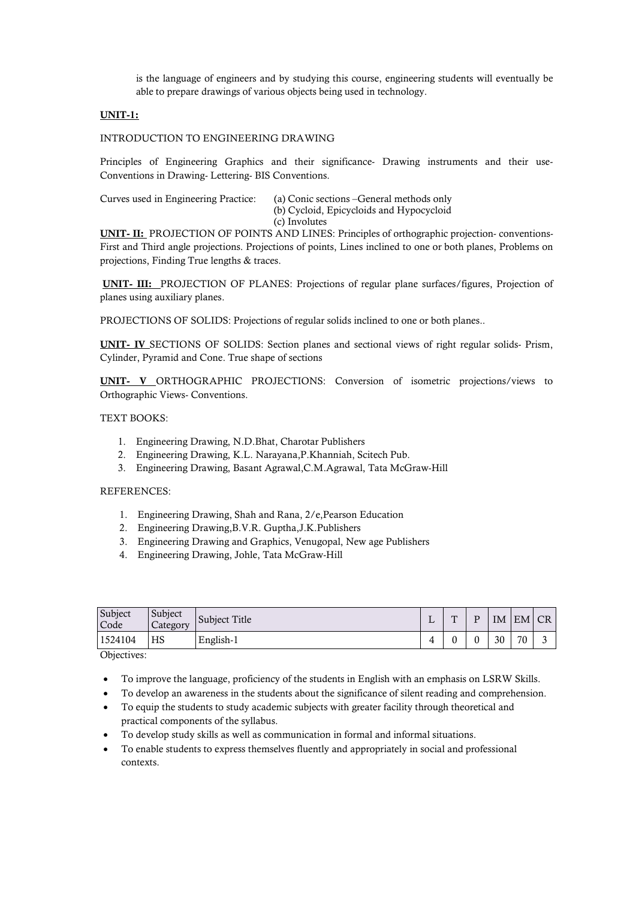is the language of engineers and by studying this course, engineering students will eventually be able to prepare drawings of various objects being used in technology.

**UNIT-1:**

INTRODUCTION TO ENGINEERING DRAWING

Principles of Engineering Graphics and their significance- Drawing instruments and their use- Conventions in Drawing- Lettering- BIS Conventions.

Curves used in Engineering Practice:
(a) Conic sections –General methods only
(b) Cycloid, Epicycloids and Hypocycloid
(c) Involutes

**UNIT- II:** PROJECTION OF POINTS AND LINES: Principles of orthographic projection- conventions- First and Third angle projections. Projections of points, Lines inclined to one or both planes, Problems on projections, Finding True lengths & traces.

**UNIT- III:** PROJECTION OF PLANES: Projections of regular plane surfaces/figures, Projection of planes using auxiliary planes.

PROJECTIONS OF SOLIDS: Projections of regular solids inclined to one or both planes..

**UNIT- IV** SECTIONS OF SOLIDS: Section planes and sectional views of right regular solids- Prism, Cylinder, Pyramid and Cone. True shape of sections

**UNIT- V** ORTHOGRAPHIC PROJECTIONS: Conversion of isometric projections/views to Orthographic Views- Conventions.

TEXT BOOKS:

1. Engineering Drawing, N.D.Bhat, Charotar Publishers
2. Engineering Drawing, K.L. Narayana,P.Khanniah, Scitech Pub.
3. Engineering Drawing, Basant Agrawal,C.M.Agrawal, Tata McGraw-Hill

REFERENCES:

1. Engineering Drawing, Shah and Rana, 2/e,Pearson Education
2. Engineering Drawing,B.V.R. Guptha,J.K.Publishers
3. Engineering Drawing and Graphics, Venugopal, New age Publishers
4. Engineering Drawing, Johle, Tata McGraw-Hill

| Subject Code | Subject Category | Subject Title | L | T | P | IM | EM | CR |
|---|---|---|---|---|---|---|---|---|
| 1524104 | HS | English-1 | 4 | 0 | 0 | 30 | 70 | 3 |

Objectives:

- To improve the language, proficiency of the students in English with an emphasis on LSRW Skills.
- To develop an awareness in the students about the significance of silent reading and comprehension.
- To equip the students to study academic subjects with greater facility through theoretical and practical components of the syllabus.
- To develop study skills as well as communication in formal and informal situations.
- To enable students to express themselves fluently and appropriately in social and professional contexts.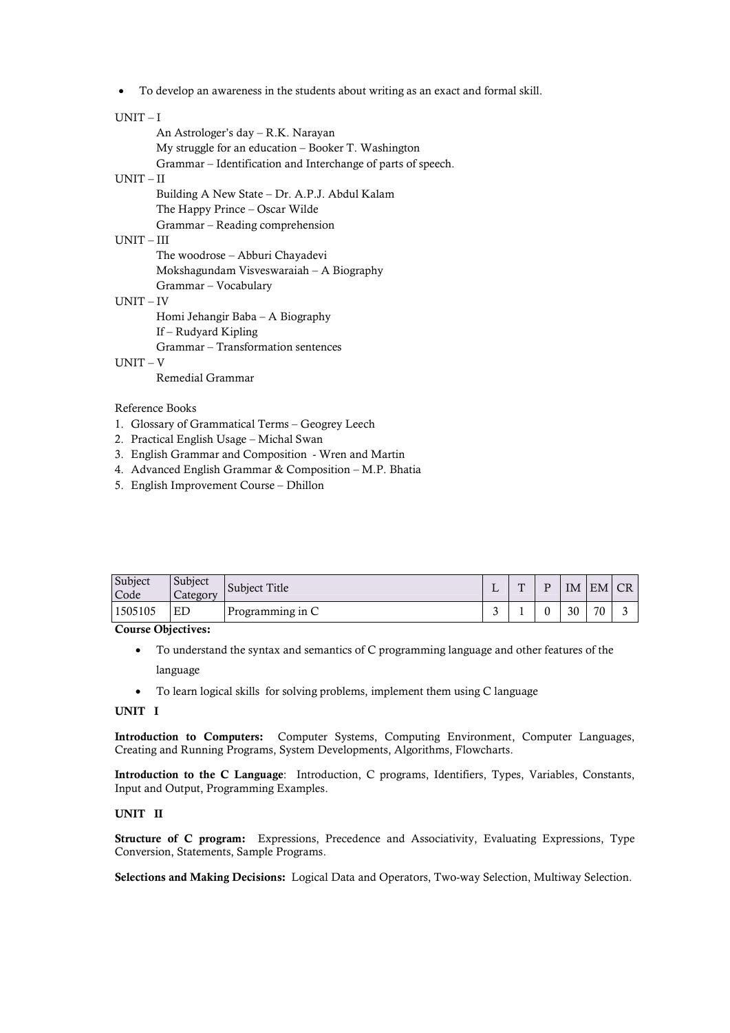- To develop an awareness in the students about writing as an exact and formal skill.

UNIT – I

An Astrologer's day – R.K. Narayan
My struggle for an education – Booker T. Washington
Grammar – Identification and Interchange of parts of speech.

UNIT – II

Building A New State – Dr. A.P.J. Abdul Kalam
The Happy Prince – Oscar Wilde
Grammar – Reading comprehension

UNIT – III

The woodrose – Abburi Chayadevi
Mokshagundam Visveswaraiah – A Biography
Grammar – Vocabulary

UNIT – IV

Homi Jehangir Baba – A Biography
If – Rudyard Kipling
Grammar – Transformation sentences

UNIT – V

Remedial Grammar

Reference Books

1. Glossary of Grammatical Terms – Geogrey Leech
2. Practical English Usage – Michal Swan
3. English Grammar and Composition - Wren and Martin
4. Advanced English Grammar & Composition – M.P. Bhatia
5. English Improvement Course – Dhillon

| Subject Code | Subject Category | Subject Title | L | T | P | IM | EM | CR |
|---|---|---|---|---|---|---|---|---|
| 1505105 | ED | Programming in C | 3 | 1 | 0 | 30 | 70 | 3 |

**Course Objectives:**

- To understand the syntax and semantics of C programming language and other features of the language
- To learn logical skills for solving problems, implement them using C language

**UNIT I**

**Introduction to Computers:** Computer Systems, Computing Environment, Computer Languages, Creating and Running Programs, System Developments, Algorithms, Flowcharts.

**Introduction to the C Language**: Introduction, C programs, Identifiers, Types, Variables, Constants, Input and Output, Programming Examples.

**UNIT II**

**Structure of C program:** Expressions, Precedence and Associativity, Evaluating Expressions, Type Conversion, Statements, Sample Programs.

**Selections and Making Decisions:** Logical Data and Operators, Two-way Selection, Multiway Selection.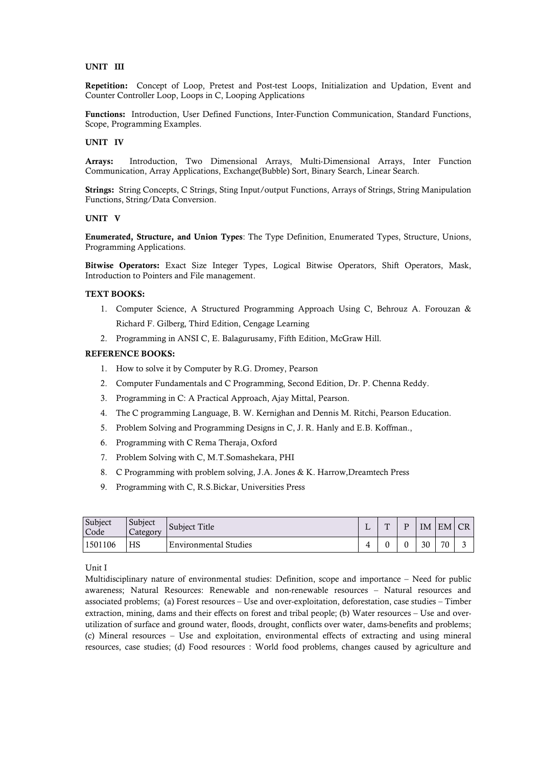### UNIT III

**Repetition:** Concept of Loop, Pretest and Post-test Loops, Initialization and Updation, Event and Counter Controller Loop, Loops in C, Looping Applications

**Functions:** Introduction, User Defined Functions, Inter-Function Communication, Standard Functions, Scope, Programming Examples.

### UNIT IV

**Arrays:** Introduction, Two Dimensional Arrays, Multi-Dimensional Arrays, Inter Function Communication, Array Applications, Exchange(Bubble) Sort, Binary Search, Linear Search.

**Strings:** String Concepts, C Strings, Sting Input/output Functions, Arrays of Strings, String Manipulation Functions, String/Data Conversion.

### UNIT V

**Enumerated, Structure, and Union Types**: The Type Definition, Enumerated Types, Structure, Unions, Programming Applications.

**Bitwise Operators:** Exact Size Integer Types, Logical Bitwise Operators, Shift Operators, Mask, Introduction to Pointers and File management.

**TEXT BOOKS:**

1. Computer Science, A Structured Programming Approach Using C, Behrouz A. Forouzan & Richard F. Gilberg, Third Edition, Cengage Learning
2. Programming in ANSI C, E. Balagurusamy, Fifth Edition, McGraw Hill.

**REFERENCE BOOKS:**

1. How to solve it by Computer by R.G. Dromey, Pearson
2. Computer Fundamentals and C Programming, Second Edition, Dr. P. Chenna Reddy.
3. Programming in C: A Practical Approach, Ajay Mittal, Pearson.
4. The C programming Language, B. W. Kernighan and Dennis M. Ritchi, Pearson Education.
5. Problem Solving and Programming Designs in C, J. R. Hanly and E.B. Koffman.,
6. Programming with C Rema Theraja, Oxford
7. Problem Solving with C, M.T.Somashekara, PHI
8. C Programming with problem solving, J.A. Jones & K. Harrow,Dreamtech Press
9. Programming with C, R.S.Bickar, Universities Press

| Subject Code | Subject Category | Subject Title | L | T | P | IM | EM | CR |
|---|---|---|---|---|---|---|---|---|
| 1501106 | HS | Environmental Studies | 4 | 0 | 0 | 30 | 70 | 3 |

Unit I

Multidisciplinary nature of environmental studies: Definition, scope and importance – Need for public awareness; Natural Resources: Renewable and non-renewable resources – Natural resources and associated problems; (a) Forest resources – Use and over-exploitation, deforestation, case studies – Timber extraction, mining, dams and their effects on forest and tribal people; (b) Water resources – Use and over-utilization of surface and ground water, floods, drought, conflicts over water, dams-benefits and problems; (c) Mineral resources – Use and exploitation, environmental effects of extracting and using mineral resources, case studies; (d) Food resources : World food problems, changes caused by agriculture and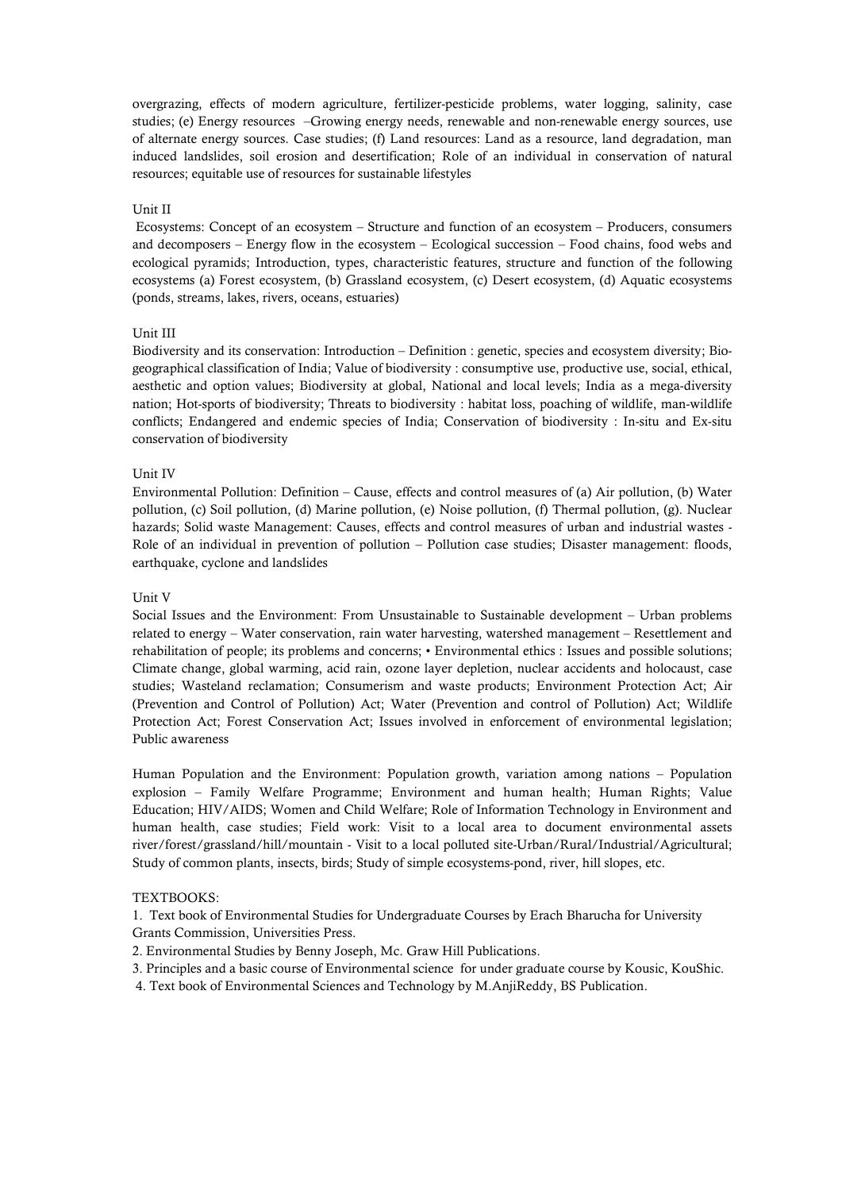overgrazing, effects of modern agriculture, fertilizer-pesticide problems, water logging, salinity, case studies; (e) Energy resources –Growing energy needs, renewable and non-renewable energy sources, use of alternate energy sources. Case studies; (f) Land resources: Land as a resource, land degradation, man induced landslides, soil erosion and desertification; Role of an individual in conservation of natural resources; equitable use of resources for sustainable lifestyles

Unit II

Ecosystems: Concept of an ecosystem – Structure and function of an ecosystem – Producers, consumers and decomposers – Energy flow in the ecosystem – Ecological succession – Food chains, food webs and ecological pyramids; Introduction, types, characteristic features, structure and function of the following ecosystems (a) Forest ecosystem, (b) Grassland ecosystem, (c) Desert ecosystem, (d) Aquatic ecosystems (ponds, streams, lakes, rivers, oceans, estuaries)

Unit III

Biodiversity and its conservation: Introduction – Definition : genetic, species and ecosystem diversity; Bio-geographical classification of India; Value of biodiversity : consumptive use, productive use, social, ethical, aesthetic and option values; Biodiversity at global, National and local levels; India as a mega-diversity nation; Hot-sports of biodiversity; Threats to biodiversity : habitat loss, poaching of wildlife, man-wildlife conflicts; Endangered and endemic species of India; Conservation of biodiversity : In-situ and Ex-situ conservation of biodiversity

Unit IV

Environmental Pollution: Definition – Cause, effects and control measures of (a) Air pollution, (b) Water pollution, (c) Soil pollution, (d) Marine pollution, (e) Noise pollution, (f) Thermal pollution, (g). Nuclear hazards; Solid waste Management: Causes, effects and control measures of urban and industrial wastes - Role of an individual in prevention of pollution – Pollution case studies; Disaster management: floods, earthquake, cyclone and landslides

Unit V

Social Issues and the Environment: From Unsustainable to Sustainable development – Urban problems related to energy – Water conservation, rain water harvesting, watershed management – Resettlement and rehabilitation of people; its problems and concerns; • Environmental ethics : Issues and possible solutions; Climate change, global warming, acid rain, ozone layer depletion, nuclear accidents and holocaust, case studies; Wasteland reclamation; Consumerism and waste products; Environment Protection Act; Air (Prevention and Control of Pollution) Act; Water (Prevention and control of Pollution) Act; Wildlife Protection Act; Forest Conservation Act; Issues involved in enforcement of environmental legislation; Public awareness

Human Population and the Environment: Population growth, variation among nations – Population explosion – Family Welfare Programme; Environment and human health; Human Rights; Value Education; HIV/AIDS; Women and Child Welfare; Role of Information Technology in Environment and human health, case studies; Field work: Visit to a local area to document environmental assets river/forest/grassland/hill/mountain - Visit to a local polluted site-Urban/Rural/Industrial/Agricultural; Study of common plants, insects, birds; Study of simple ecosystems-pond, river, hill slopes, etc.

TEXTBOOKS:

1. Text book of Environmental Studies for Undergraduate Courses by Erach Bharucha for University Grants Commission, Universities Press.
2. Environmental Studies by Benny Joseph, Mc. Graw Hill Publications.
3. Principles and a basic course of Environmental science for under graduate course by Kousic, KouShic.
4. Text book of Environmental Sciences and Technology by M.AnjiReddy, BS Publication.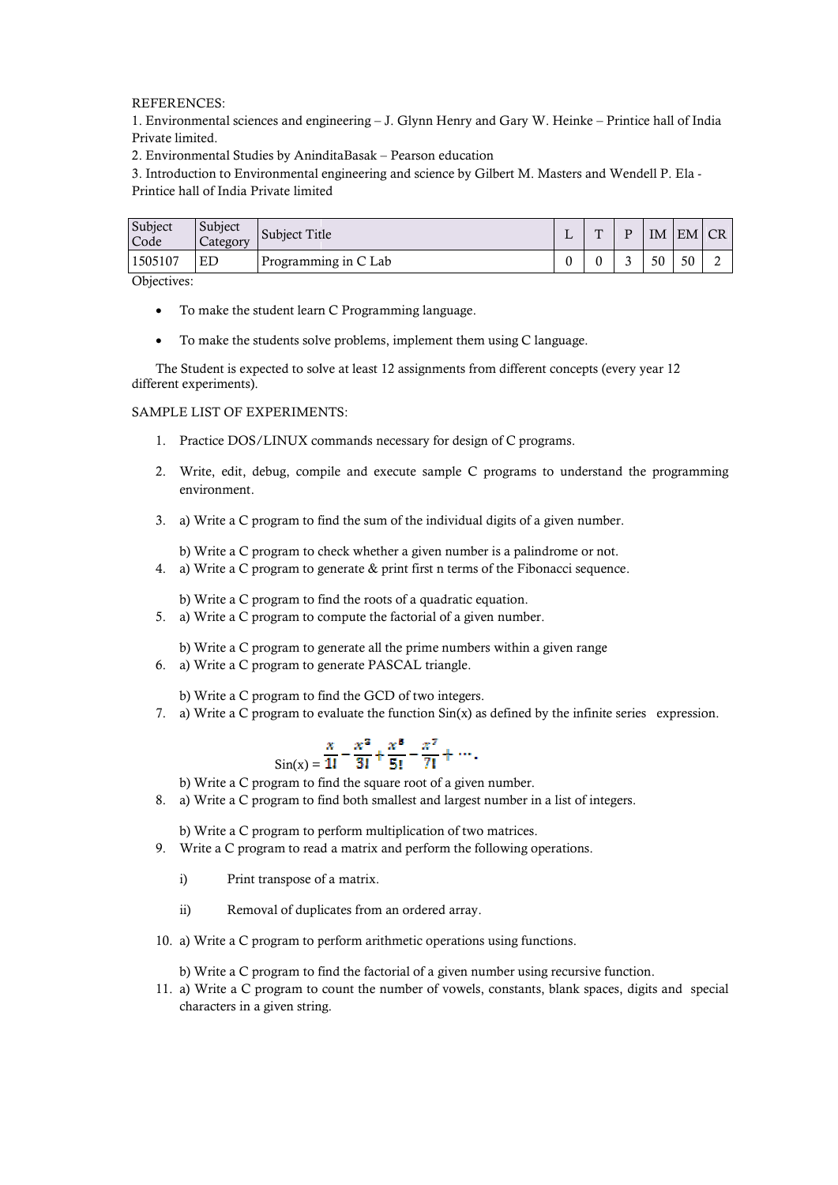REFERENCES:

1. Environmental sciences and engineering – J. Glynn Henry and Gary W. Heinke – Printice hall of India Private limited.
2. Environmental Studies by AninditaBasak – Pearson education
3. Introduction to Environmental engineering and science by Gilbert M. Masters and Wendell P. Ela - Printice hall of India Private limited

| Subject Code | Subject Category | Subject Title | L | T | P | IM | EM | CR |
|---|---|---|---|---|---|---|---|---|
| 1505107 | ED | Programming in C Lab | 0 | 0 | 3 | 50 | 50 | 2 |

Objectives:

- To make the student learn C Programming language.
- To make the students solve problems, implement them using C language.

The Student is expected to solve at least 12 assignments from different concepts (every year 12 different experiments).

SAMPLE LIST OF EXPERIMENTS:

1. Practice DOS/LINUX commands necessary for design of C programs.
2. Write, edit, debug, compile and execute sample C programs to understand the programming environment.
3. a) Write a C program to find the sum of the individual digits of a given number.

   b) Write a C program to check whether a given number is a palindrome or not.
4. a) Write a C program to generate & print first n terms of the Fibonacci sequence.

   b) Write a C program to find the roots of a quadratic equation.
5. a) Write a C program to compute the factorial of a given number.

   b) Write a C program to generate all the prime numbers within a given range
6. a) Write a C program to generate PASCAL triangle.

   b) Write a C program to find the GCD of two integers.
7. a) Write a C program to evaluate the function Sin(x) as defined by the infinite series expression.

   $$\text{Sin}(x) = \frac{x}{1!} - \frac{x^3}{3!} + \frac{x^5}{5!} - \frac{x^7}{7!} + \cdots$$

   b) Write a C program to find the square root of a given number.
8. a) Write a C program to find both smallest and largest number in a list of integers.

   b) Write a C program to perform multiplication of two matrices.
9. Write a C program to read a matrix and perform the following operations.

   i) Print transpose of a matrix.

   ii) Removal of duplicates from an ordered array.
10. a) Write a C program to perform arithmetic operations using functions.

    b) Write a C program to find the factorial of a given number using recursive function.
11. a) Write a C program to count the number of vowels, constants, blank spaces, digits and special characters in a given string.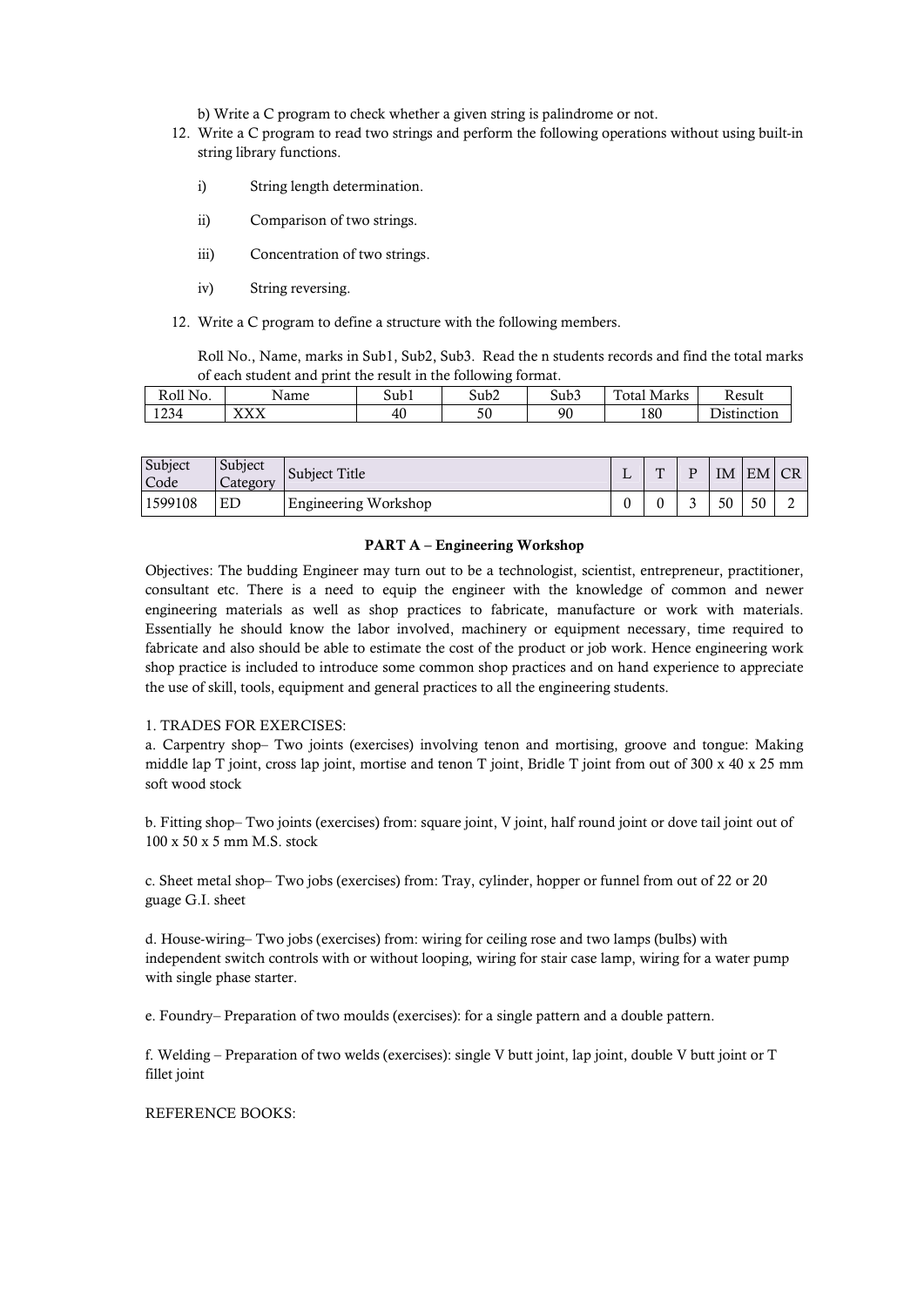b) Write a C program to check whether a given string is palindrome or not.

12. Write a C program to read two strings and perform the following operations without using built-in string library functions.

    i) String length determination.

    ii) Comparison of two strings.

    iii) Concentration of two strings.

    iv) String reversing.

12. Write a C program to define a structure with the following members.

    Roll No., Name, marks in Sub1, Sub2, Sub3. Read the n students records and find the total marks of each student and print the result in the following format.

| Roll No. | Name | Sub1 | Sub2 | Sub3 | Total Marks | Result |
|---|---|---|---|---|---|---|
| 1234 | XXX | 40 | 50 | 90 | 180 | Distinction |

| Subject Code | Subject Category | Subject Title | L | T | P | IM | EM | CR |
|---|---|---|---|---|---|---|---|---|
| 1599108 | ED | Engineering Workshop | 0 | 0 | 3 | 50 | 50 | 2 |

**PART A – Engineering Workshop**

Objectives: The budding Engineer may turn out to be a technologist, scientist, entrepreneur, practitioner, consultant etc. There is a need to equip the engineer with the knowledge of common and newer engineering materials as well as shop practices to fabricate, manufacture or work with materials. Essentially he should know the labor involved, machinery or equipment necessary, time required to fabricate and also should be able to estimate the cost of the product or job work. Hence engineering work shop practice is included to introduce some common shop practices and on hand experience to appreciate the use of skill, tools, equipment and general practices to all the engineering students.

1. TRADES FOR EXERCISES:

a. Carpentry shop– Two joints (exercises) involving tenon and mortising, groove and tongue: Making middle lap T joint, cross lap joint, mortise and tenon T joint, Bridle T joint from out of 300 x 40 x 25 mm soft wood stock

b. Fitting shop– Two joints (exercises) from: square joint, V joint, half round joint or dove tail joint out of 100 x 50 x 5 mm M.S. stock

c. Sheet metal shop– Two jobs (exercises) from: Tray, cylinder, hopper or funnel from out of 22 or 20 guage G.I. sheet

d. House-wiring– Two jobs (exercises) from: wiring for ceiling rose and two lamps (bulbs) with independent switch controls with or without looping, wiring for stair case lamp, wiring for a water pump with single phase starter.

e. Foundry– Preparation of two moulds (exercises): for a single pattern and a double pattern.

f. Welding – Preparation of two welds (exercises): single V butt joint, lap joint, double V butt joint or T fillet joint

REFERENCE BOOKS: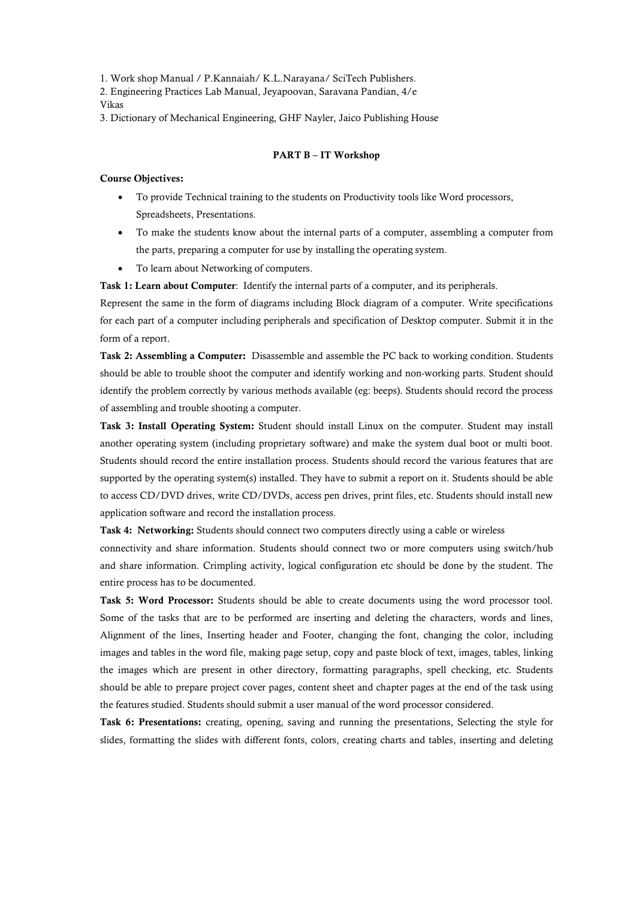1. Work shop Manual / P.Kannaiah/ K.L.Narayana/ SciTech Publishers.
2. Engineering Practices Lab Manual, Jeyapoovan, Saravana Pandian, 4/e Vikas
3. Dictionary of Mechanical Engineering, GHF Nayler, Jaico Publishing House

## PART B – IT Workshop

**Course Objectives:**

- To provide Technical training to the students on Productivity tools like Word processors, Spreadsheets, Presentations.
- To make the students know about the internal parts of a computer, assembling a computer from the parts, preparing a computer for use by installing the operating system.
- To learn about Networking of computers.

**Task 1: Learn about Computer**: Identify the internal parts of a computer, and its peripherals. Represent the same in the form of diagrams including Block diagram of a computer. Write specifications for each part of a computer including peripherals and specification of Desktop computer. Submit it in the form of a report.

**Task 2: Assembling a Computer:** Disassemble and assemble the PC back to working condition. Students should be able to trouble shoot the computer and identify working and non-working parts. Student should identify the problem correctly by various methods available (eg: beeps). Students should record the process of assembling and trouble shooting a computer.

**Task 3: Install Operating System:** Student should install Linux on the computer. Student may install another operating system (including proprietary software) and make the system dual boot or multi boot. Students should record the entire installation process. Students should record the various features that are supported by the operating system(s) installed. They have to submit a report on it. Students should be able to access CD/DVD drives, write CD/DVDs, access pen drives, print files, etc. Students should install new application software and record the installation process.

**Task 4: Networking:** Students should connect two computers directly using a cable or wireless connectivity and share information. Students should connect two or more computers using switch/hub and share information. Crimpling activity, logical configuration etc should be done by the student. The entire process has to be documented.

**Task 5: Word Processor:** Students should be able to create documents using the word processor tool. Some of the tasks that are to be performed are inserting and deleting the characters, words and lines, Alignment of the lines, Inserting header and Footer, changing the font, changing the color, including images and tables in the word file, making page setup, copy and paste block of text, images, tables, linking the images which are present in other directory, formatting paragraphs, spell checking, etc. Students should be able to prepare project cover pages, content sheet and chapter pages at the end of the task using the features studied. Students should submit a user manual of the word processor considered.

**Task 6: Presentations:** creating, opening, saving and running the presentations, Selecting the style for slides, formatting the slides with different fonts, colors, creating charts and tables, inserting and deleting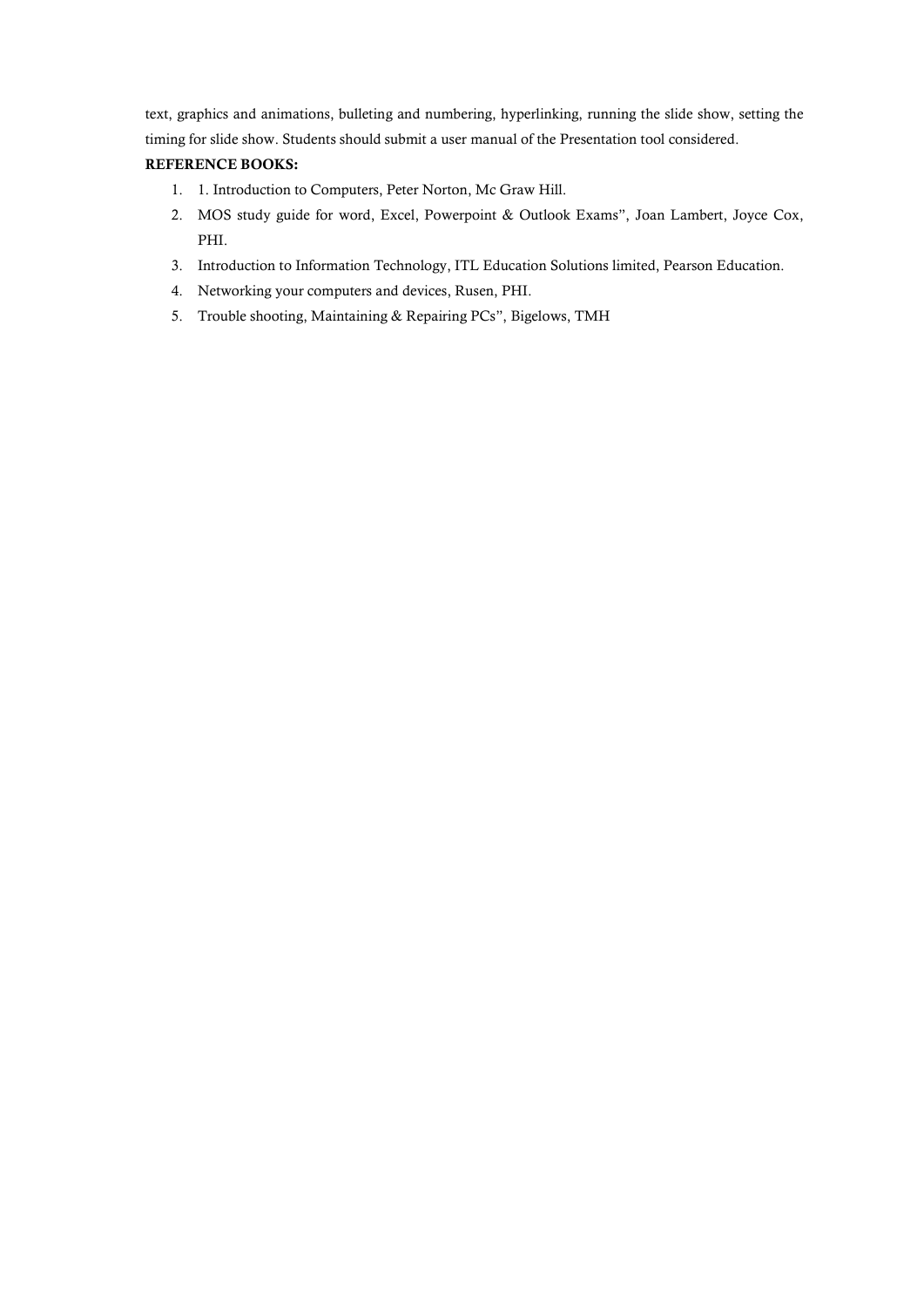text, graphics and animations, bulleting and numbering, hyperlinking, running the slide show, setting the timing for slide show. Students should submit a user manual of the Presentation tool considered.

**REFERENCE BOOKS:**

1. 1. Introduction to Computers, Peter Norton, Mc Graw Hill.
2. MOS study guide for word, Excel, Powerpoint & Outlook Exams", Joan Lambert, Joyce Cox, PHI.
3. Introduction to Information Technology, ITL Education Solutions limited, Pearson Education.
4. Networking your computers and devices, Rusen, PHI.
5. Trouble shooting, Maintaining & Repairing PCs", Bigelows, TMH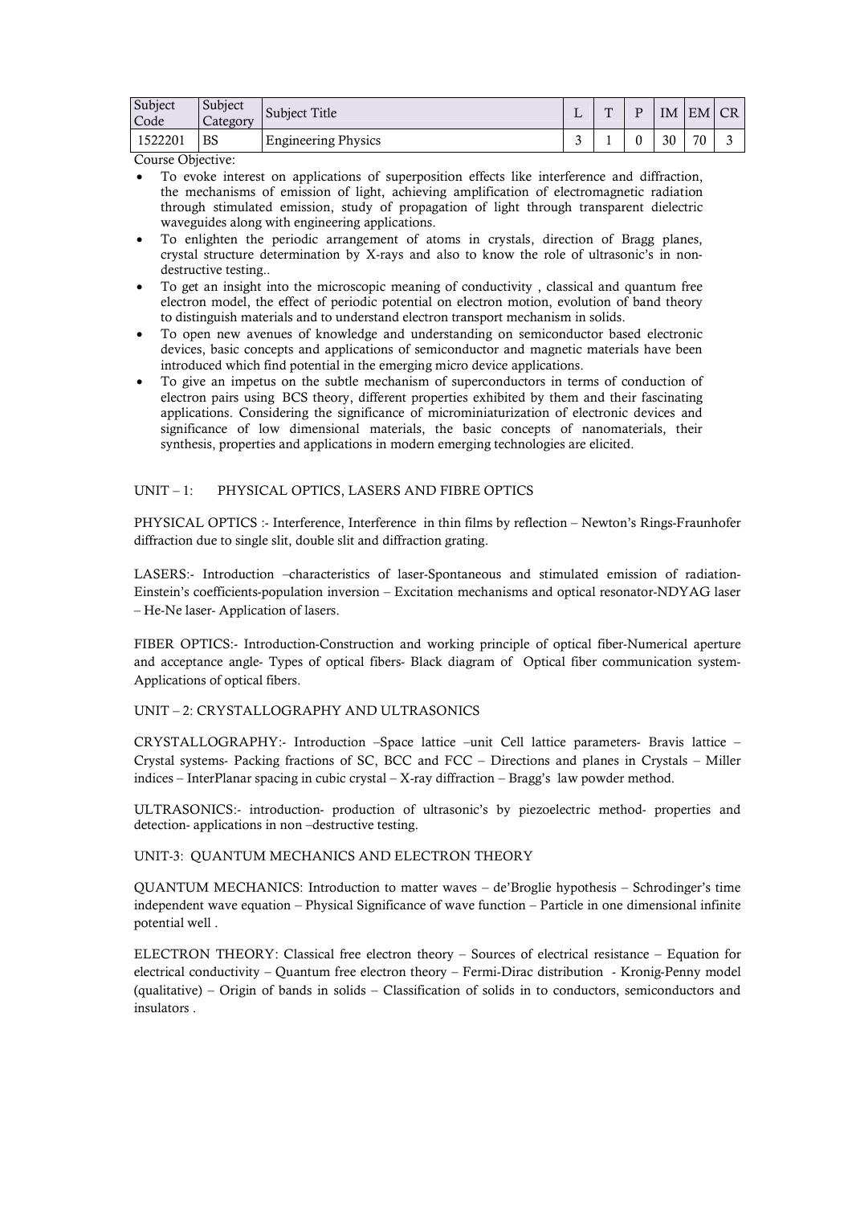| Subject Code | Subject Category | Subject Title | L | T | P | IM | EM | CR |
|---|---|---|---|---|---|---|---|---|
| 1522201 | BS | Engineering Physics | 3 | 1 | 0 | 30 | 70 | 3 |

Course Objective:

- To evoke interest on applications of superposition effects like interference and diffraction, the mechanisms of emission of light, achieving amplification of electromagnetic radiation through stimulated emission, study of propagation of light through transparent dielectric waveguides along with engineering applications.
- To enlighten the periodic arrangement of atoms in crystals, direction of Bragg planes, crystal structure determination by X-rays and also to know the role of ultrasonic's in non-destructive testing..
- To get an insight into the microscopic meaning of conductivity , classical and quantum free electron model, the effect of periodic potential on electron motion, evolution of band theory to distinguish materials and to understand electron transport mechanism in solids.
- To open new avenues of knowledge and understanding on semiconductor based electronic devices, basic concepts and applications of semiconductor and magnetic materials have been introduced which find potential in the emerging micro device applications.
- To give an impetus on the subtle mechanism of superconductors in terms of conduction of electron pairs using BCS theory, different properties exhibited by them and their fascinating applications. Considering the significance of microminiaturization of electronic devices and significance of low dimensional materials, the basic concepts of nanomaterials, their synthesis, properties and applications in modern emerging technologies are elicited.

## UNIT – 1: PHYSICAL OPTICS, LASERS AND FIBRE OPTICS

PHYSICAL OPTICS :- Interference, Interference in thin films by reflection – Newton's Rings-Fraunhofer diffraction due to single slit, double slit and diffraction grating.

LASERS:- Introduction –characteristics of laser-Spontaneous and stimulated emission of radiation-Einstein's coefficients-population inversion – Excitation mechanisms and optical resonator-NDYAG laser – He-Ne laser- Application of lasers.

FIBER OPTICS:- Introduction-Construction and working principle of optical fiber-Numerical aperture and acceptance angle- Types of optical fibers- Black diagram of Optical fiber communication system-Applications of optical fibers.

## UNIT – 2: CRYSTALLOGRAPHY AND ULTRASONICS

CRYSTALLOGRAPHY:- Introduction –Space lattice –unit Cell lattice parameters- Bravis lattice – Crystal systems- Packing fractions of SC, BCC and FCC – Directions and planes in Crystals – Miller indices – InterPlanar spacing in cubic crystal – X-ray diffraction – Bragg's law powder method.

ULTRASONICS:- introduction- production of ultrasonic's by piezoelectric method- properties and detection- applications in non –destructive testing.

## UNIT-3: QUANTUM MECHANICS AND ELECTRON THEORY

QUANTUM MECHANICS: Introduction to matter waves – de'Broglie hypothesis – Schrodinger's time independent wave equation – Physical Significance of wave function – Particle in one dimensional infinite potential well .

ELECTRON THEORY: Classical free electron theory – Sources of electrical resistance – Equation for electrical conductivity – Quantum free electron theory – Fermi-Dirac distribution - Kronig-Penny model (qualitative) – Origin of bands in solids – Classification of solids in to conductors, semiconductors and insulators .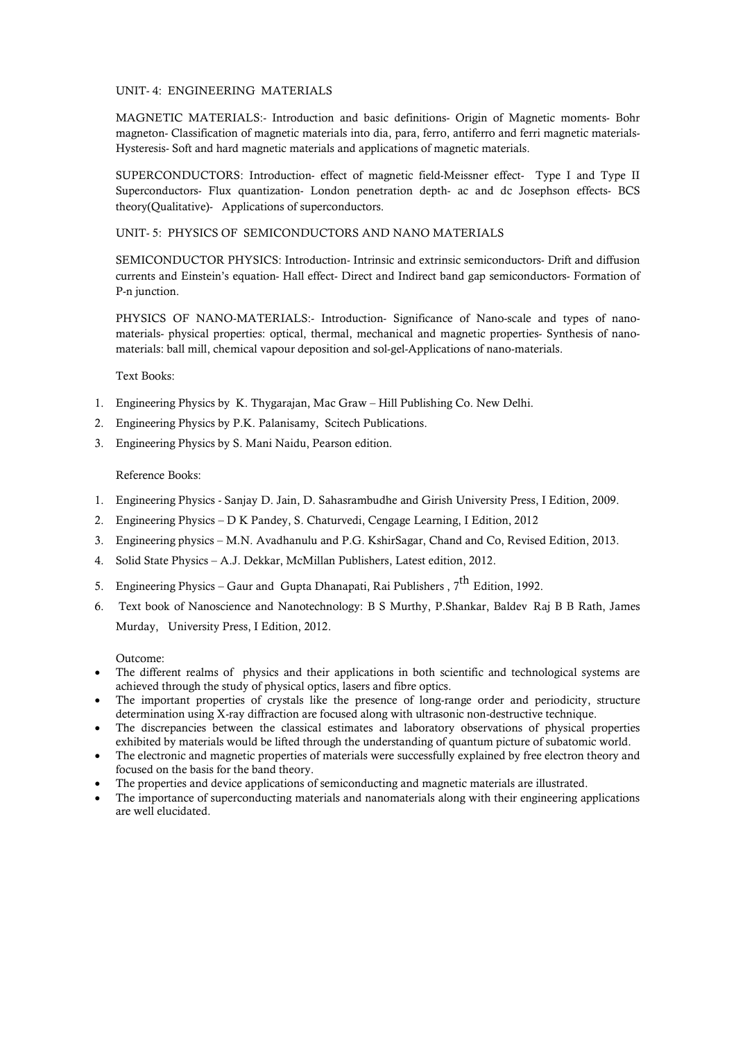UNIT- 4: ENGINEERING MATERIALS

MAGNETIC MATERIALS:- Introduction and basic definitions- Origin of Magnetic moments- Bohr magneton- Classification of magnetic materials into dia, para, ferro, antiferro and ferri magnetic materials- Hysteresis- Soft and hard magnetic materials and applications of magnetic materials.

SUPERCONDUCTORS: Introduction- effect of magnetic field-Meissner effect- Type I and Type II Superconductors- Flux quantization- London penetration depth- ac and dc Josephson effects- BCS theory(Qualitative)- Applications of superconductors.

UNIT- 5: PHYSICS OF SEMICONDUCTORS AND NANO MATERIALS

SEMICONDUCTOR PHYSICS: Introduction- Intrinsic and extrinsic semiconductors- Drift and diffusion currents and Einstein's equation- Hall effect- Direct and Indirect band gap semiconductors- Formation of P-n junction.

PHYSICS OF NANO-MATERIALS:- Introduction- Significance of Nano-scale and types of nano-materials- physical properties: optical, thermal, mechanical and magnetic properties- Synthesis of nano-materials: ball mill, chemical vapour deposition and sol-gel-Applications of nano-materials.

Text Books:

1. Engineering Physics by K. Thygarajan, Mac Graw – Hill Publishing Co. New Delhi.
2. Engineering Physics by P.K. Palanisamy, Scitech Publications.
3. Engineering Physics by S. Mani Naidu, Pearson edition.

Reference Books:

1. Engineering Physics - Sanjay D. Jain, D. Sahasrambudhe and Girish University Press, I Edition, 2009.
2. Engineering Physics – D K Pandey, S. Chaturvedi, Cengage Learning, I Edition, 2012
3. Engineering physics – M.N. Avadhanulu and P.G. KshirSagar, Chand and Co, Revised Edition, 2013.
4. Solid State Physics – A.J. Dekkar, McMillan Publishers, Latest edition, 2012.
5. Engineering Physics – Gaur and Gupta Dhanapati, Rai Publishers , $7^{th}$ Edition, 1992.
6. Text book of Nanoscience and Nanotechnology: B S Murthy, P.Shankar, Baldev Raj B B Rath, James Murday, University Press, I Edition, 2012.

Outcome:

- The different realms of physics and their applications in both scientific and technological systems are achieved through the study of physical optics, lasers and fibre optics.
- The important properties of crystals like the presence of long-range order and periodicity, structure determination using X-ray diffraction are focused along with ultrasonic non-destructive technique.
- The discrepancies between the classical estimates and laboratory observations of physical properties exhibited by materials would be lifted through the understanding of quantum picture of subatomic world.
- The electronic and magnetic properties of materials were successfully explained by free electron theory and focused on the basis for the band theory.
- The properties and device applications of semiconducting and magnetic materials are illustrated.
- The importance of superconducting materials and nanomaterials along with their engineering applications are well elucidated.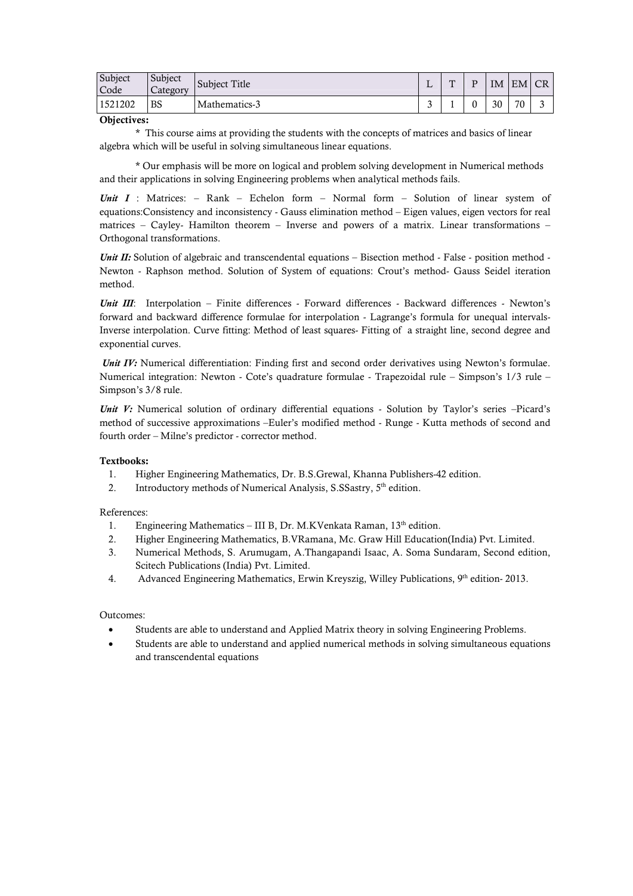| Subject Code | Subject Category | Subject Title | L | T | P | IM | EM | CR |
|---|---|---|---|---|---|---|---|---|
| 1521202 | BS | Mathematics-3 | 3 | 1 | 0 | 30 | 70 | 3 |

**Objectives:**

* This course aims at providing the students with the concepts of matrices and basics of linear algebra which will be useful in solving simultaneous linear equations.

* Our emphasis will be more on logical and problem solving development in Numerical methods and their applications in solving Engineering problems when analytical methods fails.

***Unit I*** : Matrices: – Rank – Echelon form – Normal form – Solution of linear system of equations:Consistency and inconsistency - Gauss elimination method – Eigen values, eigen vectors for real matrices – Cayley- Hamilton theorem – Inverse and powers of a matrix. Linear transformations – Orthogonal transformations.

***Unit II:*** Solution of algebraic and transcendental equations – Bisection method - False - position method - Newton - Raphson method. Solution of System of equations: Crout's method- Gauss Seidel iteration method.

***Unit III***: Interpolation – Finite differences - Forward differences - Backward differences - Newton's forward and backward difference formulae for interpolation - Lagrange's formula for unequal intervals- Inverse interpolation. Curve fitting: Method of least squares- Fitting of a straight line, second degree and exponential curves.

***Unit IV:*** Numerical differentiation: Finding first and second order derivatives using Newton's formulae. Numerical integration: Newton - Cote's quadrature formulae - Trapezoidal rule – Simpson's 1/3 rule – Simpson's 3/8 rule.

***Unit V:*** Numerical solution of ordinary differential equations - Solution by Taylor's series –Picard's method of successive approximations –Euler's modified method - Runge - Kutta methods of second and fourth order – Milne's predictor - corrector method.

**Textbooks:**

1. Higher Engineering Mathematics, Dr. B.S.Grewal, Khanna Publishers-42 edition.
2. Introductory methods of Numerical Analysis, S.SSastry, 5th edition.

References:

1. Engineering Mathematics – III B, Dr. M.KVenkata Raman, 13th edition.
2. Higher Engineering Mathematics, B.VRamana, Mc. Graw Hill Education(India) Pvt. Limited.
3. Numerical Methods, S. Arumugam, A.Thangapandi Isaac, A. Soma Sundaram, Second edition, Scitech Publications (India) Pvt. Limited.
4. Advanced Engineering Mathematics, Erwin Kreyszig, Willey Publications, 9th edition- 2013.

Outcomes:

- Students are able to understand and Applied Matrix theory in solving Engineering Problems.
- Students are able to understand and applied numerical methods in solving simultaneous equations and transcendental equations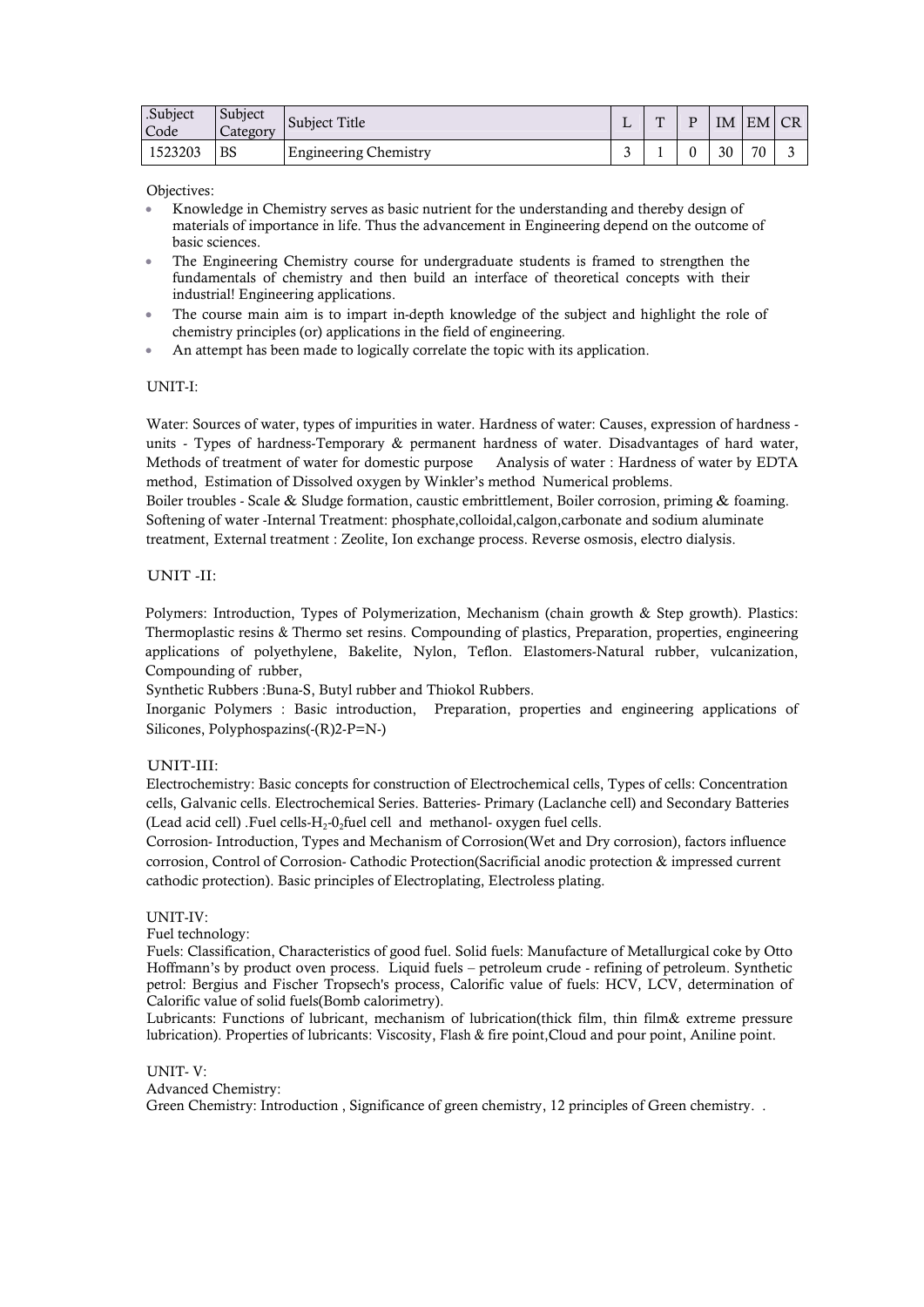| .Subject Code | Subject Category | Subject Title | L | T | P | IM | EM | CR |
|---|---|---|---|---|---|---|---|---|
| 1523203 | BS | Engineering Chemistry | 3 | 1 | 0 | 30 | 70 | 3 |

Objectives:

- Knowledge in Chemistry serves as basic nutrient for the understanding and thereby design of materials of importance in life. Thus the advancement in Engineering depend on the outcome of basic sciences.
- The Engineering Chemistry course for undergraduate students is framed to strengthen the fundamentals of chemistry and then build an interface of theoretical concepts with their industrial! Engineering applications.
- The course main aim is to impart in-depth knowledge of the subject and highlight the role of chemistry principles (or) applications in the field of engineering.
- An attempt has been made to logically correlate the topic with its application.

UNIT-I:

Water: Sources of water, types of impurities in water. Hardness of water: Causes, expression of hardness - units - Types of hardness-Temporary & permanent hardness of water. Disadvantages of hard water, Methods of treatment of water for domestic purpose Analysis of water : Hardness of water by EDTA method, Estimation of Dissolved oxygen by Winkler's method Numerical problems.
Boiler troubles - Scale & Sludge formation, caustic embrittlement, Boiler corrosion, priming & foaming. Softening of water -Internal Treatment: phosphate,colloidal,calgon,carbonate and sodium aluminate treatment, External treatment : Zeolite, Ion exchange process. Reverse osmosis, electro dialysis.

UNIT -II:

Polymers: Introduction, Types of Polymerization, Mechanism (chain growth & Step growth). Plastics: Thermoplastic resins & Thermo set resins. Compounding of plastics, Preparation, properties, engineering applications of polyethylene, Bakelite, Nylon, Teflon. Elastomers-Natural rubber, vulcanization, Compounding of rubber,
Synthetic Rubbers :Buna-S, Butyl rubber and Thiokol Rubbers.
Inorganic Polymers : Basic introduction, Preparation, properties and engineering applications of Silicones, Polyphospazins(-(R)2-P=N-)

UNIT-III:

Electrochemistry: Basic concepts for construction of Electrochemical cells, Types of cells: Concentration cells, Galvanic cells. Electrochemical Series. Batteries- Primary (Laclanche cell) and Secondary Batteries (Lead acid cell) .Fuel cells-$H_2$-$0_2$fuel cell and methanol- oxygen fuel cells.
Corrosion- Introduction, Types and Mechanism of Corrosion(Wet and Dry corrosion), factors influence corrosion, Control of Corrosion- Cathodic Protection(Sacrificial anodic protection & impressed current cathodic protection). Basic principles of Electroplating, Electroless plating.

UNIT-IV:
Fuel technology:
Fuels: Classification, Characteristics of good fuel. Solid fuels: Manufacture of Metallurgical coke by Otto Hoffmann's by product oven process. Liquid fuels – petroleum crude - refining of petroleum. Synthetic petrol: Bergius and Fischer Tropsech's process, Calorific value of fuels: HCV, LCV, determination of Calorific value of solid fuels(Bomb calorimetry).
Lubricants: Functions of lubricant, mechanism of lubrication(thick film, thin film& extreme pressure lubrication). Properties of lubricants: Viscosity, Flash & fire point,Cloud and pour point, Aniline point.

UNIT- V:
Advanced Chemistry:
Green Chemistry: Introduction , Significance of green chemistry, 12 principles of Green chemistry. .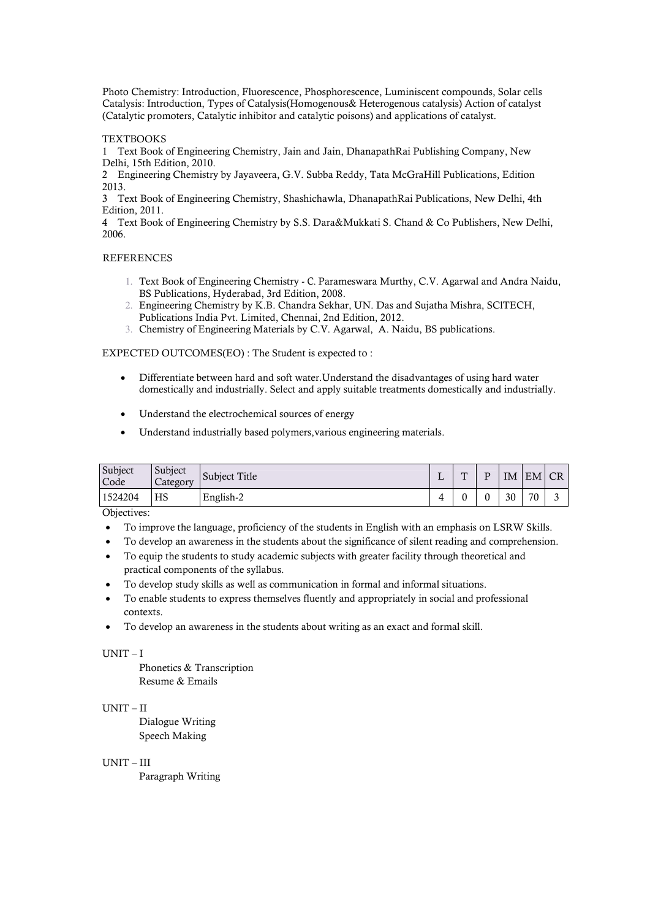Photo Chemistry: Introduction, Fluorescence, Phosphorescence, Luminiscent compounds, Solar cells
Catalysis: Introduction, Types of Catalysis(Homogenous& Heterogenous catalysis) Action of catalyst (Catalytic promoters, Catalytic inhibitor and catalytic poisons) and applications of catalyst.

TEXTBOOKS

1 Text Book of Engineering Chemistry, Jain and Jain, DhanapathRai Publishing Company, New Delhi, 15th Edition, 2010.
2 Engineering Chemistry by Jayaveera, G.V. Subba Reddy, Tata McGraHill Publications, Edition 2013.
3 Text Book of Engineering Chemistry, Shashichawla, DhanapathRai Publications, New Delhi, 4th Edition, 2011.
4 Text Book of Engineering Chemistry by S.S. Dara&Mukkati S. Chand & Co Publishers, New Delhi, 2006.

REFERENCES

1. Text Book of Engineering Chemistry - C. Parameswara Murthy, C.V. Agarwal and Andra Naidu, BS Publications, Hyderabad, 3rd Edition, 2008.
2. Engineering Chemistry by K.B. Chandra Sekhar, UN. Das and Sujatha Mishra, SCITECH, Publications India Pvt. Limited, Chennai, 2nd Edition, 2012.
3. Chemistry of Engineering Materials by C.V. Agarwal, A. Naidu, BS publications.

EXPECTED OUTCOMES(EO) : The Student is expected to :

- Differentiate between hard and soft water.Understand the disadvantages of using hard water domestically and industrially. Select and apply suitable treatments domestically and industrially.
- Understand the electrochemical sources of energy
- Understand industrially based polymers,various engineering materials.

| Subject Code | Subject Category | Subject Title | L | T | P | IM | EM | CR |
|---|---|---|---|---|---|---|---|---|
| 1524204 | HS | English-2 | 4 | 0 | 0 | 30 | 70 | 3 |

Objectives:

- To improve the language, proficiency of the students in English with an emphasis on LSRW Skills.
- To develop an awareness in the students about the significance of silent reading and comprehension.
- To equip the students to study academic subjects with greater facility through theoretical and practical components of the syllabus.
- To develop study skills as well as communication in formal and informal situations.
- To enable students to express themselves fluently and appropriately in social and professional contexts.
- To develop an awareness in the students about writing as an exact and formal skill.

UNIT – I

Phonetics & Transcription
Resume & Emails

UNIT – II

Dialogue Writing
Speech Making

UNIT – III

Paragraph Writing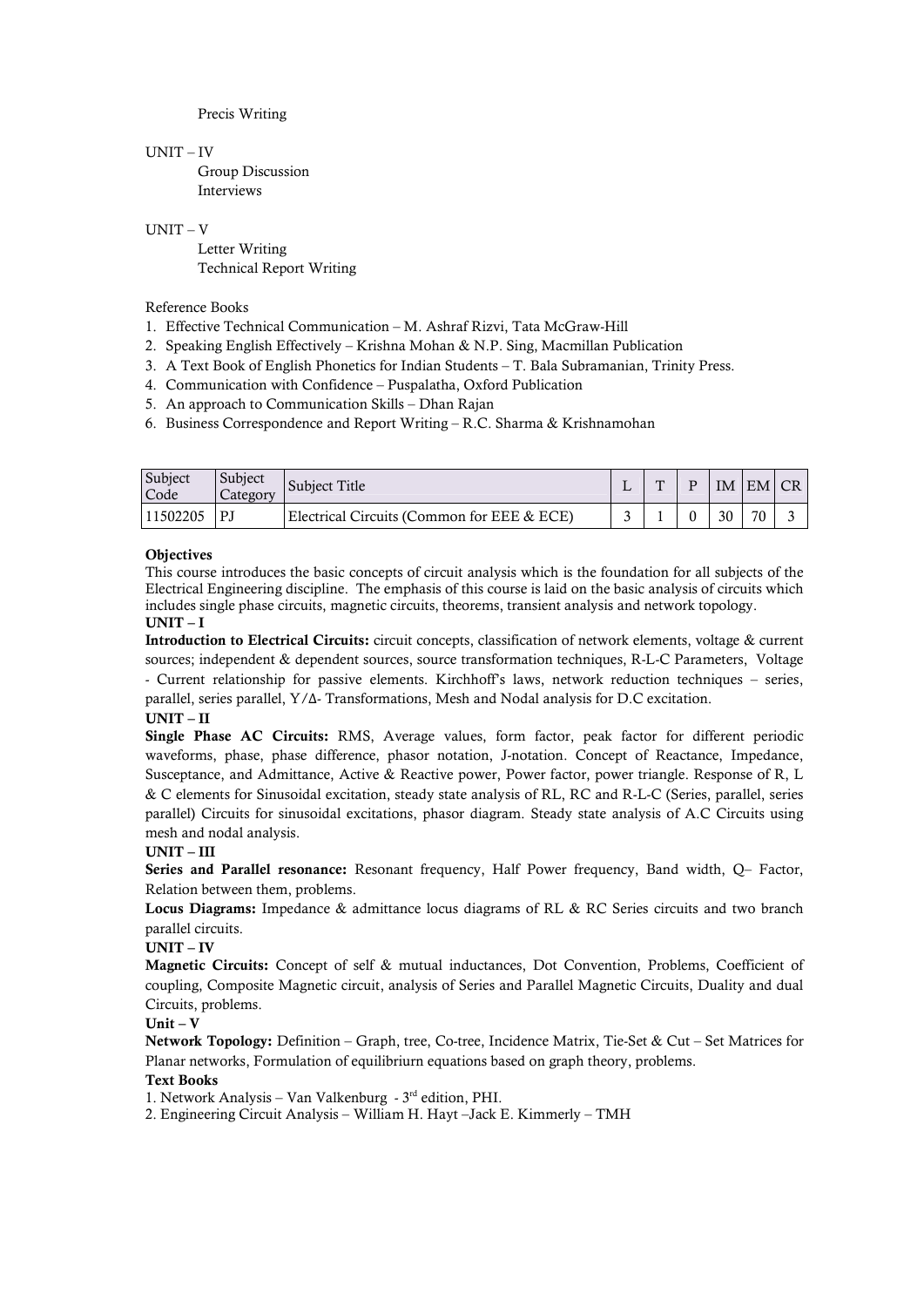Precis Writing

UNIT – IV

Group Discussion
Interviews

UNIT – V

Letter Writing
Technical Report Writing

Reference Books

1. Effective Technical Communication – M. Ashraf Rizvi, Tata McGraw-Hill
2. Speaking English Effectively – Krishna Mohan & N.P. Sing, Macmillan Publication
3. A Text Book of English Phonetics for Indian Students – T. Bala Subramanian, Trinity Press.
4. Communication with Confidence – Puspalatha, Oxford Publication
5. An approach to Communication Skills – Dhan Rajan
6. Business Correspondence and Report Writing – R.C. Sharma & Krishnamohan

| Subject Code | Subject Category | Subject Title | L | T | P | IM | EM | CR |
|---|---|---|---|---|---|---|---|---|
| 11502205 | PJ | Electrical Circuits (Common for EEE & ECE) | 3 | 1 | 0 | 30 | 70 | 3 |

**Objectives**

This course introduces the basic concepts of circuit analysis which is the foundation for all subjects of the Electrical Engineering discipline. The emphasis of this course is laid on the basic analysis of circuits which includes single phase circuits, magnetic circuits, theorems, transient analysis and network topology.

**UNIT – I**

**Introduction to Electrical Circuits:** circuit concepts, classification of network elements, voltage & current sources; independent & dependent sources, source transformation techniques, R-L-C Parameters, Voltage - Current relationship for passive elements. Kirchhoff's laws, network reduction techniques – series, parallel, series parallel, Y/Δ- Transformations, Mesh and Nodal analysis for D.C excitation.

**UNIT – II**

**Single Phase AC Circuits:** RMS, Average values, form factor, peak factor for different periodic waveforms, phase, phase difference, phasor notation, J-notation. Concept of Reactance, Impedance, Susceptance, and Admittance, Active & Reactive power, Power factor, power triangle. Response of R, L & C elements for Sinusoidal excitation, steady state analysis of RL, RC and R-L-C (Series, parallel, series parallel) Circuits for sinusoidal excitations, phasor diagram. Steady state analysis of A.C Circuits using mesh and nodal analysis.

**UNIT – III**

**Series and Parallel resonance:** Resonant frequency, Half Power frequency, Band width, Q– Factor, Relation between them, problems.

**Locus Diagrams:** Impedance & admittance locus diagrams of RL & RC Series circuits and two branch parallel circuits.

**UNIT – IV**

**Magnetic Circuits:** Concept of self & mutual inductances, Dot Convention, Problems, Coefficient of coupling, Composite Magnetic circuit, analysis of Series and Parallel Magnetic Circuits, Duality and dual Circuits, problems.

**Unit – V**

**Network Topology:** Definition – Graph, tree, Co-tree, Incidence Matrix, Tie-Set & Cut – Set Matrices for Planar networks, Formulation of equilibriurn equations based on graph theory, problems.

**Text Books**

1. Network Analysis – Van Valkenburg - 3rd edition, PHI.
2. Engineering Circuit Analysis – William H. Hayt –Jack E. Kimmerly – TMH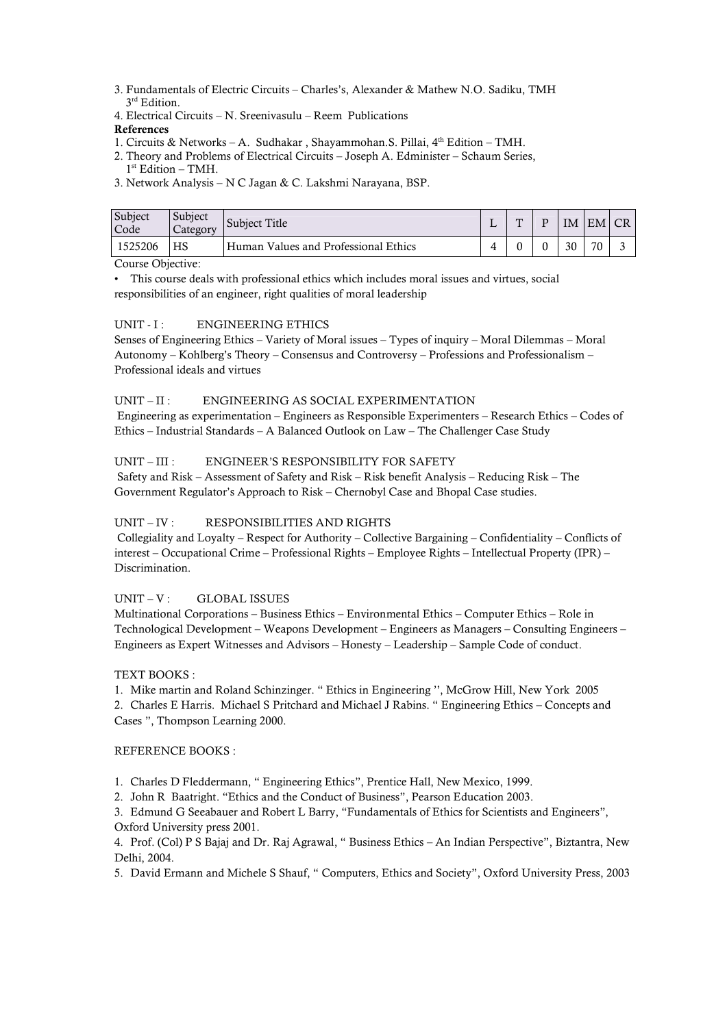3. Fundamentals of Electric Circuits – Charles's, Alexander & Mathew N.O. Sadiku, TMH 3rd Edition.
4. Electrical Circuits – N. Sreenivasulu – Reem Publications

**References**

1. Circuits & Networks – A. Sudhakar , Shayammohan.S. Pillai, 4th Edition – TMH.
2. Theory and Problems of Electrical Circuits – Joseph A. Edminister – Schaum Series, 1st Edition – TMH.
3. Network Analysis – N C Jagan & C. Lakshmi Narayana, BSP.

| Subject Code | Subject Category | Subject Title | L | T | P | IM | EM | CR |
|---|---|---|---|---|---|---|---|---|
| 1525206 | HS | Human Values and Professional Ethics | 4 | 0 | 0 | 30 | 70 | 3 |

Course Objective:

- This course deals with professional ethics which includes moral issues and virtues, social responsibilities of an engineer, right qualities of moral leadership

UNIT - I : ENGINEERING ETHICS

Senses of Engineering Ethics – Variety of Moral issues – Types of inquiry – Moral Dilemmas – Moral Autonomy – Kohlberg's Theory – Consensus and Controversy – Professions and Professionalism – Professional ideals and virtues

UNIT – II : ENGINEERING AS SOCIAL EXPERIMENTATION

Engineering as experimentation – Engineers as Responsible Experimenters – Research Ethics – Codes of Ethics – Industrial Standards – A Balanced Outlook on Law – The Challenger Case Study

UNIT – III : ENGINEER'S RESPONSIBILITY FOR SAFETY

Safety and Risk – Assessment of Safety and Risk – Risk benefit Analysis – Reducing Risk – The Government Regulator's Approach to Risk – Chernobyl Case and Bhopal Case studies.

UNIT – IV : RESPONSIBILITIES AND RIGHTS

Collegiality and Loyalty – Respect for Authority – Collective Bargaining – Confidentiality – Conflicts of interest – Occupational Crime – Professional Rights – Employee Rights – Intellectual Property (IPR) – Discrimination.

UNIT – V : GLOBAL ISSUES

Multinational Corporations – Business Ethics – Environmental Ethics – Computer Ethics – Role in Technological Development – Weapons Development – Engineers as Managers – Consulting Engineers – Engineers as Expert Witnesses and Advisors – Honesty – Leadership – Sample Code of conduct.

TEXT BOOKS :

1. Mike martin and Roland Schinzinger. " Ethics in Engineering '', McGrow Hill, New York 2005
2. Charles E Harris. Michael S Pritchard and Michael J Rabins. " Engineering Ethics – Concepts and Cases ", Thompson Learning 2000.

REFERENCE BOOKS :

1. Charles D Fleddermann, " Engineering Ethics", Prentice Hall, New Mexico, 1999.
2. John R Baatright. "Ethics and the Conduct of Business", Pearson Education 2003.
3. Edmund G Seeabauer and Robert L Barry, "Fundamentals of Ethics for Scientists and Engineers", Oxford University press 2001.
4. Prof. (Col) P S Bajaj and Dr. Raj Agrawal, " Business Ethics – An Indian Perspective", Biztantra, New Delhi, 2004.
5. David Ermann and Michele S Shauf, " Computers, Ethics and Society", Oxford University Press, 2003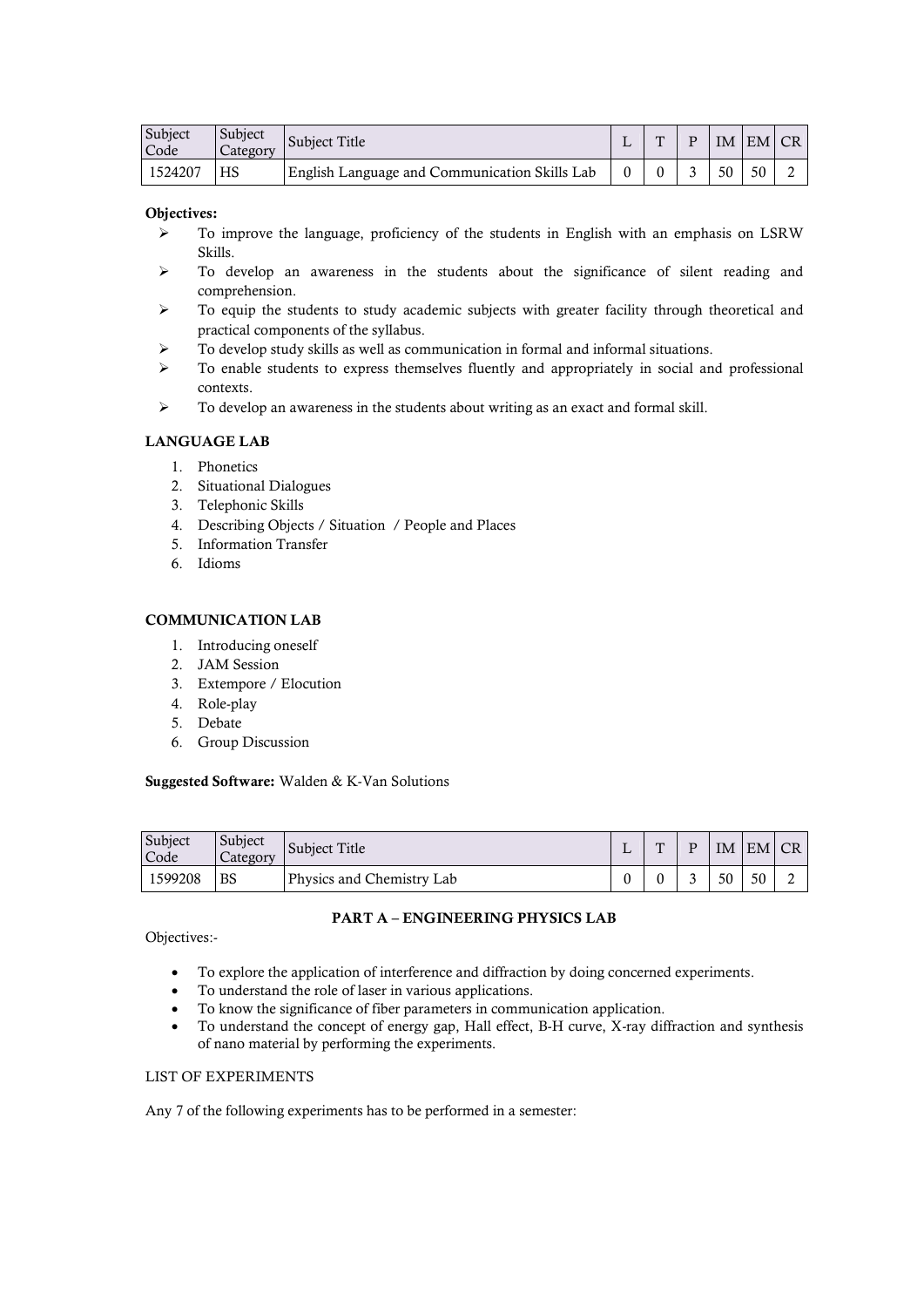| Subject Code | Subject Category | Subject Title | L | T | P | IM | EM | CR |
|---|---|---|---|---|---|---|---|---|
| 1524207 | HS | English Language and Communication Skills Lab | 0 | 0 | 3 | 50 | 50 | 2 |

**Objectives:**

- To improve the language, proficiency of the students in English with an emphasis on LSRW Skills.
- To develop an awareness in the students about the significance of silent reading and comprehension.
- To equip the students to study academic subjects with greater facility through theoretical and practical components of the syllabus.
- To develop study skills as well as communication in formal and informal situations.
- To enable students to express themselves fluently and appropriately in social and professional contexts.
- To develop an awareness in the students about writing as an exact and formal skill.

**LANGUAGE LAB**

1. Phonetics
2. Situational Dialogues
3. Telephonic Skills
4. Describing Objects / Situation / People and Places
5. Information Transfer
6. Idioms

**COMMUNICATION LAB**

1. Introducing oneself
2. JAM Session
3. Extempore / Elocution
4. Role-play
5. Debate
6. Group Discussion

**Suggested Software:** Walden & K-Van Solutions

| Subject Code | Subject Category | Subject Title | L | T | P | IM | EM | CR |
|---|---|---|---|---|---|---|---|---|
| 1599208 | BS | Physics and Chemistry Lab | 0 | 0 | 3 | 50 | 50 | 2 |

**PART A – ENGINEERING PHYSICS LAB**

Objectives:-

- To explore the application of interference and diffraction by doing concerned experiments.
- To understand the role of laser in various applications.
- To know the significance of fiber parameters in communication application.
- To understand the concept of energy gap, Hall effect, B-H curve, X-ray diffraction and synthesis of nano material by performing the experiments.

LIST OF EXPERIMENTS

Any 7 of the following experiments has to be performed in a semester: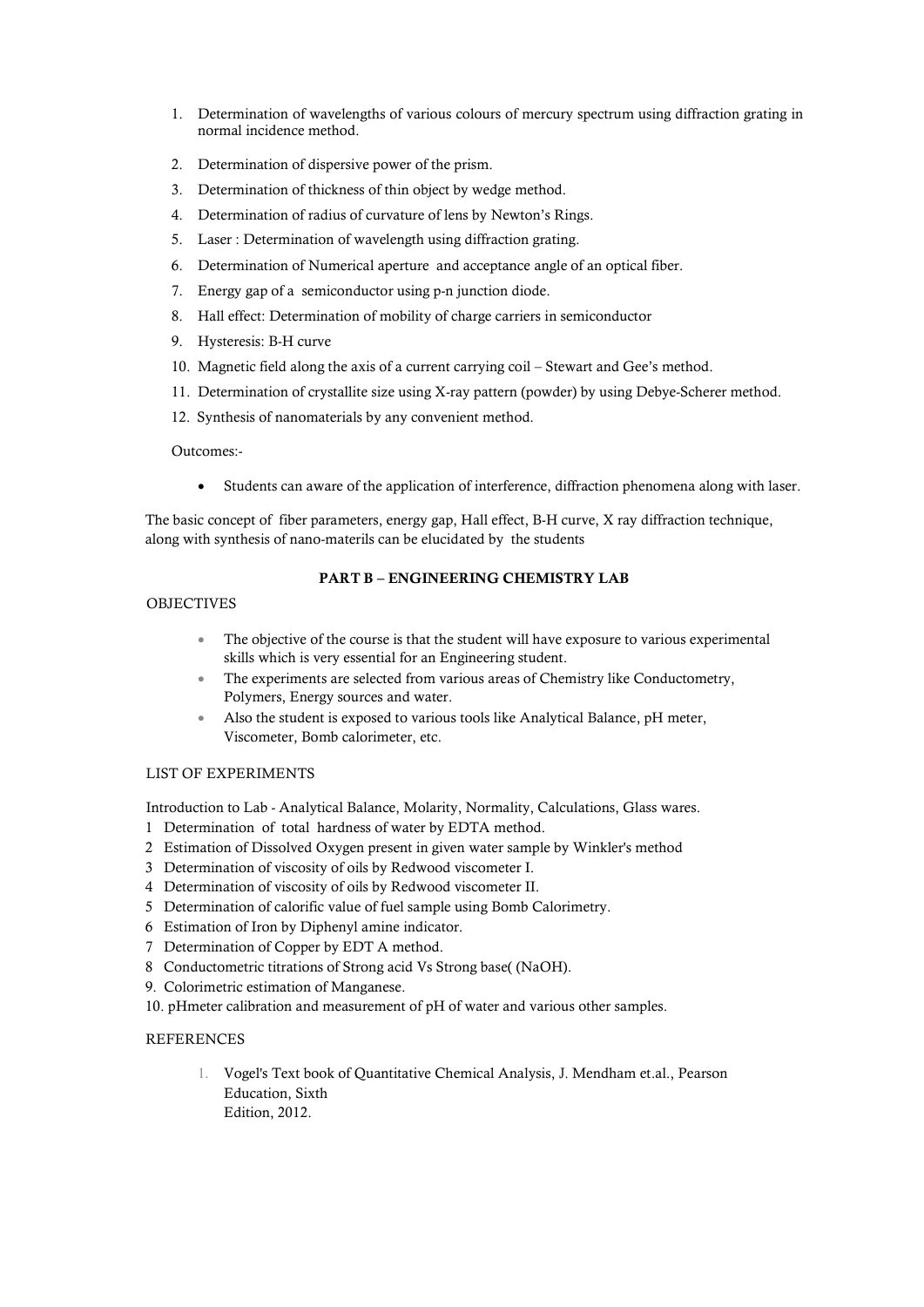1. Determination of wavelengths of various colours of mercury spectrum using diffraction grating in normal incidence method.
2. Determination of dispersive power of the prism.
3. Determination of thickness of thin object by wedge method.
4. Determination of radius of curvature of lens by Newton's Rings.
5. Laser : Determination of wavelength using diffraction grating.
6. Determination of Numerical aperture and acceptance angle of an optical fiber.
7. Energy gap of a semiconductor using p-n junction diode.
8. Hall effect: Determination of mobility of charge carriers in semiconductor
9. Hysteresis: B-H curve
10. Magnetic field along the axis of a current carrying coil – Stewart and Gee's method.
11. Determination of crystallite size using X-ray pattern (powder) by using Debye-Scherer method.
12. Synthesis of nanomaterials by any convenient method.

Outcomes:-

- Students can aware of the application of interference, diffraction phenomena along with laser.

The basic concept of fiber parameters, energy gap, Hall effect, B-H curve, X ray diffraction technique, along with synthesis of nano-materils can be elucidated by the students

**PART B – ENGINEERING CHEMISTRY LAB**

OBJECTIVES

- The objective of the course is that the student will have exposure to various experimental skills which is very essential for an Engineering student.
- The experiments are selected from various areas of Chemistry like Conductometry, Polymers, Energy sources and water.
- Also the student is exposed to various tools like Analytical Balance, pH meter, Viscometer, Bomb calorimeter, etc.

LIST OF EXPERIMENTS

Introduction to Lab - Analytical Balance, Molarity, Normality, Calculations, Glass wares.

1 Determination of total hardness of water by EDTA method.
2 Estimation of Dissolved Oxygen present in given water sample by Winkler's method
3 Determination of viscosity of oils by Redwood viscometer I.
4 Determination of viscosity of oils by Redwood viscometer II.
5 Determination of calorific value of fuel sample using Bomb Calorimetry.
6 Estimation of Iron by Diphenyl amine indicator.
7 Determination of Copper by EDT A method.
8 Conductometric titrations of Strong acid Vs Strong base( (NaOH).
9. Colorimetric estimation of Manganese.
10. pHmeter calibration and measurement of pH of water and various other samples.

REFERENCES

1. Vogel's Text book of Quantitative Chemical Analysis, J. Mendham et.al., Pearson Education, Sixth Edition, 2012.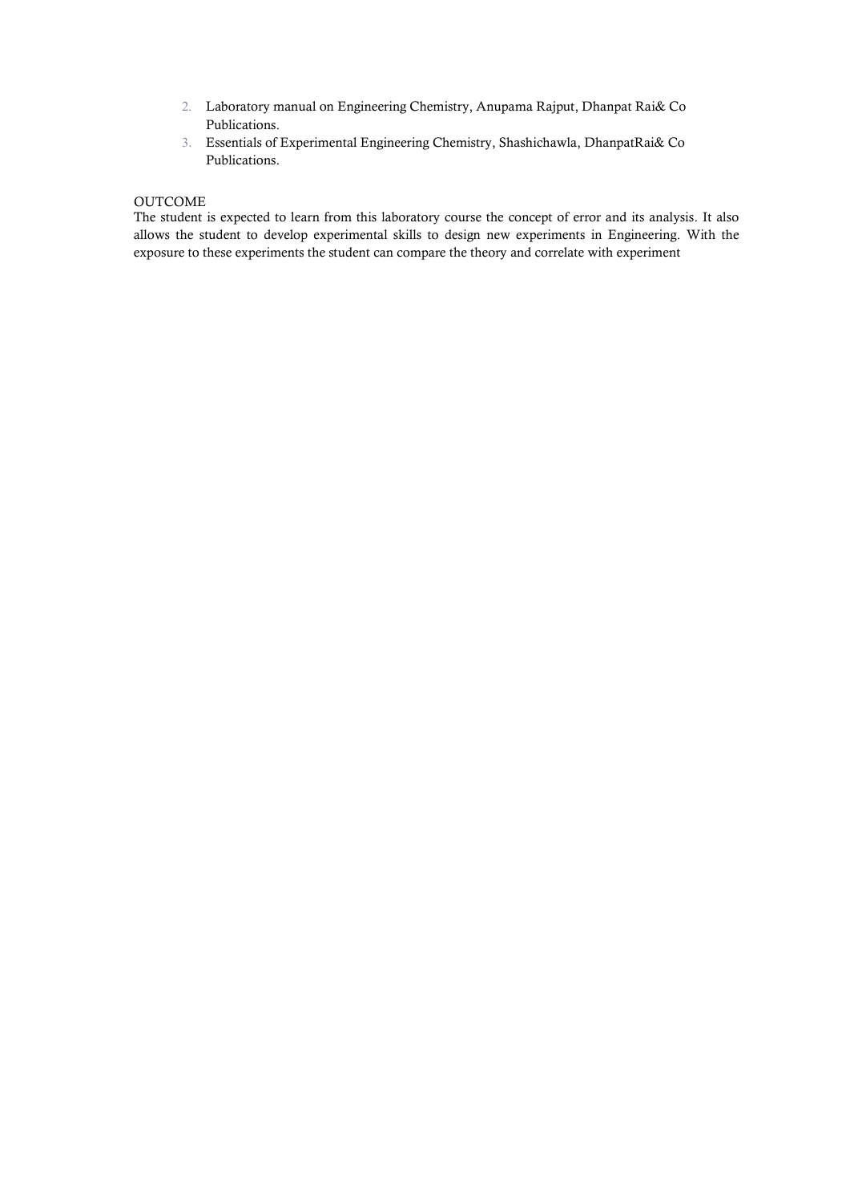2. Laboratory manual on Engineering Chemistry, Anupama Rajput, Dhanpat Rai& Co Publications.
3. Essentials of Experimental Engineering Chemistry, Shashichawla, DhanpatRai& Co Publications.

OUTCOME

The student is expected to learn from this laboratory course the concept of error and its analysis. It also allows the student to develop experimental skills to design new experiments in Engineering. With the exposure to these experiments the student can compare the theory and correlate with experiment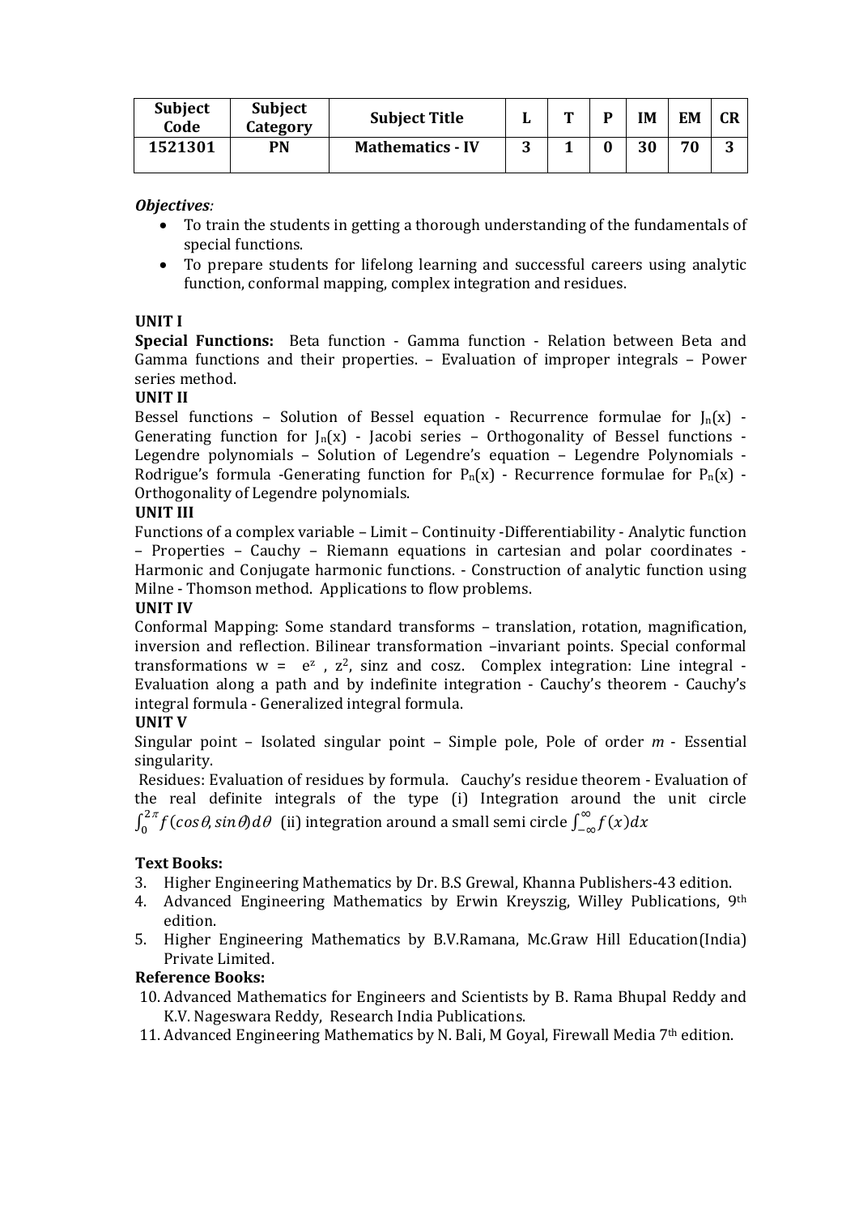| Subject Code | Subject Category | Subject Title | L | T | P | IM | EM | CR |
|---|---|---|---|---|---|---|---|---|
| 1521301 | PN | Mathematics - IV | 3 | 1 | 0 | 30 | 70 | 3 |

***Objectives:***

- To train the students in getting a thorough understanding of the fundamentals of special functions.
- To prepare students for lifelong learning and successful careers using analytic function, conformal mapping, complex integration and residues.

**UNIT I**

**Special Functions:** Beta function - Gamma function - Relation between Beta and Gamma functions and their properties. – Evaluation of improper integrals – Power series method.

**UNIT II**

Bessel functions – Solution of Bessel equation - Recurrence formulae for $J_n(x)$ - Generating function for $J_n(x)$ - Jacobi series – Orthogonality of Bessel functions - Legendre polynomials – Solution of Legendre's equation – Legendre Polynomials - Rodrigue's formula -Generating function for $P_n(x)$ - Recurrence formulae for $P_n(x)$ - Orthogonality of Legendre polynomials.

**UNIT III**

Functions of a complex variable – Limit – Continuity -Differentiability - Analytic function – Properties – Cauchy – Riemann equations in cartesian and polar coordinates - Harmonic and Conjugate harmonic functions. - Construction of analytic function using Milne - Thomson method. Applications to flow problems.

**UNIT IV**

Conformal Mapping: Some standard transforms – translation, rotation, magnification, inversion and reflection. Bilinear transformation –invariant points. Special conformal transformations w = $e^z$ , $z^2$, sinz and cosz. Complex integration: Line integral - Evaluation along a path and by indefinite integration - Cauchy's theorem - Cauchy's integral formula - Generalized integral formula.

**UNIT V**

Singular point – Isolated singular point – Simple pole, Pole of order *m* - Essential singularity.

Residues: Evaluation of residues by formula. Cauchy's residue theorem - Evaluation of the real definite integrals of the type (i) Integration around the unit circle $\int_0^{2\pi} f(\cos\theta, \sin\theta)d\theta$ (ii) integration around a small semi circle $\int_{-\infty}^{\infty} f(x)dx$

**Text Books:**

3. Higher Engineering Mathematics by Dr. B.S Grewal, Khanna Publishers-43 edition.
4. Advanced Engineering Mathematics by Erwin Kreyszig, Willey Publications, 9th edition.
5. Higher Engineering Mathematics by B.V.Ramana, Mc.Graw Hill Education(India) Private Limited.

**Reference Books:**

10. Advanced Mathematics for Engineers and Scientists by B. Rama Bhupal Reddy and K.V. Nageswara Reddy, Research India Publications.
11. Advanced Engineering Mathematics by N. Bali, M Goyal, Firewall Media 7th edition.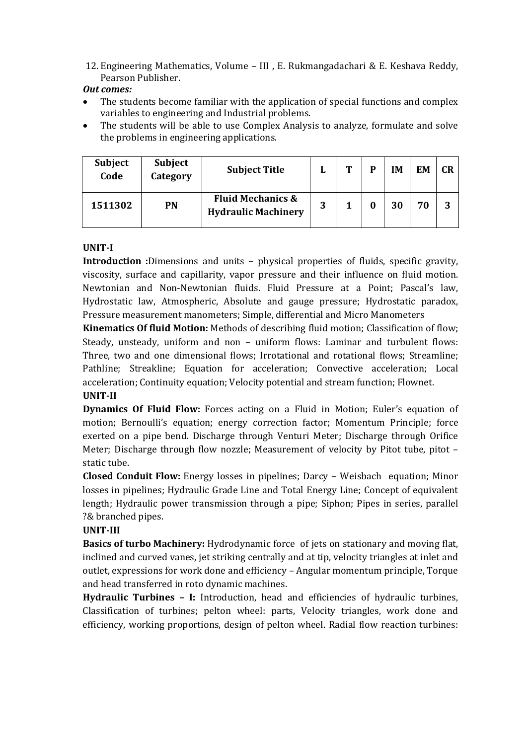12. Engineering Mathematics, Volume – III , E. Rukmangadachari & E. Keshava Reddy, Pearson Publisher.

***Out comes:***

- The students become familiar with the application of special functions and complex variables to engineering and Industrial problems.
- The students will be able to use Complex Analysis to analyze, formulate and solve the problems in engineering applications.

| Subject Code | Subject Category | Subject Title | L | T | P | IM | EM | CR |
|---|---|---|---|---|---|---|---|---|
| **1511302** | **PN** | **Fluid Mechanics & Hydraulic Machinery** | **3** | **1** | **0** | **30** | **70** | **3** |

**UNIT-I**

**Introduction :**Dimensions and units – physical properties of fluids, specific gravity, viscosity, surface and capillarity, vapor pressure and their influence on fluid motion. Newtonian and Non-Newtonian fluids. Fluid Pressure at a Point; Pascal's law, Hydrostatic law, Atmospheric, Absolute and gauge pressure; Hydrostatic paradox, Pressure measurement manometers; Simple, differential and Micro Manometers

**Kinematics Of fluid Motion:** Methods of describing fluid motion; Classification of flow; Steady, unsteady, uniform and non – uniform flows: Laminar and turbulent flows: Three, two and one dimensional flows; Irrotational and rotational flows; Streamline; Pathline; Streakline; Equation for acceleration; Convective acceleration; Local acceleration; Continuity equation; Velocity potential and stream function; Flownet.

**UNIT-II**

**Dynamics Of Fluid Flow:** Forces acting on a Fluid in Motion; Euler's equation of motion; Bernoulli's equation; energy correction factor; Momentum Principle; force exerted on a pipe bend. Discharge through Venturi Meter; Discharge through Orifice Meter; Discharge through flow nozzle; Measurement of velocity by Pitot tube, pitot – static tube.

**Closed Conduit Flow:** Energy losses in pipelines; Darcy – Weisbach equation; Minor losses in pipelines; Hydraulic Grade Line and Total Energy Line; Concept of equivalent length; Hydraulic power transmission through a pipe; Siphon; Pipes in series, parallel ?& branched pipes.

**UNIT-III**

**Basics of turbo Machinery:** Hydrodynamic force of jets on stationary and moving flat, inclined and curved vanes, jet striking centrally and at tip, velocity triangles at inlet and outlet, expressions for work done and efficiency – Angular momentum principle, Torque and head transferred in roto dynamic machines.

**Hydraulic Turbines – I:** Introduction, head and efficiencies of hydraulic turbines, Classification of turbines; pelton wheel: parts, Velocity triangles, work done and efficiency, working proportions, design of pelton wheel. Radial flow reaction turbines: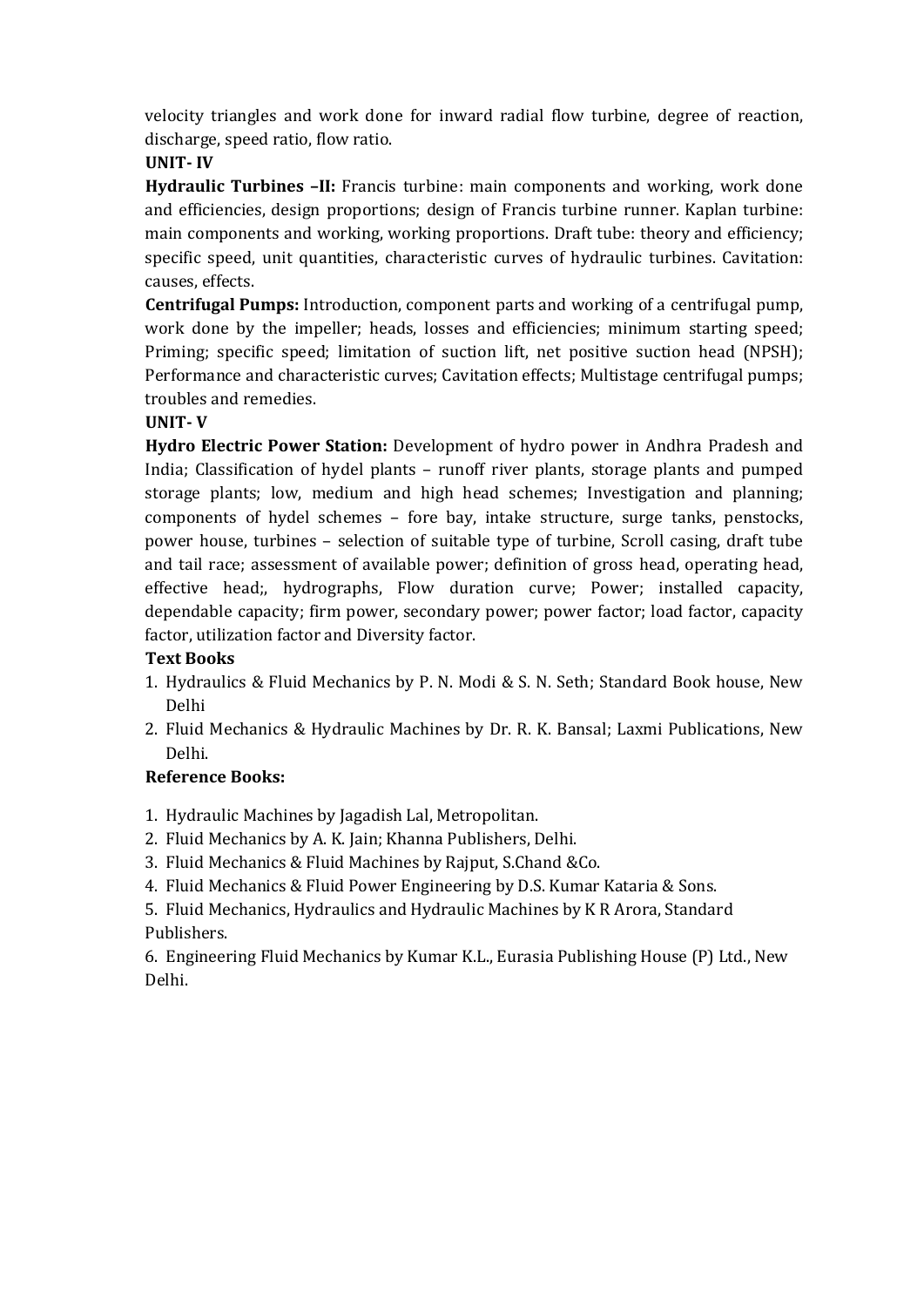velocity triangles and work done for inward radial flow turbine, degree of reaction, discharge, speed ratio, flow ratio.

**UNIT- IV**

**Hydraulic Turbines –II:** Francis turbine: main components and working, work done and efficiencies, design proportions; design of Francis turbine runner. Kaplan turbine: main components and working, working proportions. Draft tube: theory and efficiency; specific speed, unit quantities, characteristic curves of hydraulic turbines. Cavitation: causes, effects.

**Centrifugal Pumps:** Introduction, component parts and working of a centrifugal pump, work done by the impeller; heads, losses and efficiencies; minimum starting speed; Priming; specific speed; limitation of suction lift, net positive suction head (NPSH); Performance and characteristic curves; Cavitation effects; Multistage centrifugal pumps; troubles and remedies.

**UNIT- V**

**Hydro Electric Power Station:** Development of hydro power in Andhra Pradesh and India; Classification of hydel plants – runoff river plants, storage plants and pumped storage plants; low, medium and high head schemes; Investigation and planning; components of hydel schemes – fore bay, intake structure, surge tanks, penstocks, power house, turbines – selection of suitable type of turbine, Scroll casing, draft tube and tail race; assessment of available power; definition of gross head, operating head, effective head;, hydrographs, Flow duration curve; Power; installed capacity, dependable capacity; firm power, secondary power; power factor; load factor, capacity factor, utilization factor and Diversity factor.

**Text Books**

1. Hydraulics & Fluid Mechanics by P. N. Modi & S. N. Seth; Standard Book house, New Delhi
2. Fluid Mechanics & Hydraulic Machines by Dr. R. K. Bansal; Laxmi Publications, New Delhi.

**Reference Books:**

1. Hydraulic Machines by Jagadish Lal, Metropolitan.
2. Fluid Mechanics by A. K. Jain; Khanna Publishers, Delhi.
3. Fluid Mechanics & Fluid Machines by Rajput, S.Chand &Co.
4. Fluid Mechanics & Fluid Power Engineering by D.S. Kumar Kataria & Sons.
5. Fluid Mechanics, Hydraulics and Hydraulic Machines by K R Arora, Standard Publishers.
6. Engineering Fluid Mechanics by Kumar K.L., Eurasia Publishing House (P) Ltd., New Delhi.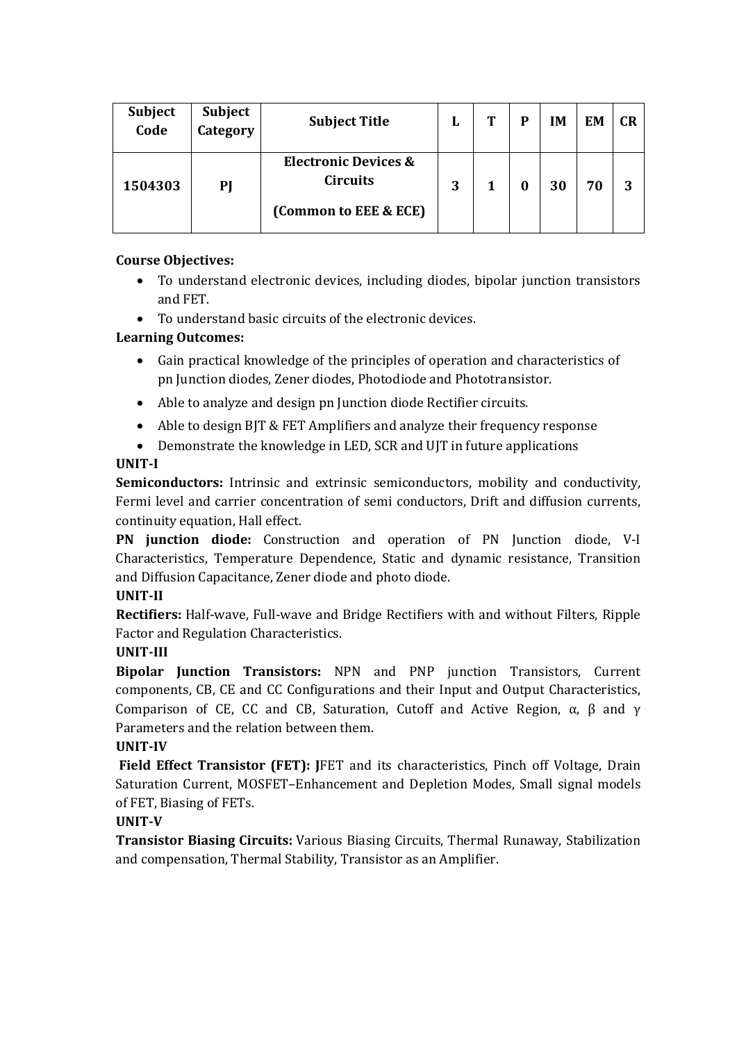| Subject Code | Subject Category | Subject Title | L | T | P | IM | EM | CR |
|---|---|---|---|---|---|---|---|---|
| **1504303** | **PJ** | **Electronic Devices & Circuits (Common to EEE & ECE)** | **3** | **1** | **0** | **30** | **70** | **3** |

**Course Objectives:**

- To understand electronic devices, including diodes, bipolar junction transistors and FET.
- To understand basic circuits of the electronic devices.

**Learning Outcomes:**

- Gain practical knowledge of the principles of operation and characteristics of pn Junction diodes, Zener diodes, Photodiode and Phototransistor.
- Able to analyze and design pn Junction diode Rectifier circuits.
- Able to design BJT & FET Amplifiers and analyze their frequency response
- Demonstrate the knowledge in LED, SCR and UJT in future applications

**UNIT-I**

**Semiconductors:** Intrinsic and extrinsic semiconductors, mobility and conductivity, Fermi level and carrier concentration of semi conductors, Drift and diffusion currents, continuity equation, Hall effect.

**PN junction diode:** Construction and operation of PN Junction diode, V-I Characteristics, Temperature Dependence, Static and dynamic resistance, Transition and Diffusion Capacitance, Zener diode and photo diode.

**UNIT-II**

**Rectifiers:** Half-wave, Full-wave and Bridge Rectifiers with and without Filters, Ripple Factor and Regulation Characteristics.

**UNIT-III**

**Bipolar Junction Transistors:** NPN and PNP junction Transistors, Current components, CB, CE and CC Configurations and their Input and Output Characteristics, Comparison of CE, CC and CB, Saturation, Cutoff and Active Region, $\alpha$, $\beta$ and $\gamma$ Parameters and the relation between them.

**UNIT-IV**

**Field Effect Transistor (FET): J**FET and its characteristics, Pinch off Voltage, Drain Saturation Current, MOSFET–Enhancement and Depletion Modes, Small signal models of FET, Biasing of FETs.

**UNIT-V**

**Transistor Biasing Circuits:** Various Biasing Circuits, Thermal Runaway, Stabilization and compensation, Thermal Stability, Transistor as an Amplifier.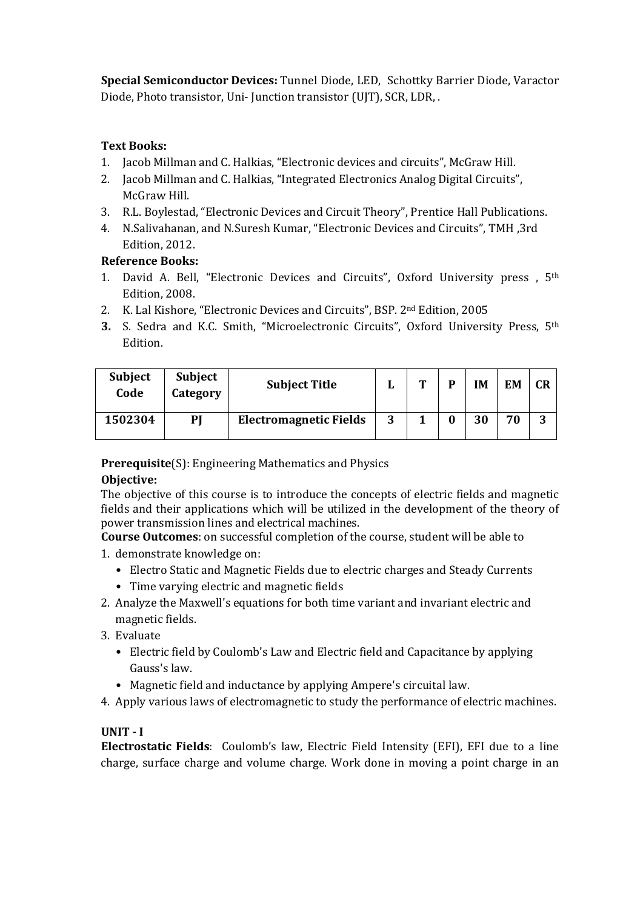**Special Semiconductor Devices:** Tunnel Diode, LED, Schottky Barrier Diode, Varactor Diode, Photo transistor, Uni- Junction transistor (UJT), SCR, LDR, .

**Text Books:**

1. Jacob Millman and C. Halkias, "Electronic devices and circuits", McGraw Hill.
2. Jacob Millman and C. Halkias, "Integrated Electronics Analog Digital Circuits", McGraw Hill.
3. R.L. Boylestad, "Electronic Devices and Circuit Theory", Prentice Hall Publications.
4. N.Salivahanan, and N.Suresh Kumar, "Electronic Devices and Circuits", TMH ,3rd Edition, 2012.

**Reference Books:**

1. David A. Bell, "Electronic Devices and Circuits", Oxford University press , 5th Edition, 2008.
2. K. Lal Kishore, "Electronic Devices and Circuits", BSP. 2nd Edition, 2005
3. S. Sedra and K.C. Smith, "Microelectronic Circuits", Oxford University Press, 5th Edition.

| Subject Code | Subject Category | Subject Title | L | T | P | IM | EM | CR |
|---|---|---|---|---|---|---|---|---|
| 1502304 | PJ | Electromagnetic Fields | 3 | 1 | 0 | 30 | 70 | 3 |

**Prerequisite**(S): Engineering Mathematics and Physics

**Objective:**

The objective of this course is to introduce the concepts of electric fields and magnetic fields and their applications which will be utilized in the development of the theory of power transmission lines and electrical machines.

**Course Outcomes**: on successful completion of the course, student will be able to

1. demonstrate knowledge on:
   - Electro Static and Magnetic Fields due to electric charges and Steady Currents
   - Time varying electric and magnetic fields
2. Analyze the Maxwell's equations for both time variant and invariant electric and magnetic fields.
3. Evaluate
   - Electric field by Coulomb's Law and Electric field and Capacitance by applying Gauss's law.
   - Magnetic field and inductance by applying Ampere's circuital law.
4. Apply various laws of electromagnetic to study the performance of electric machines.

**UNIT - I**

**Electrostatic Fields**: Coulomb's law, Electric Field Intensity (EFI), EFI due to a line charge, surface charge and volume charge. Work done in moving a point charge in an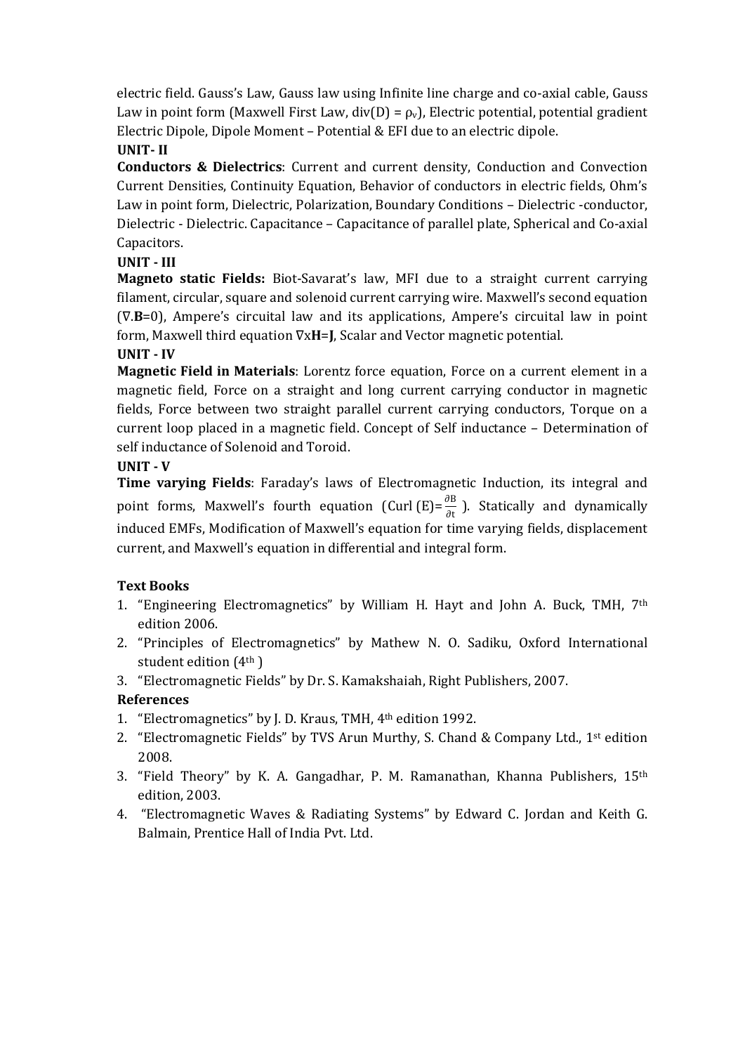electric field. Gauss's Law, Gauss law using Infinite line charge and co-axial cable, Gauss Law in point form (Maxwell First Law, div(D) = $\rho_v$), Electric potential, potential gradient Electric Dipole, Dipole Moment – Potential & EFI due to an electric dipole.

**UNIT- II**

**Conductors & Dielectrics**: Current and current density, Conduction and Convection Current Densities, Continuity Equation, Behavior of conductors in electric fields, Ohm's Law in point form, Dielectric, Polarization, Boundary Conditions – Dielectric -conductor, Dielectric - Dielectric. Capacitance – Capacitance of parallel plate, Spherical and Co-axial Capacitors.

**UNIT - III**

**Magneto static Fields:** Biot-Savarat's law, MFI due to a straight current carrying filament, circular, square and solenoid current carrying wire. Maxwell's second equation ($\nabla.\mathbf{B}=0$), Ampere's circuital law and its applications, Ampere's circuital law in point form, Maxwell third equation $\nabla x\mathbf{H}=\mathbf{J}$, Scalar and Vector magnetic potential.

**UNIT - IV**

**Magnetic Field in Materials**: Lorentz force equation, Force on a current element in a magnetic field, Force on a straight and long current carrying conductor in magnetic fields, Force between two straight parallel current carrying conductors, Torque on a current loop placed in a magnetic field. Concept of Self inductance – Determination of self inductance of Solenoid and Toroid.

**UNIT - V**

**Time varying Fields**: Faraday's laws of Electromagnetic Induction, its integral and point forms, Maxwell's fourth equation (Curl (E)=$\frac{\partial B}{\partial t}$ ). Statically and dynamically induced EMFs, Modification of Maxwell's equation for time varying fields, displacement current, and Maxwell's equation in differential and integral form.

**Text Books**

1. "Engineering Electromagnetics" by William H. Hayt and John A. Buck, TMH, 7th edition 2006.
2. "Principles of Electromagnetics" by Mathew N. O. Sadiku, Oxford International student edition (4th )
3. "Electromagnetic Fields" by Dr. S. Kamakshaiah, Right Publishers, 2007.

**References**

1. "Electromagnetics" by J. D. Kraus, TMH, 4th edition 1992.
2. "Electromagnetic Fields" by TVS Arun Murthy, S. Chand & Company Ltd., 1st edition 2008.
3. "Field Theory" by K. A. Gangadhar, P. M. Ramanathan, Khanna Publishers, 15th edition, 2003.
4. "Electromagnetic Waves & Radiating Systems" by Edward C. Jordan and Keith G. Balmain, Prentice Hall of India Pvt. Ltd.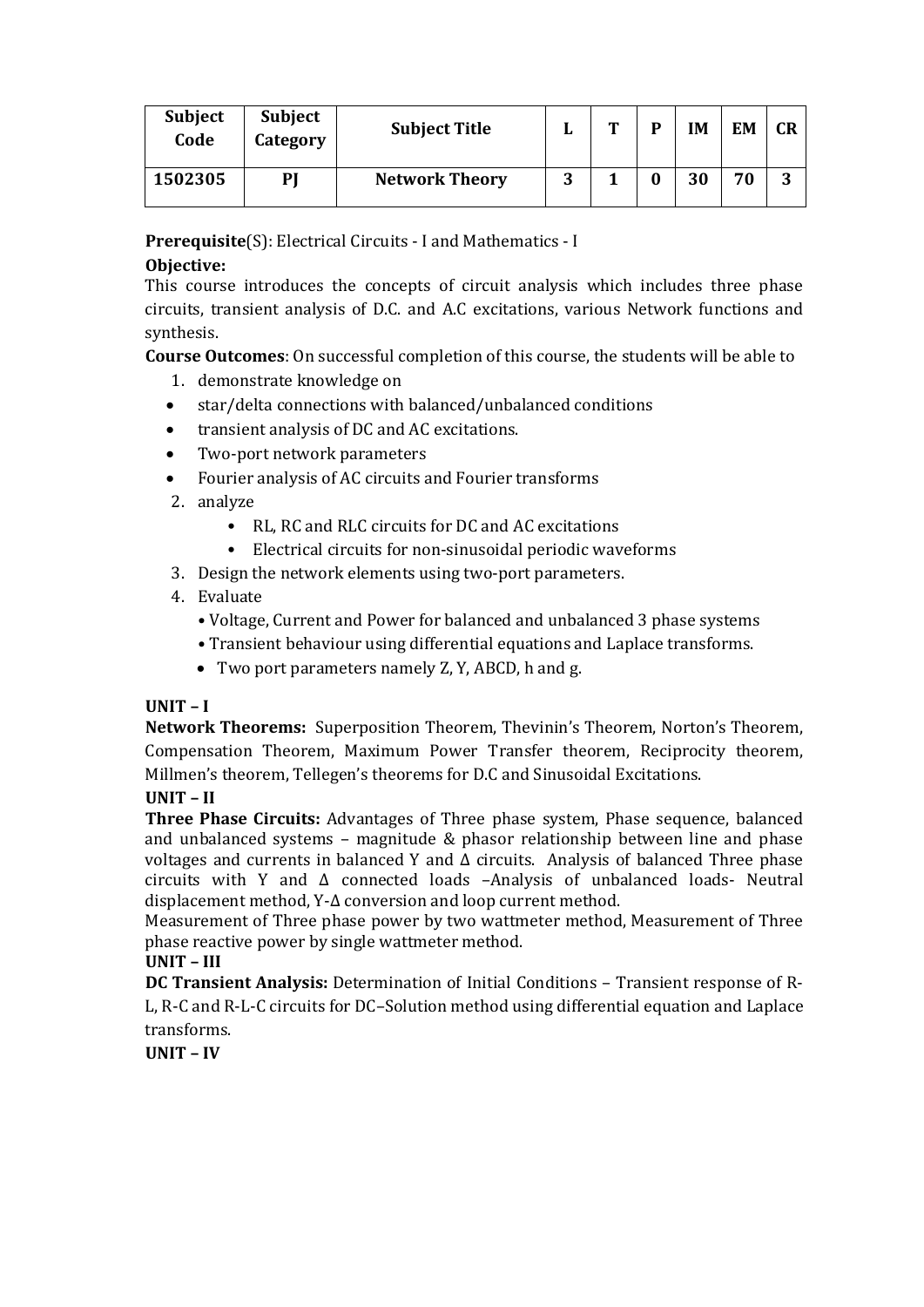| Subject Code | Subject Category | Subject Title | L | T | P | IM | EM | CR |
|---|---|---|---|---|---|---|---|---|
| **1502305** | **PJ** | **Network Theory** | **3** | **1** | **0** | **30** | **70** | **3** |

**Prerequisite**(S): Electrical Circuits - I and Mathematics - I

**Objective:**

This course introduces the concepts of circuit analysis which includes three phase circuits, transient analysis of D.C. and A.C excitations, various Network functions and synthesis.

**Course Outcomes**: On successful completion of this course, the students will be able to

1. demonstrate knowledge on
   - star/delta connections with balanced/unbalanced conditions
   - transient analysis of DC and AC excitations.
   - Two-port network parameters
   - Fourier analysis of AC circuits and Fourier transforms
2. analyze
   - RL, RC and RLC circuits for DC and AC excitations
   - Electrical circuits for non-sinusoidal periodic waveforms
3. Design the network elements using two-port parameters.
4. Evaluate
   - Voltage, Current and Power for balanced and unbalanced 3 phase systems
   - Transient behaviour using differential equations and Laplace transforms.
   - Two port parameters namely Z, Y, ABCD, h and g.

**UNIT – I**

**Network Theorems:** Superposition Theorem, Thevinin's Theorem, Norton's Theorem, Compensation Theorem, Maximum Power Transfer theorem, Reciprocity theorem, Millmen's theorem, Tellegen's theorems for D.C and Sinusoidal Excitations.

**UNIT – II**

**Three Phase Circuits:** Advantages of Three phase system, Phase sequence, balanced and unbalanced systems – magnitude & phasor relationship between line and phase voltages and currents in balanced Y and Δ circuits. Analysis of balanced Three phase circuits with Y and Δ connected loads –Analysis of unbalanced loads- Neutral displacement method, Y-Δ conversion and loop current method.

Measurement of Three phase power by two wattmeter method, Measurement of Three phase reactive power by single wattmeter method.

**UNIT – III**

**DC Transient Analysis:** Determination of Initial Conditions – Transient response of R-L, R-C and R-L-C circuits for DC–Solution method using differential equation and Laplace transforms.

**UNIT – IV**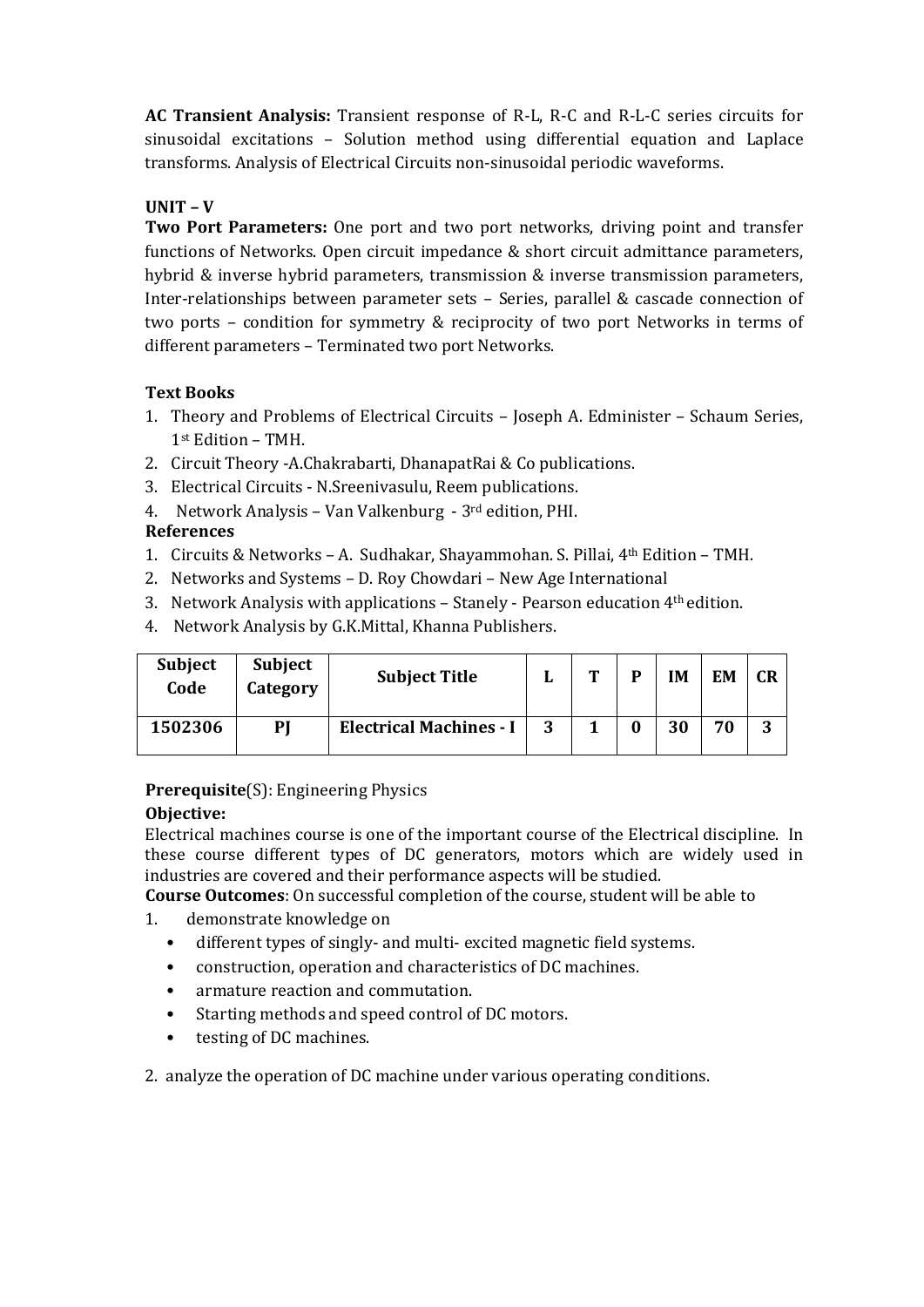**AC Transient Analysis:** Transient response of R-L, R-C and R-L-C series circuits for sinusoidal excitations – Solution method using differential equation and Laplace transforms. Analysis of Electrical Circuits non-sinusoidal periodic waveforms.

**UNIT – V**

**Two Port Parameters:** One port and two port networks, driving point and transfer functions of Networks. Open circuit impedance & short circuit admittance parameters, hybrid & inverse hybrid parameters, transmission & inverse transmission parameters, Inter-relationships between parameter sets – Series, parallel & cascade connection of two ports – condition for symmetry & reciprocity of two port Networks in terms of different parameters – Terminated two port Networks.

**Text Books**

1. Theory and Problems of Electrical Circuits – Joseph A. Edminister – Schaum Series, 1st Edition – TMH.
2. Circuit Theory -A.Chakrabarti, DhanapatRai & Co publications.
3. Electrical Circuits - N.Sreenivasulu, Reem publications.
4. Network Analysis – Van Valkenburg - 3rd edition, PHI.

**References**

1. Circuits & Networks – A. Sudhakar, Shayammohan. S. Pillai, 4th Edition – TMH.
2. Networks and Systems – D. Roy Chowdari – New Age International
3. Network Analysis with applications – Stanely - Pearson education 4th edition.
4. Network Analysis by G.K.Mittal, Khanna Publishers.

| Subject Code | Subject Category | Subject Title | L | T | P | IM | EM | CR |
|---|---|---|---|---|---|---|---|---|
| **1502306** | **PJ** | **Electrical Machines - I** | **3** | **1** | **0** | **30** | **70** | **3** |

**Prerequisite**(S): Engineering Physics

**Objective:**

Electrical machines course is one of the important course of the Electrical discipline. In these course different types of DC generators, motors which are widely used in industries are covered and their performance aspects will be studied.

**Course Outcomes**: On successful completion of the course, student will be able to

1. demonstrate knowledge on
   - different types of singly- and multi- excited magnetic field systems.
   - construction, operation and characteristics of DC machines.
   - armature reaction and commutation.
   - Starting methods and speed control of DC motors.
   - testing of DC machines.

2. analyze the operation of DC machine under various operating conditions.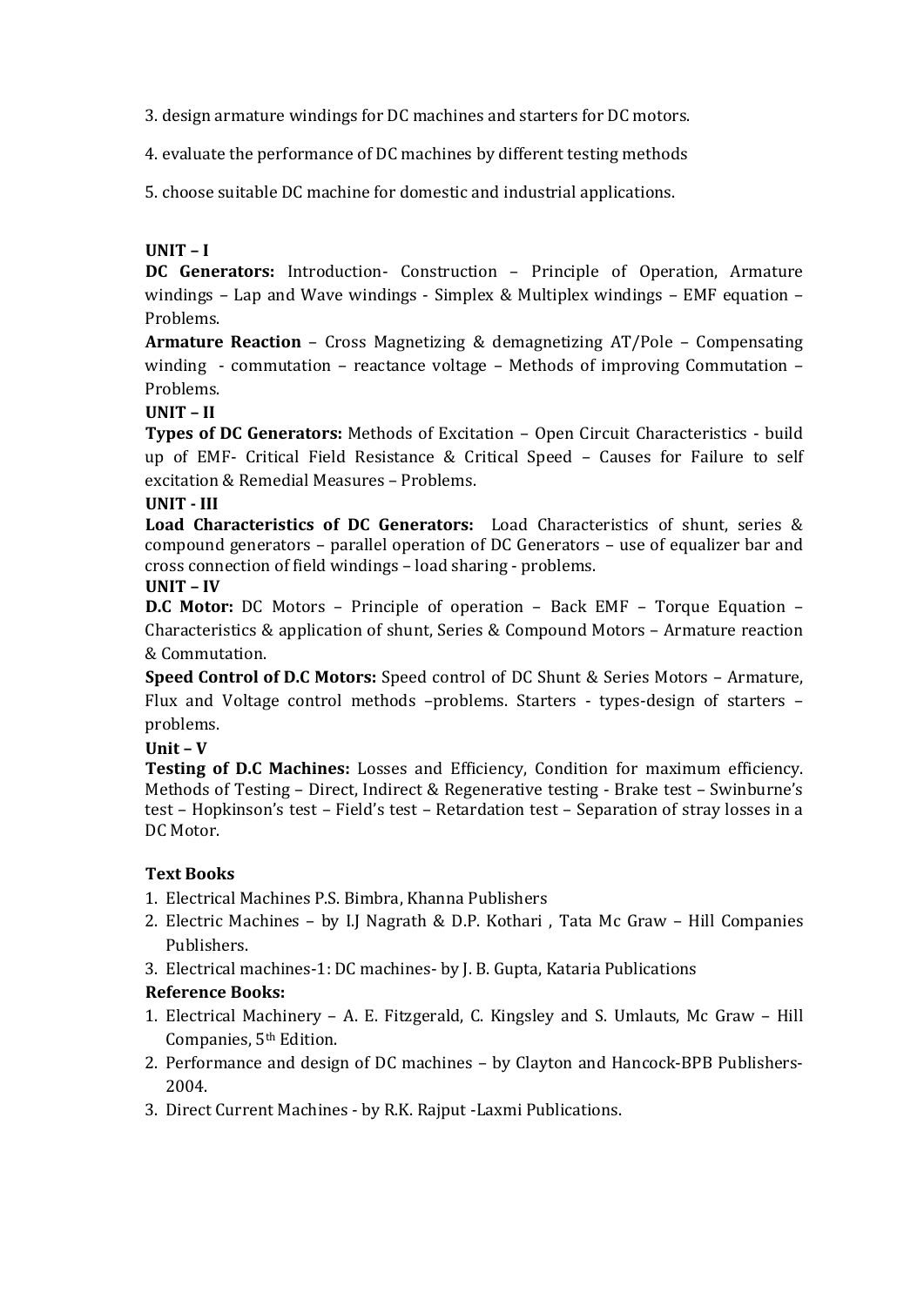3. design armature windings for DC machines and starters for DC motors.

4. evaluate the performance of DC machines by different testing methods

5. choose suitable DC machine for domestic and industrial applications.

**UNIT – I**

**DC Generators:** Introduction- Construction – Principle of Operation, Armature windings – Lap and Wave windings - Simplex & Multiplex windings – EMF equation – Problems.

**Armature Reaction** – Cross Magnetizing & demagnetizing AT/Pole – Compensating winding - commutation – reactance voltage – Methods of improving Commutation – Problems.

**UNIT – II**

**Types of DC Generators:** Methods of Excitation – Open Circuit Characteristics - build up of EMF- Critical Field Resistance & Critical Speed – Causes for Failure to self excitation & Remedial Measures – Problems.

**UNIT - III**

**Load Characteristics of DC Generators:** Load Characteristics of shunt, series & compound generators – parallel operation of DC Generators – use of equalizer bar and cross connection of field windings – load sharing - problems.

**UNIT – IV**

**D.C Motor:** DC Motors – Principle of operation – Back EMF – Torque Equation – Characteristics & application of shunt, Series & Compound Motors – Armature reaction & Commutation.

**Speed Control of D.C Motors:** Speed control of DC Shunt & Series Motors – Armature, Flux and Voltage control methods –problems. Starters - types-design of starters – problems.

**Unit – V**

**Testing of D.C Machines:** Losses and Efficiency, Condition for maximum efficiency. Methods of Testing – Direct, Indirect & Regenerative testing - Brake test – Swinburne's test – Hopkinson's test – Field's test – Retardation test – Separation of stray losses in a DC Motor.

**Text Books**

1. Electrical Machines P.S. Bimbra, Khanna Publishers
2. Electric Machines – by I.J Nagrath & D.P. Kothari , Tata Mc Graw – Hill Companies Publishers.
3. Electrical machines-1: DC machines- by J. B. Gupta, Kataria Publications

**Reference Books:**

1. Electrical Machinery – A. E. Fitzgerald, C. Kingsley and S. Umlauts, Mc Graw – Hill Companies, 5th Edition.
2. Performance and design of DC machines – by Clayton and Hancock-BPB Publishers-2004.
3. Direct Current Machines - by R.K. Rajput -Laxmi Publications.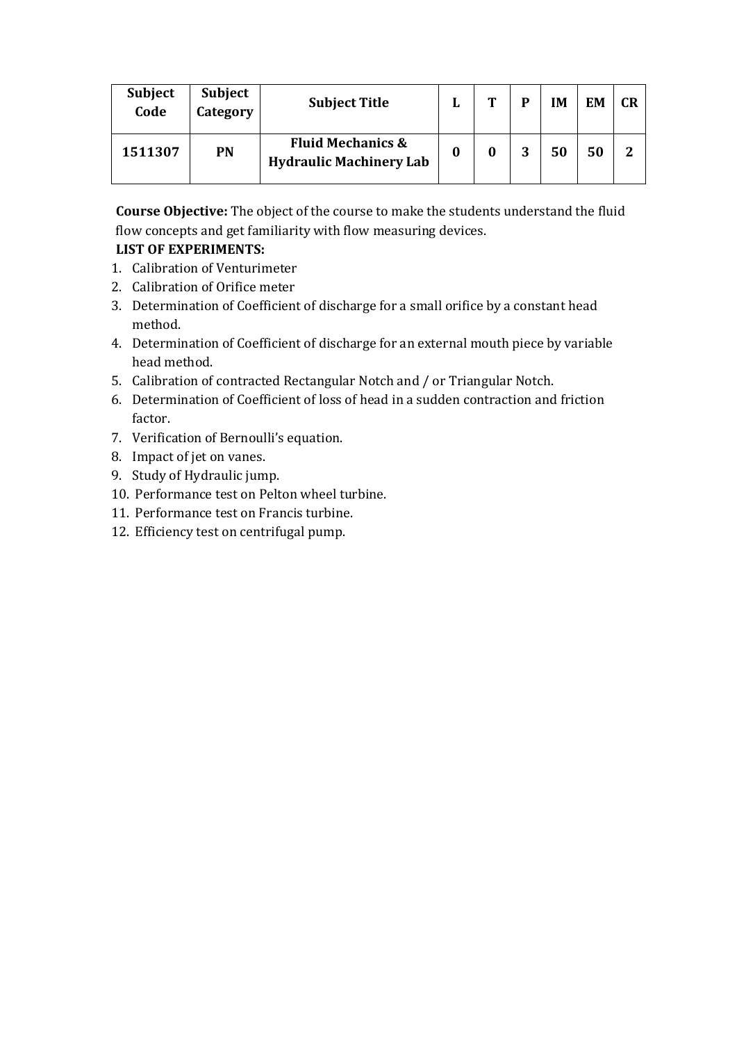| Subject Code | Subject Category | Subject Title | L | T | P | IM | EM | CR |
|---|---|---|---|---|---|---|---|---|
| 1511307 | PN | Fluid Mechanics & Hydraulic Machinery Lab | 0 | 0 | 3 | 50 | 50 | 2 |

**Course Objective:** The object of the course to make the students understand the fluid flow concepts and get familiarity with flow measuring devices.

**LIST OF EXPERIMENTS:**

1. Calibration of Venturimeter
2. Calibration of Orifice meter
3. Determination of Coefficient of discharge for a small orifice by a constant head method.
4. Determination of Coefficient of discharge for an external mouth piece by variable head method.
5. Calibration of contracted Rectangular Notch and / or Triangular Notch.
6. Determination of Coefficient of loss of head in a sudden contraction and friction factor.
7. Verification of Bernoulli's equation.
8. Impact of jet on vanes.
9. Study of Hydraulic jump.
10. Performance test on Pelton wheel turbine.
11. Performance test on Francis turbine.
12. Efficiency test on centrifugal pump.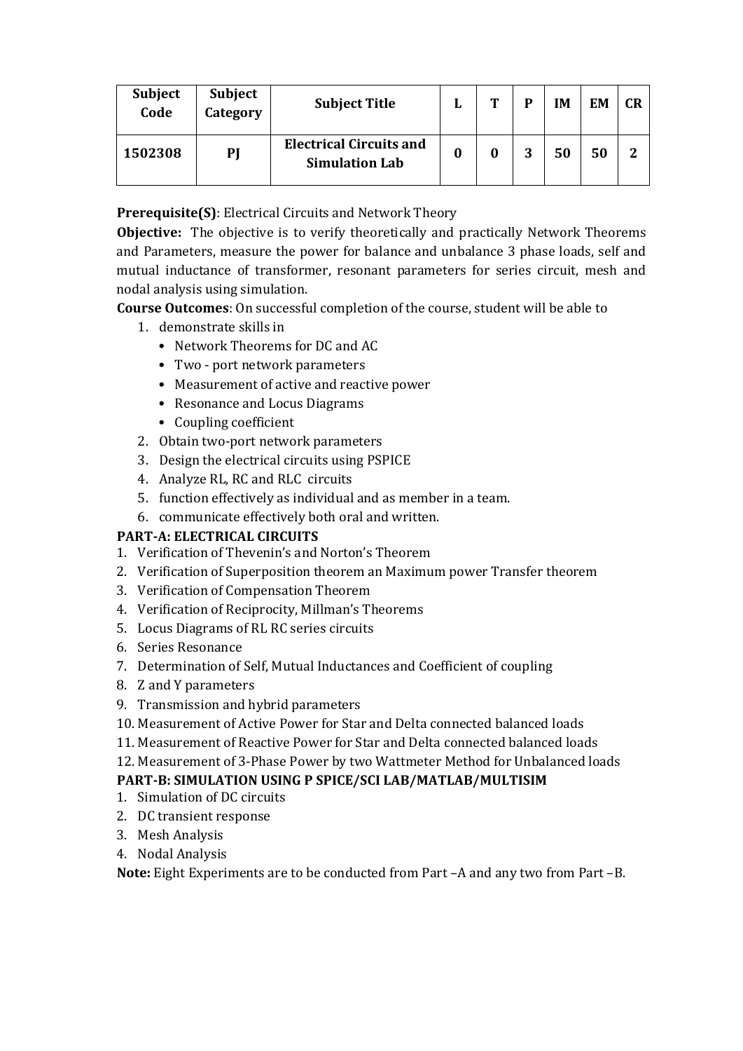| Subject Code | Subject Category | Subject Title | L | T | P | IM | EM | CR |
|---|---|---|---|---|---|---|---|---|
| **1502308** | **PJ** | **Electrical Circuits and Simulation Lab** | **0** | **0** | **3** | **50** | **50** | **2** |

**Prerequisite(S)**: Electrical Circuits and Network Theory

**Objective:** The objective is to verify theoretically and practically Network Theorems and Parameters, measure the power for balance and unbalance 3 phase loads, self and mutual inductance of transformer, resonant parameters for series circuit, mesh and nodal analysis using simulation.

**Course Outcomes**: On successful completion of the course, student will be able to

1. demonstrate skills in
   - Network Theorems for DC and AC
   - Two - port network parameters
   - Measurement of active and reactive power
   - Resonance and Locus Diagrams
   - Coupling coefficient
2. Obtain two-port network parameters
3. Design the electrical circuits using PSPICE
4. Analyze RL, RC and RLC circuits
5. function effectively as individual and as member in a team.
6. communicate effectively both oral and written.

**PART-A: ELECTRICAL CIRCUITS**

1. Verification of Thevenin's and Norton's Theorem
2. Verification of Superposition theorem an Maximum power Transfer theorem
3. Verification of Compensation Theorem
4. Verification of Reciprocity, Millman's Theorems
5. Locus Diagrams of RL RC series circuits
6. Series Resonance
7. Determination of Self, Mutual Inductances and Coefficient of coupling
8. Z and Y parameters
9. Transmission and hybrid parameters
10. Measurement of Active Power for Star and Delta connected balanced loads
11. Measurement of Reactive Power for Star and Delta connected balanced loads
12. Measurement of 3-Phase Power by two Wattmeter Method for Unbalanced loads

**PART-B: SIMULATION USING P SPICE/SCI LAB/MATLAB/MULTISIM**

1. Simulation of DC circuits
2. DC transient response
3. Mesh Analysis
4. Nodal Analysis

**Note:** Eight Experiments are to be conducted from Part –A and any two from Part –B.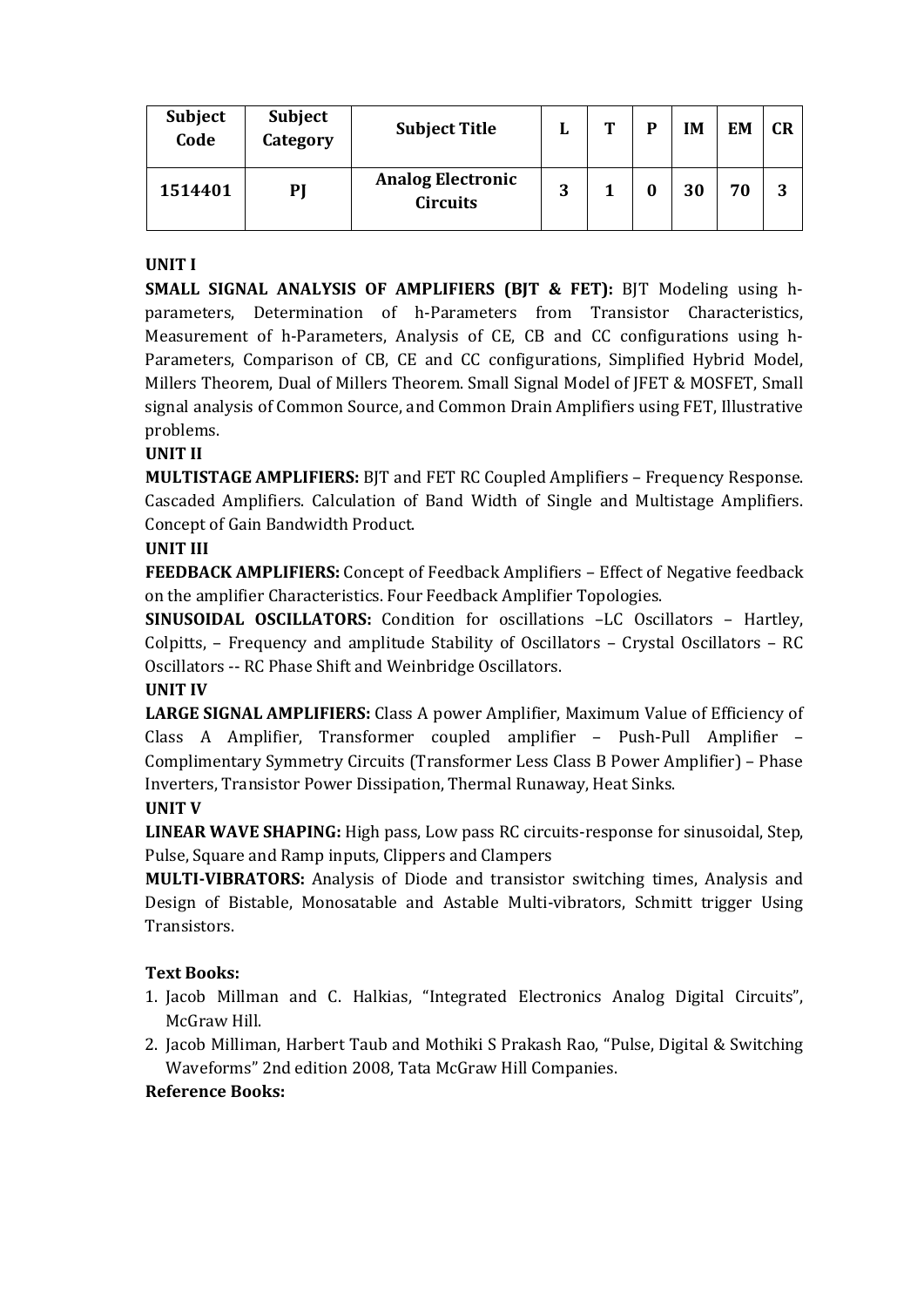| Subject Code | Subject Category | Subject Title | L | T | P | IM | EM | CR |
|---|---|---|---|---|---|---|---|---|
| **1514401** | **PJ** | **Analog Electronic Circuits** | **3** | **1** | **0** | **30** | **70** | **3** |

**UNIT I**

**SMALL SIGNAL ANALYSIS OF AMPLIFIERS (BJT & FET):** BJT Modeling using h-parameters, Determination of h-Parameters from Transistor Characteristics, Measurement of h-Parameters, Analysis of CE, CB and CC configurations using h-Parameters, Comparison of CB, CE and CC configurations, Simplified Hybrid Model, Millers Theorem, Dual of Millers Theorem. Small Signal Model of JFET & MOSFET, Small signal analysis of Common Source, and Common Drain Amplifiers using FET, Illustrative problems.

**UNIT II**

**MULTISTAGE AMPLIFIERS:** BJT and FET RC Coupled Amplifiers – Frequency Response. Cascaded Amplifiers. Calculation of Band Width of Single and Multistage Amplifiers. Concept of Gain Bandwidth Product.

**UNIT III**

**FEEDBACK AMPLIFIERS:** Concept of Feedback Amplifiers – Effect of Negative feedback on the amplifier Characteristics. Four Feedback Amplifier Topologies.

**SINUSOIDAL OSCILLATORS:** Condition for oscillations –LC Oscillators – Hartley, Colpitts, – Frequency and amplitude Stability of Oscillators – Crystal Oscillators – RC Oscillators -- RC Phase Shift and Weinbridge Oscillators.

**UNIT IV**

**LARGE SIGNAL AMPLIFIERS:** Class A power Amplifier, Maximum Value of Efficiency of Class A Amplifier, Transformer coupled amplifier – Push-Pull Amplifier – Complimentary Symmetry Circuits (Transformer Less Class B Power Amplifier) – Phase Inverters, Transistor Power Dissipation, Thermal Runaway, Heat Sinks.

**UNIT V**

**LINEAR WAVE SHAPING:** High pass, Low pass RC circuits-response for sinusoidal, Step, Pulse, Square and Ramp inputs, Clippers and Clampers

**MULTI-VIBRATORS:** Analysis of Diode and transistor switching times, Analysis and Design of Bistable, Monosatable and Astable Multi-vibrators, Schmitt trigger Using Transistors.

**Text Books:**

1. Jacob Millman and C. Halkias, "Integrated Electronics Analog Digital Circuits", McGraw Hill.
2. Jacob Milliman, Harbert Taub and Mothiki S Prakash Rao, "Pulse, Digital & Switching Waveforms" 2nd edition 2008, Tata McGraw Hill Companies.

**Reference Books:**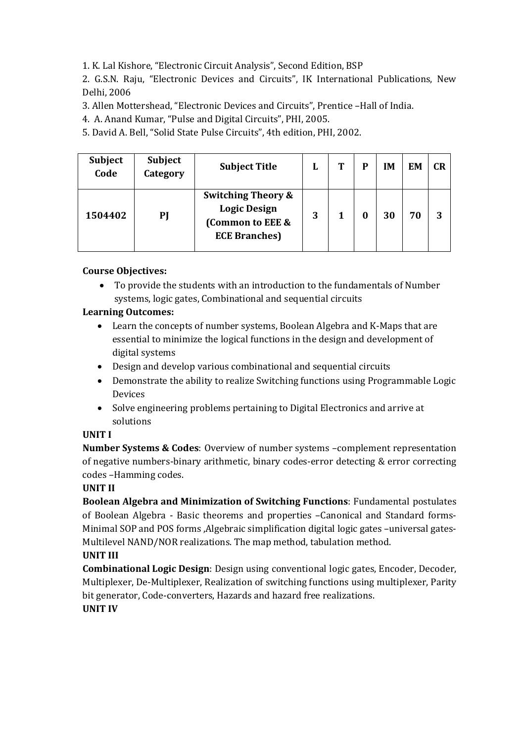1. K. Lal Kishore, "Electronic Circuit Analysis", Second Edition, BSP
2. G.S.N. Raju, "Electronic Devices and Circuits", IK International Publications, New Delhi, 2006
3. Allen Mottershead, "Electronic Devices and Circuits", Prentice –Hall of India.
4. A. Anand Kumar, "Pulse and Digital Circuits", PHI, 2005.
5. David A. Bell, "Solid State Pulse Circuits", 4th edition, PHI, 2002.

| Subject Code | Subject Category | Subject Title | L | T | P | IM | EM | CR |
|---|---|---|---|---|---|---|---|---|
| **1504402** | **PJ** | **Switching Theory & Logic Design (Common to EEE & ECE Branches)** | **3** | **1** | **0** | **30** | **70** | **3** |

**Course Objectives:**

- To provide the students with an introduction to the fundamentals of Number systems, logic gates, Combinational and sequential circuits

**Learning Outcomes:**

- Learn the concepts of number systems, Boolean Algebra and K-Maps that are essential to minimize the logical functions in the design and development of digital systems
- Design and develop various combinational and sequential circuits
- Demonstrate the ability to realize Switching functions using Programmable Logic Devices
- Solve engineering problems pertaining to Digital Electronics and arrive at solutions

**UNIT I**

**Number Systems & Codes**: Overview of number systems –complement representation of negative numbers-binary arithmetic, binary codes-error detecting & error correcting codes –Hamming codes.

**UNIT II**

**Boolean Algebra and Minimization of Switching Functions**: Fundamental postulates of Boolean Algebra - Basic theorems and properties –Canonical and Standard forms-Minimal SOP and POS forms ,Algebraic simplification digital logic gates –universal gates-Multilevel NAND/NOR realizations. The map method, tabulation method.

**UNIT III**

**Combinational Logic Design**: Design using conventional logic gates, Encoder, Decoder, Multiplexer, De-Multiplexer, Realization of switching functions using multiplexer, Parity bit generator, Code-converters, Hazards and hazard free realizations.

**UNIT IV**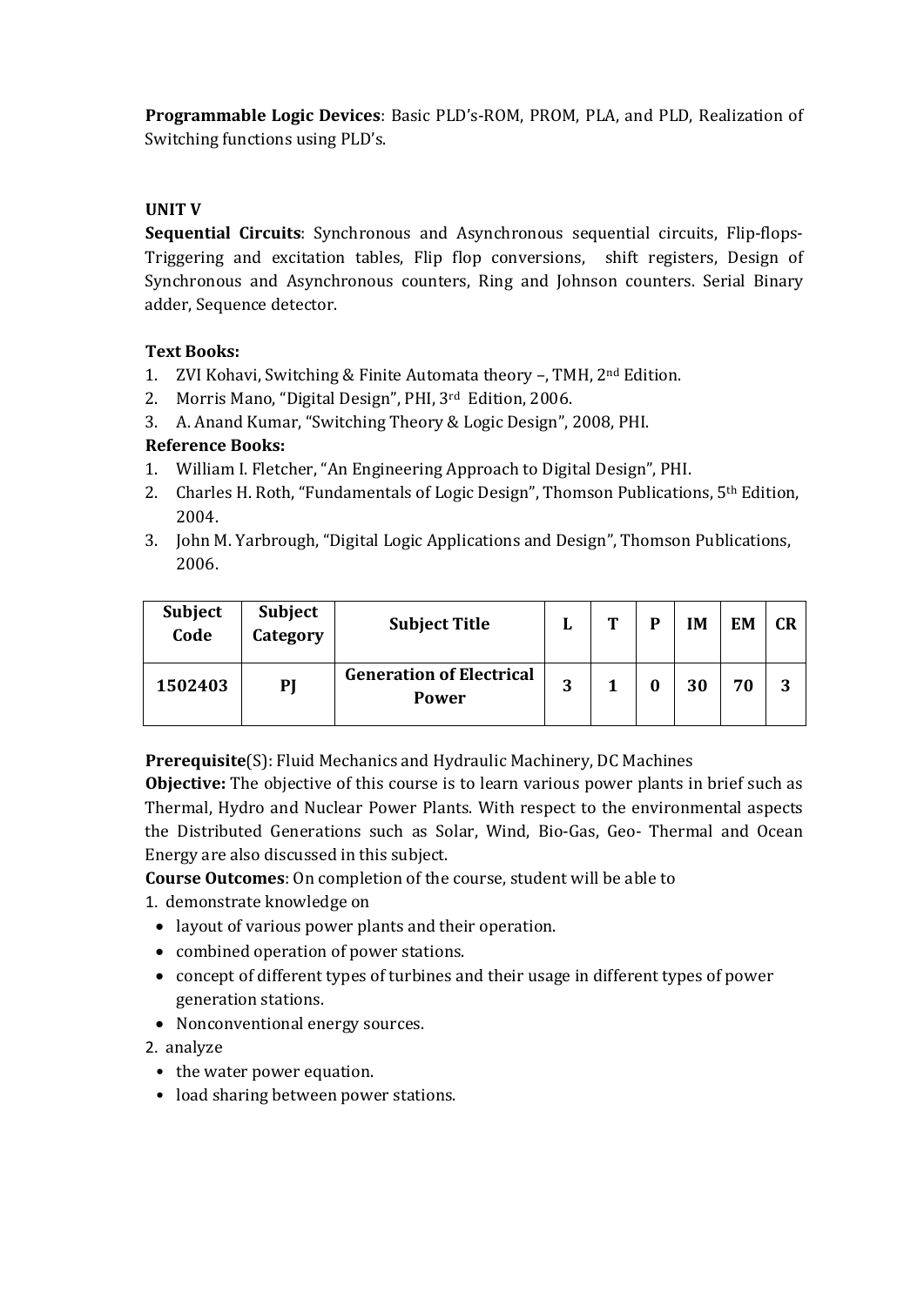**Programmable Logic Devices**: Basic PLD's-ROM, PROM, PLA, and PLD, Realization of Switching functions using PLD's.

**UNIT V**

**Sequential Circuits**: Synchronous and Asynchronous sequential circuits, Flip-flops-Triggering and excitation tables, Flip flop conversions, shift registers, Design of Synchronous and Asynchronous counters, Ring and Johnson counters. Serial Binary adder, Sequence detector.

**Text Books:**

1. ZVI Kohavi, Switching & Finite Automata theory –, TMH, 2nd Edition.
2. Morris Mano, "Digital Design", PHI, 3rd Edition, 2006.
3. A. Anand Kumar, "Switching Theory & Logic Design", 2008, PHI.

**Reference Books:**

1. William I. Fletcher, "An Engineering Approach to Digital Design", PHI.
2. Charles H. Roth, "Fundamentals of Logic Design", Thomson Publications, 5th Edition, 2004.
3. John M. Yarbrough, "Digital Logic Applications and Design", Thomson Publications, 2006.

| Subject Code | Subject Category | Subject Title | L | T | P | IM | EM | CR |
|---|---|---|---|---|---|---|---|---|
| 1502403 | PJ | Generation of Electrical Power | 3 | 1 | 0 | 30 | 70 | 3 |

**Prerequisite**(S): Fluid Mechanics and Hydraulic Machinery, DC Machines

**Objective:** The objective of this course is to learn various power plants in brief such as Thermal, Hydro and Nuclear Power Plants. With respect to the environmental aspects the Distributed Generations such as Solar, Wind, Bio-Gas, Geo- Thermal and Ocean Energy are also discussed in this subject.

**Course Outcomes**: On completion of the course, student will be able to

1. demonstrate knowledge on
   - layout of various power plants and their operation.
   - combined operation of power stations.
   - concept of different types of turbines and their usage in different types of power generation stations.
   - Nonconventional energy sources.
2. analyze
   - the water power equation.
   - load sharing between power stations.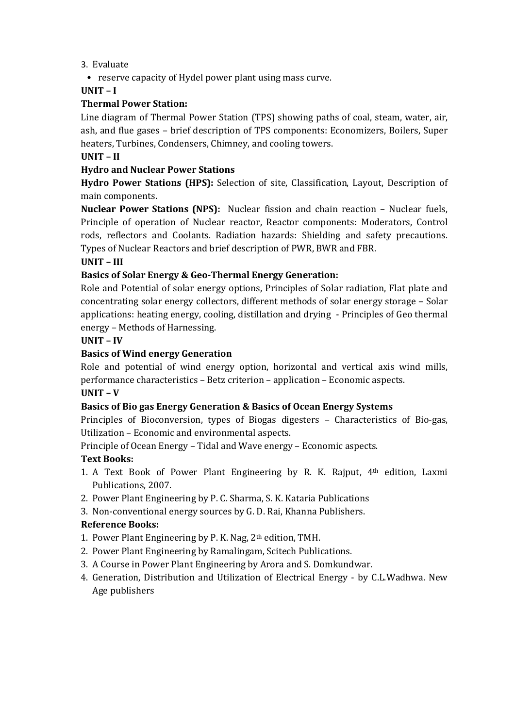3. Evaluate
   - reserve capacity of Hydel power plant using mass curve.

**UNIT – I**

**Thermal Power Station:**

Line diagram of Thermal Power Station (TPS) showing paths of coal, steam, water, air, ash, and flue gases – brief description of TPS components: Economizers, Boilers, Super heaters, Turbines, Condensers, Chimney, and cooling towers.

**UNIT – II**

**Hydro and Nuclear Power Stations**

**Hydro Power Stations (HPS):** Selection of site, Classification, Layout, Description of main components.

**Nuclear Power Stations (NPS):** Nuclear fission and chain reaction – Nuclear fuels, Principle of operation of Nuclear reactor, Reactor components: Moderators, Control rods, reflectors and Coolants. Radiation hazards: Shielding and safety precautions. Types of Nuclear Reactors and brief description of PWR, BWR and FBR.

**UNIT – III**

**Basics of Solar Energy & Geo-Thermal Energy Generation:**

Role and Potential of solar energy options, Principles of Solar radiation, Flat plate and concentrating solar energy collectors, different methods of solar energy storage – Solar applications: heating energy, cooling, distillation and drying - Principles of Geo thermal energy – Methods of Harnessing.

**UNIT – IV**

**Basics of Wind energy Generation**

Role and potential of wind energy option, horizontal and vertical axis wind mills, performance characteristics – Betz criterion – application – Economic aspects.

**UNIT – V**

**Basics of Bio gas Energy Generation & Basics of Ocean Energy Systems**

Principles of Bioconversion, types of Biogas digesters – Characteristics of Bio-gas, Utilization – Economic and environmental aspects.

Principle of Ocean Energy – Tidal and Wave energy – Economic aspects.

**Text Books:**

1. A Text Book of Power Plant Engineering by R. K. Rajput, 4th edition, Laxmi Publications, 2007.
2. Power Plant Engineering by P. C. Sharma, S. K. Kataria Publications
3. Non-conventional energy sources by G. D. Rai, Khanna Publishers.

**Reference Books:**

1. Power Plant Engineering by P. K. Nag, 2th edition, TMH.
2. Power Plant Engineering by Ramalingam, Scitech Publications.
3. A Course in Power Plant Engineering by Arora and S. Domkundwar.
4. Generation, Distribution and Utilization of Electrical Energy - by C.L.Wadhwa. New Age publishers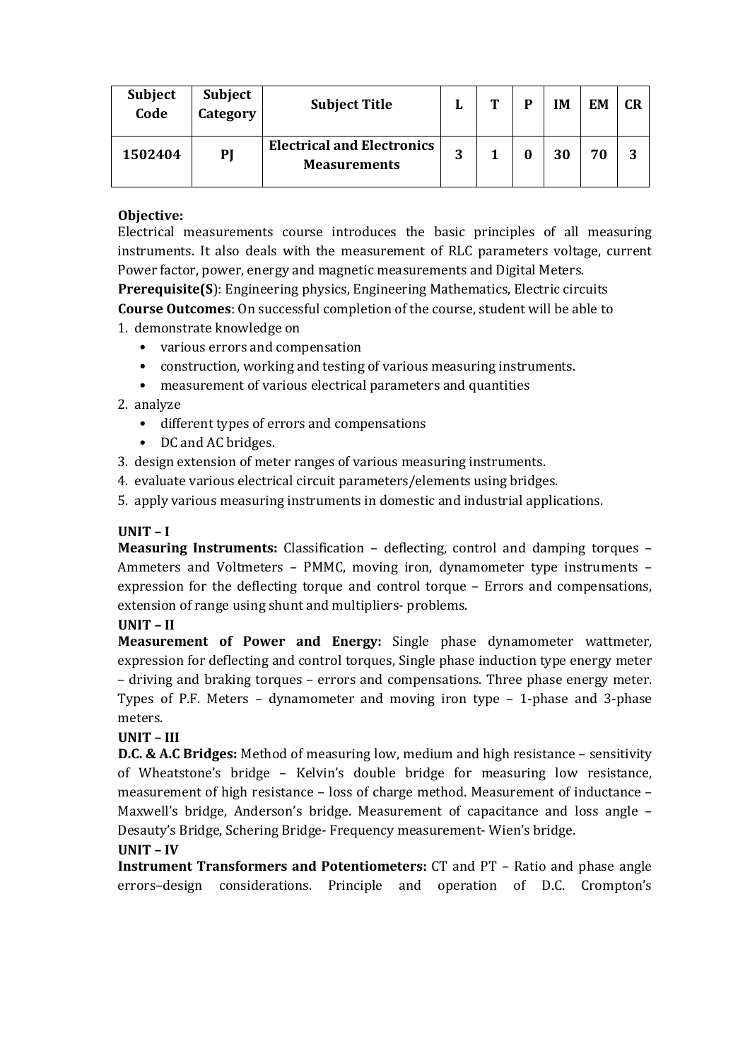| Subject Code | Subject Category | Subject Title | L | T | P | IM | EM | CR |
|---|---|---|---|---|---|---|---|---|
| 1502404 | PJ | Electrical and Electronics Measurements | 3 | 1 | 0 | 30 | 70 | 3 |

**Objective:**
Electrical measurements course introduces the basic principles of all measuring instruments. It also deals with the measurement of RLC parameters voltage, current Power factor, power, energy and magnetic measurements and Digital Meters.

**Prerequisite(S)**: Engineering physics, Engineering Mathematics, Electric circuits

**Course Outcomes**: On successful completion of the course, student will be able to

1. demonstrate knowledge on
   - various errors and compensation
   - construction, working and testing of various measuring instruments.
   - measurement of various electrical parameters and quantities
2. analyze
   - different types of errors and compensations
   - DC and AC bridges.
3. design extension of meter ranges of various measuring instruments.
4. evaluate various electrical circuit parameters/elements using bridges.
5. apply various measuring instruments in domestic and industrial applications.

**UNIT – I**

**Measuring Instruments:** Classification – deflecting, control and damping torques – Ammeters and Voltmeters – PMMC, moving iron, dynamometer type instruments – expression for the deflecting torque and control torque – Errors and compensations, extension of range using shunt and multipliers- problems.

**UNIT – II**

**Measurement of Power and Energy:** Single phase dynamometer wattmeter, expression for deflecting and control torques, Single phase induction type energy meter – driving and braking torques – errors and compensations. Three phase energy meter. Types of P.F. Meters – dynamometer and moving iron type – 1-phase and 3-phase meters.

**UNIT – III**

**D.C. & A.C Bridges:** Method of measuring low, medium and high resistance – sensitivity of Wheatstone's bridge – Kelvin's double bridge for measuring low resistance, measurement of high resistance – loss of charge method. Measurement of inductance – Maxwell's bridge, Anderson's bridge. Measurement of capacitance and loss angle – Desauty's Bridge, Schering Bridge- Frequency measurement- Wien's bridge.

**UNIT – IV**

**Instrument Transformers and Potentiometers:** CT and PT – Ratio and phase angle errors–design considerations. Principle and operation of D.C. Crompton's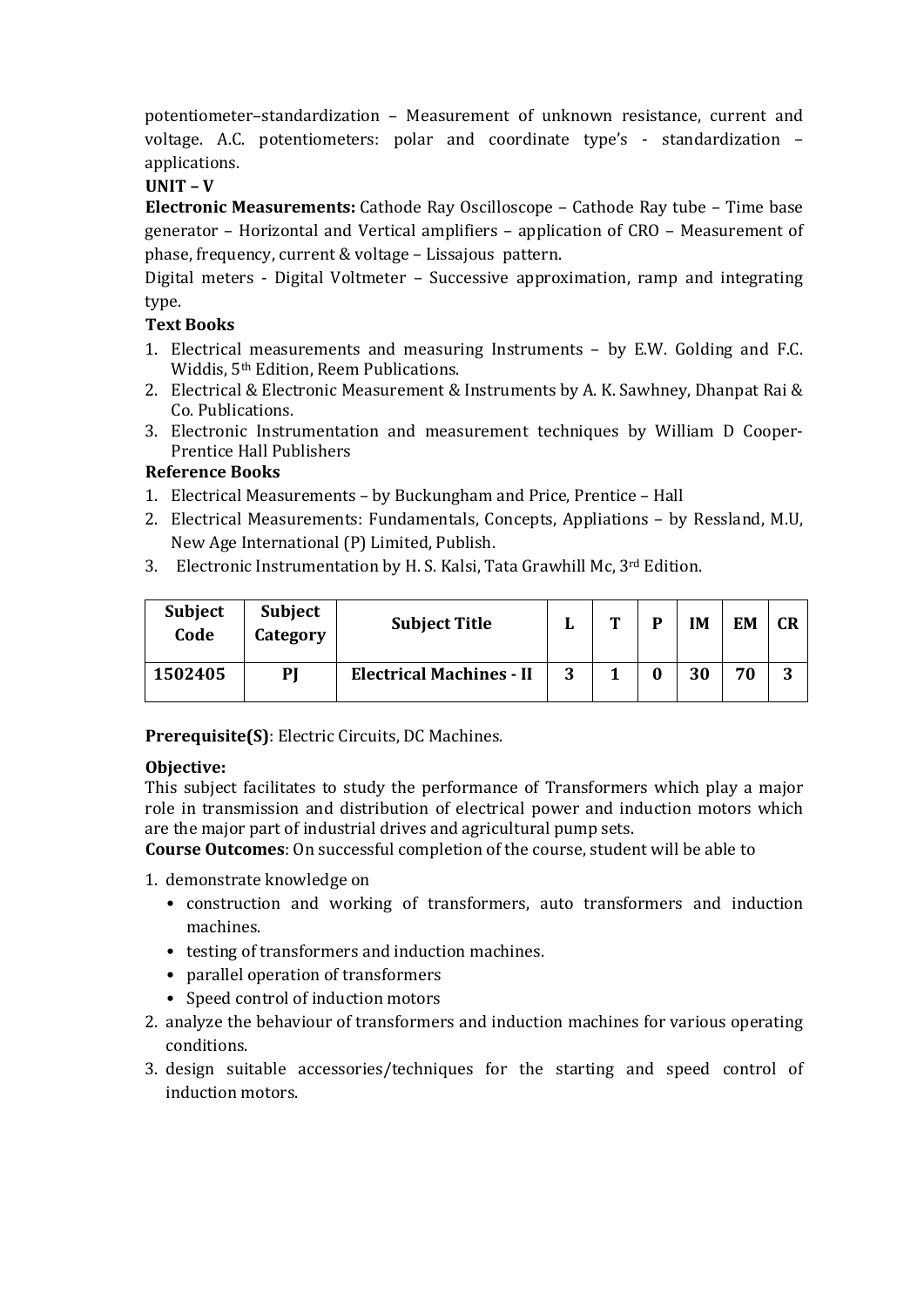potentiometer–standardization – Measurement of unknown resistance, current and voltage. A.C. potentiometers: polar and coordinate type's - standardization – applications.

**UNIT – V**

**Electronic Measurements:** Cathode Ray Oscilloscope – Cathode Ray tube – Time base generator – Horizontal and Vertical amplifiers – application of CRO – Measurement of phase, frequency, current & voltage – Lissajous pattern.

Digital meters - Digital Voltmeter – Successive approximation, ramp and integrating type.

**Text Books**

1. Electrical measurements and measuring Instruments – by E.W. Golding and F.C. Widdis, 5th Edition, Reem Publications.
2. Electrical & Electronic Measurement & Instruments by A. K. Sawhney, Dhanpat Rai & Co. Publications.
3. Electronic Instrumentation and measurement techniques by William D Cooper-Prentice Hall Publishers

**Reference Books**

1. Electrical Measurements – by Buckungham and Price, Prentice – Hall
2. Electrical Measurements: Fundamentals, Concepts, Appliations – by Ressland, M.U, New Age International (P) Limited, Publish.
3. Electronic Instrumentation by H. S. Kalsi, Tata Grawhill Mc, 3rd Edition.

| Subject Code | Subject Category | Subject Title | L | T | P | IM | EM | CR |
|---|---|---|---|---|---|---|---|---|
| **1502405** | **PJ** | **Electrical Machines - II** | **3** | **1** | **0** | **30** | **70** | **3** |

**Prerequisite(S)**: Electric Circuits, DC Machines.

**Objective:**

This subject facilitates to study the performance of Transformers which play a major role in transmission and distribution of electrical power and induction motors which are the major part of industrial drives and agricultural pump sets.

**Course Outcomes**: On successful completion of the course, student will be able to

1. demonstrate knowledge on
   - construction and working of transformers, auto transformers and induction machines.
   - testing of transformers and induction machines.
   - parallel operation of transformers
   - Speed control of induction motors
2. analyze the behaviour of transformers and induction machines for various operating conditions.
3. design suitable accessories/techniques for the starting and speed control of induction motors.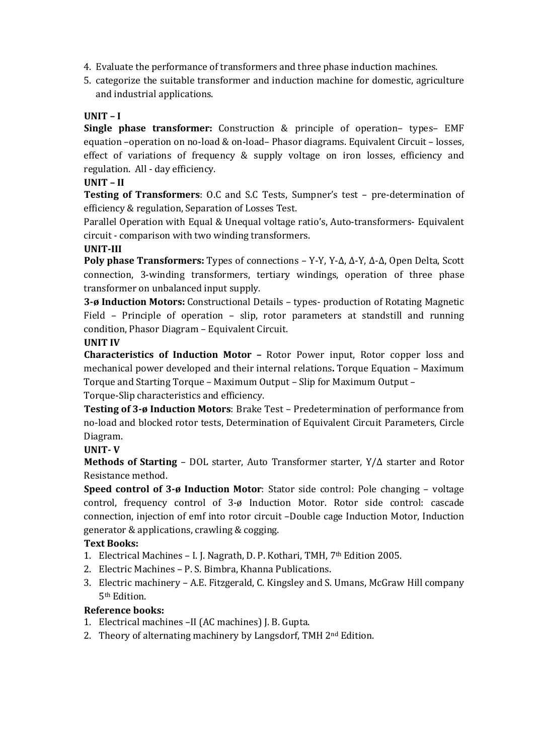4. Evaluate the performance of transformers and three phase induction machines.
5. categorize the suitable transformer and induction machine for domestic, agriculture and industrial applications.

**UNIT – I**

**Single phase transformer:** Construction & principle of operation– types– EMF equation –operation on no-load & on-load– Phasor diagrams. Equivalent Circuit – losses, effect of variations of frequency & supply voltage on iron losses, efficiency and regulation. All - day efficiency.

**UNIT – II**

**Testing of Transformers**: O.C and S.C Tests, Sumpner's test – pre-determination of efficiency & regulation, Separation of Losses Test.

Parallel Operation with Equal & Unequal voltage ratio's, Auto-transformers- Equivalent circuit - comparison with two winding transformers.

**UNIT-III**

**Poly phase Transformers:** Types of connections – Y-Y, Y-Δ, Δ-Y, Δ-Δ, Open Delta, Scott connection, 3-winding transformers, tertiary windings, operation of three phase transformer on unbalanced input supply.

**3-ø Induction Motors:** Constructional Details – types- production of Rotating Magnetic Field – Principle of operation – slip, rotor parameters at standstill and running condition, Phasor Diagram – Equivalent Circuit.

**UNIT IV**

**Characteristics of Induction Motor –** Rotor Power input, Rotor copper loss and mechanical power developed and their internal relations**.** Torque Equation – Maximum Torque and Starting Torque – Maximum Output – Slip for Maximum Output – Torque-Slip characteristics and efficiency.

**Testing of 3-ø Induction Motors**: Brake Test – Predetermination of performance from no-load and blocked rotor tests, Determination of Equivalent Circuit Parameters, Circle Diagram.

**UNIT- V**

**Methods of Starting** – DOL starter, Auto Transformer starter, Y/Δ starter and Rotor Resistance method.

**Speed control of 3-ø Induction Motor**: Stator side control: Pole changing – voltage control, frequency control of 3-ø Induction Motor. Rotor side control: cascade connection, injection of emf into rotor circuit –Double cage Induction Motor, Induction generator & applications, crawling & cogging.

**Text Books:**

1. Electrical Machines – I. J. Nagrath, D. P. Kothari, TMH, 7th Edition 2005.
2. Electric Machines – P. S. Bimbra, Khanna Publications.
3. Electric machinery – A.E. Fitzgerald, C. Kingsley and S. Umans, McGraw Hill company 5th Edition.

**Reference books:**

1. Electrical machines –II (AC machines) J. B. Gupta.
2. Theory of alternating machinery by Langsdorf, TMH 2nd Edition.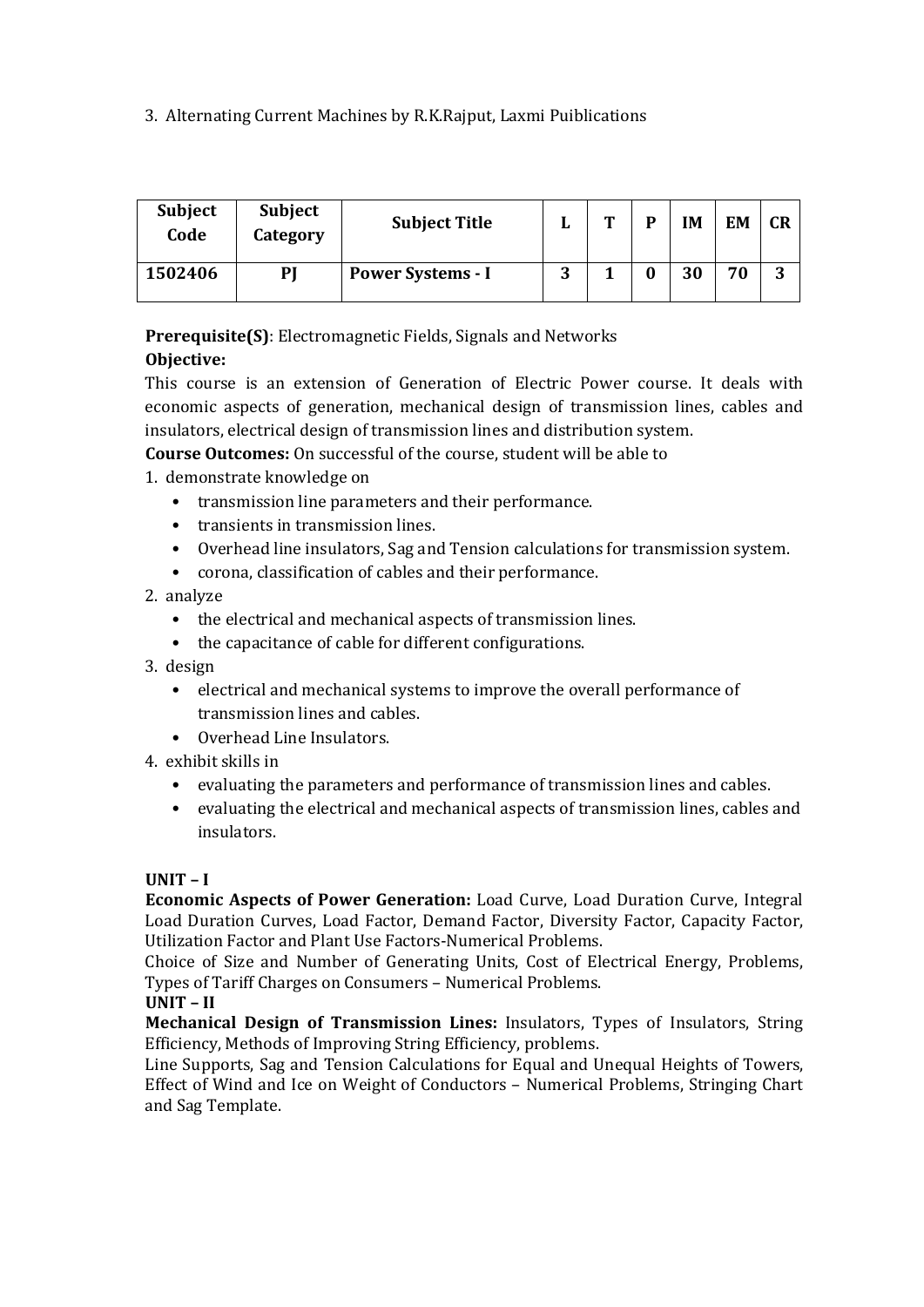3. Alternating Current Machines by R.K.Rajput, Laxmi Puiblications

| Subject Code | Subject Category | Subject Title | L | T | P | IM | EM | CR |
|---|---|---|---|---|---|---|---|---|
| **1502406** | **PJ** | **Power Systems - I** | **3** | **1** | **0** | **30** | **70** | **3** |

**Prerequisite(S)**: Electromagnetic Fields, Signals and Networks

**Objective:**

This course is an extension of Generation of Electric Power course. It deals with economic aspects of generation, mechanical design of transmission lines, cables and insulators, electrical design of transmission lines and distribution system.

**Course Outcomes:** On successful of the course, student will be able to

1. demonstrate knowledge on
   - transmission line parameters and their performance.
   - transients in transmission lines.
   - Overhead line insulators, Sag and Tension calculations for transmission system.
   - corona, classification of cables and their performance.
2. analyze
   - the electrical and mechanical aspects of transmission lines.
   - the capacitance of cable for different configurations.
3. design
   - electrical and mechanical systems to improve the overall performance of transmission lines and cables.
   - Overhead Line Insulators.
4. exhibit skills in
   - evaluating the parameters and performance of transmission lines and cables.
   - evaluating the electrical and mechanical aspects of transmission lines, cables and insulators.

**UNIT – I**

**Economic Aspects of Power Generation:** Load Curve, Load Duration Curve, Integral Load Duration Curves, Load Factor, Demand Factor, Diversity Factor, Capacity Factor, Utilization Factor and Plant Use Factors-Numerical Problems.

Choice of Size and Number of Generating Units, Cost of Electrical Energy, Problems, Types of Tariff Charges on Consumers – Numerical Problems.

**UNIT – II**

**Mechanical Design of Transmission Lines:** Insulators, Types of Insulators, String Efficiency, Methods of Improving String Efficiency, problems.

Line Supports, Sag and Tension Calculations for Equal and Unequal Heights of Towers, Effect of Wind and Ice on Weight of Conductors – Numerical Problems, Stringing Chart and Sag Template.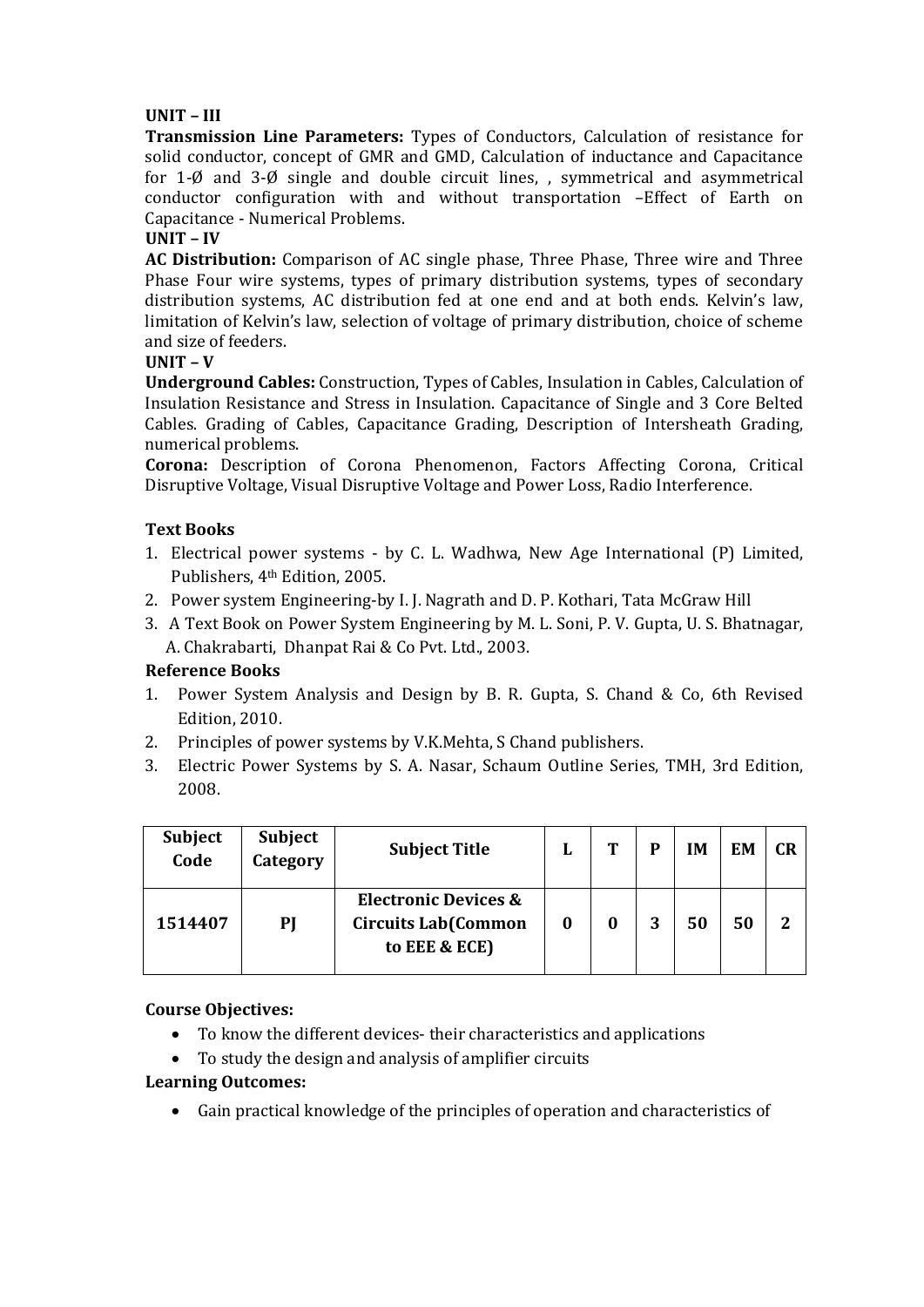**UNIT – III**

**Transmission Line Parameters:** Types of Conductors, Calculation of resistance for solid conductor, concept of GMR and GMD, Calculation of inductance and Capacitance for 1-Ø and 3-Ø single and double circuit lines, , symmetrical and asymmetrical conductor configuration with and without transportation –Effect of Earth on Capacitance - Numerical Problems.

**UNIT – IV**

**AC Distribution:** Comparison of AC single phase, Three Phase, Three wire and Three Phase Four wire systems, types of primary distribution systems, types of secondary distribution systems, AC distribution fed at one end and at both ends. Kelvin's law, limitation of Kelvin's law, selection of voltage of primary distribution, choice of scheme and size of feeders.

**UNIT – V**

**Underground Cables:** Construction, Types of Cables, Insulation in Cables, Calculation of Insulation Resistance and Stress in Insulation. Capacitance of Single and 3 Core Belted Cables. Grading of Cables, Capacitance Grading, Description of Intersheath Grading, numerical problems.

**Corona:** Description of Corona Phenomenon, Factors Affecting Corona, Critical Disruptive Voltage, Visual Disruptive Voltage and Power Loss, Radio Interference.

**Text Books**

1. Electrical power systems - by C. L. Wadhwa, New Age International (P) Limited, Publishers, 4th Edition, 2005.
2. Power system Engineering-by I. J. Nagrath and D. P. Kothari, Tata McGraw Hill
3. A Text Book on Power System Engineering by M. L. Soni, P. V. Gupta, U. S. Bhatnagar, A. Chakrabarti, Dhanpat Rai & Co Pvt. Ltd., 2003.

**Reference Books**

1. Power System Analysis and Design by B. R. Gupta, S. Chand & Co, 6th Revised Edition, 2010.
2. Principles of power systems by V.K.Mehta, S Chand publishers.
3. Electric Power Systems by S. A. Nasar, Schaum Outline Series, TMH, 3rd Edition, 2008.

| Subject Code | Subject Category | Subject Title | L | T | P | IM | EM | CR |
|---|---|---|---|---|---|---|---|---|
| 1514407 | PJ | Electronic Devices & Circuits Lab(Common to EEE & ECE) | 0 | 0 | 3 | 50 | 50 | 2 |

**Course Objectives:**

- To know the different devices- their characteristics and applications
- To study the design and analysis of amplifier circuits

**Learning Outcomes:**

- Gain practical knowledge of the principles of operation and characteristics of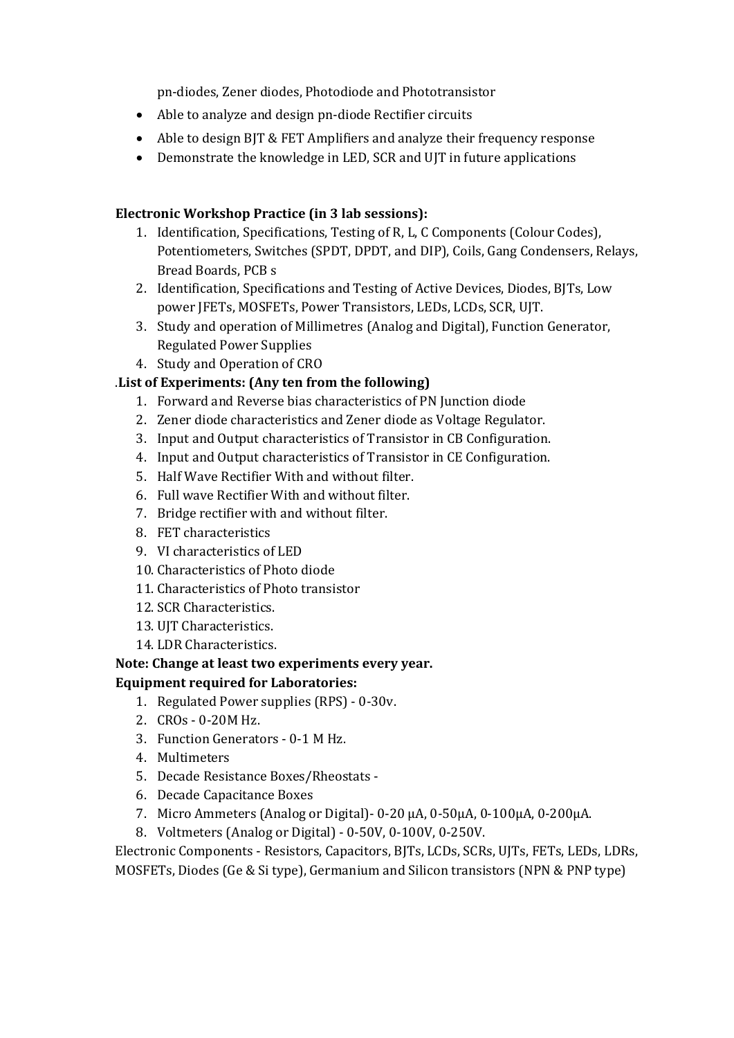pn-diodes, Zener diodes, Photodiode and Phototransistor

- Able to analyze and design pn-diode Rectifier circuits
- Able to design BJT & FET Amplifiers and analyze their frequency response
- Demonstrate the knowledge in LED, SCR and UJT in future applications

**Electronic Workshop Practice (in 3 lab sessions):**

1. Identification, Specifications, Testing of R, L, C Components (Colour Codes), Potentiometers, Switches (SPDT, DPDT, and DIP), Coils, Gang Condensers, Relays, Bread Boards, PCB s
2. Identification, Specifications and Testing of Active Devices, Diodes, BJTs, Low power JFETs, MOSFETs, Power Transistors, LEDs, LCDs, SCR, UJT.
3. Study and operation of Millimetres (Analog and Digital), Function Generator, Regulated Power Supplies
4. Study and Operation of CRO

.**List of Experiments: (Any ten from the following)**

1. Forward and Reverse bias characteristics of PN Junction diode
2. Zener diode characteristics and Zener diode as Voltage Regulator.
3. Input and Output characteristics of Transistor in CB Configuration.
4. Input and Output characteristics of Transistor in CE Configuration.
5. Half Wave Rectifier With and without filter.
6. Full wave Rectifier With and without filter.
7. Bridge rectifier with and without filter.
8. FET characteristics
9. VI characteristics of LED
10. Characteristics of Photo diode
11. Characteristics of Photo transistor
12. SCR Characteristics.
13. UJT Characteristics.
14. LDR Characteristics.

**Note: Change at least two experiments every year.**

**Equipment required for Laboratories:**

1. Regulated Power supplies (RPS) - 0-30v.
2. CROs - 0-20M Hz.
3. Function Generators - 0-1 M Hz.
4. Multimeters
5. Decade Resistance Boxes/Rheostats -
6. Decade Capacitance Boxes
7. Micro Ammeters (Analog or Digital)- 0-20 μA, 0-50μA, 0-100μA, 0-200μA.
8. Voltmeters (Analog or Digital) - 0-50V, 0-100V, 0-250V.

Electronic Components - Resistors, Capacitors, BJTs, LCDs, SCRs, UJTs, FETs, LEDs, LDRs, MOSFETs, Diodes (Ge & Si type), Germanium and Silicon transistors (NPN & PNP type)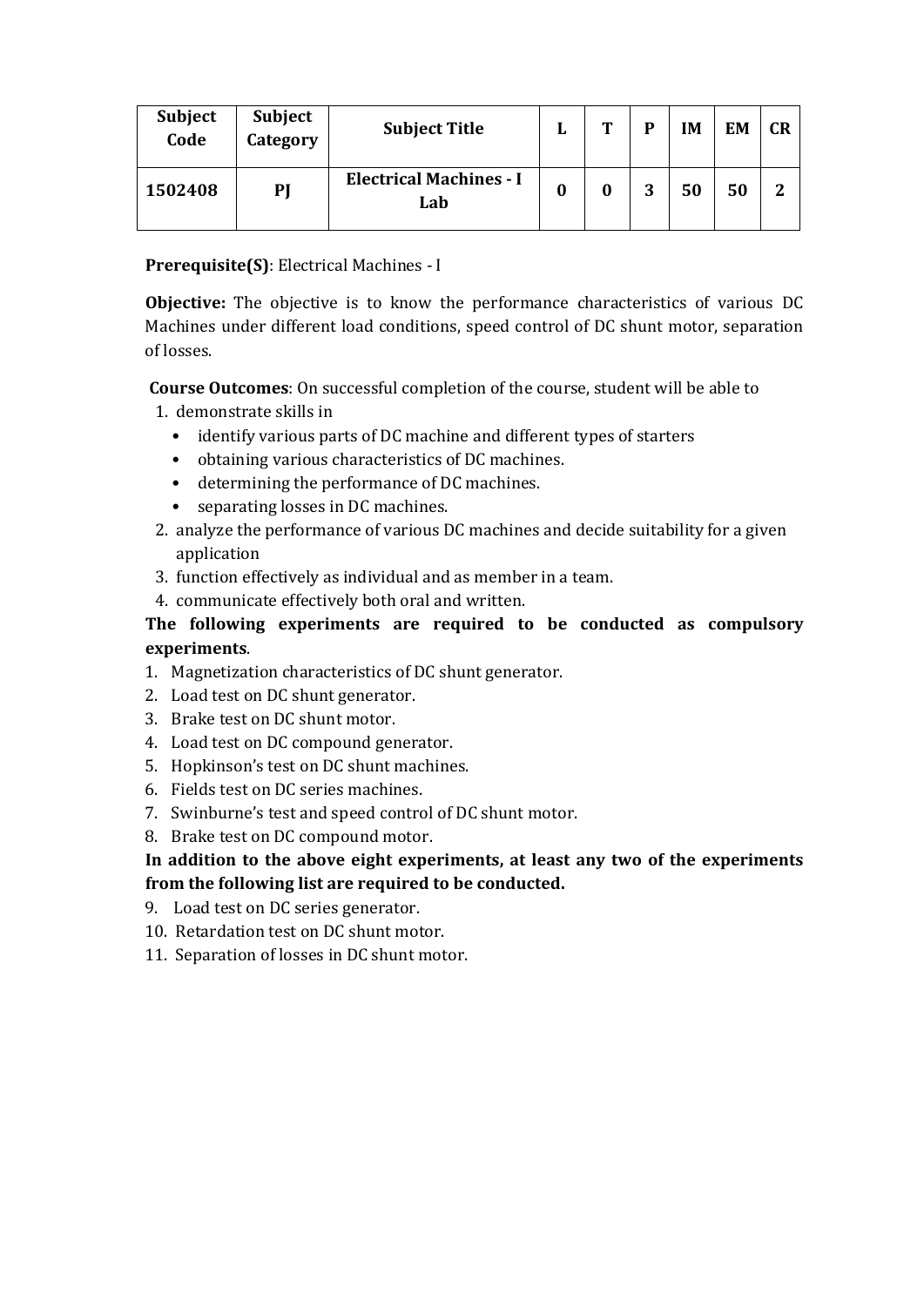| Subject Code | Subject Category | Subject Title | L | T | P | IM | EM | CR |
|---|---|---|---|---|---|---|---|---|
| 1502408 | PJ | Electrical Machines - I Lab | 0 | 0 | 3 | 50 | 50 | 2 |

**Prerequisite(S)**: Electrical Machines - I

**Objective:** The objective is to know the performance characteristics of various DC Machines under different load conditions, speed control of DC shunt motor, separation of losses.

**Course Outcomes**: On successful completion of the course, student will be able to

1. demonstrate skills in
   - identify various parts of DC machine and different types of starters
   - obtaining various characteristics of DC machines.
   - determining the performance of DC machines.
   - separating losses in DC machines.
2. analyze the performance of various DC machines and decide suitability for a given application
3. function effectively as individual and as member in a team.
4. communicate effectively both oral and written.

**The following experiments are required to be conducted as compulsory experiments**.

1. Magnetization characteristics of DC shunt generator.
2. Load test on DC shunt generator.
3. Brake test on DC shunt motor.
4. Load test on DC compound generator.
5. Hopkinson's test on DC shunt machines.
6. Fields test on DC series machines.
7. Swinburne's test and speed control of DC shunt motor.
8. Brake test on DC compound motor.

**In addition to the above eight experiments, at least any two of the experiments from the following list are required to be conducted.**

9. Load test on DC series generator.
10. Retardation test on DC shunt motor.
11. Separation of losses in DC shunt motor.